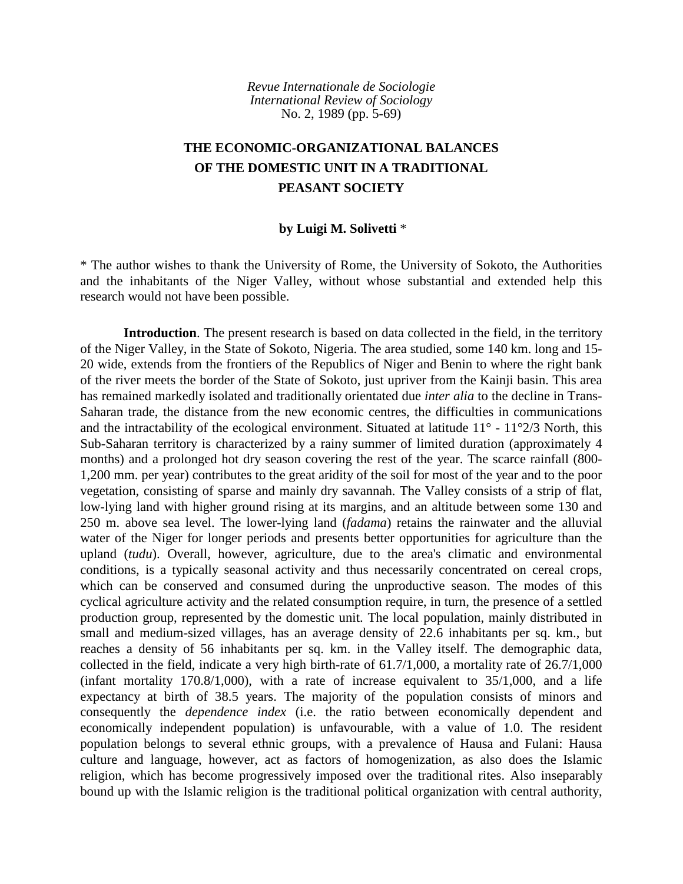*Revue Internationale de Sociologie*
*International Review of Sociology*
No. 2, 1989 (pp. 5-69)

# THE ECONOMIC-ORGANIZATIONAL BALANCES OF THE DOMESTIC UNIT IN A TRADITIONAL PEASANT SOCIETY

**by Luigi M. Solivetti** *

\* The author wishes to thank the University of Rome, the University of Sokoto, the Authorities and the inhabitants of the Niger Valley, without whose substantial and extended help this research would not have been possible.

**Introduction**. The present research is based on data collected in the field, in the territory of the Niger Valley, in the State of Sokoto, Nigeria. The area studied, some 140 km. long and 15-20 wide, extends from the frontiers of the Republics of Niger and Benin to where the right bank of the river meets the border of the State of Sokoto, just upriver from the Kainji basin. This area has remained markedly isolated and traditionally orientated due *inter alia* to the decline in Trans-Saharan trade, the distance from the new economic centres, the difficulties in communications and the intractability of the ecological environment. Situated at latitude 11° - 11°2/3 North, this Sub-Saharan territory is characterized by a rainy summer of limited duration (approximately 4 months) and a prolonged hot dry season covering the rest of the year. The scarce rainfall (800-1,200 mm. per year) contributes to the great aridity of the soil for most of the year and to the poor vegetation, consisting of sparse and mainly dry savannah. The Valley consists of a strip of flat, low-lying land with higher ground rising at its margins, and an altitude between some 130 and 250 m. above sea level. The lower-lying land (*fadama*) retains the rainwater and the alluvial water of the Niger for longer periods and presents better opportunities for agriculture than the upland (*tudu*). Overall, however, agriculture, due to the area's climatic and environmental conditions, is a typically seasonal activity and thus necessarily concentrated on cereal crops, which can be conserved and consumed during the unproductive season. The modes of this cyclical agriculture activity and the related consumption require, in turn, the presence of a settled production group, represented by the domestic unit. The local population, mainly distributed in small and medium-sized villages, has an average density of 22.6 inhabitants per sq. km., but reaches a density of 56 inhabitants per sq. km. in the Valley itself. The demographic data, collected in the field, indicate a very high birth-rate of 61.7/1,000, a mortality rate of 26.7/1,000 (infant mortality 170.8/1,000), with a rate of increase equivalent to 35/1,000, and a life expectancy at birth of 38.5 years. The majority of the population consists of minors and consequently the *dependence index* (i.e. the ratio between economically dependent and economically independent population) is unfavourable, with a value of 1.0. The resident population belongs to several ethnic groups, with a prevalence of Hausa and Fulani: Hausa culture and language, however, act as factors of homogenization, as also does the Islamic religion, which has become progressively imposed over the traditional rites. Also inseparably bound up with the Islamic religion is the traditional political organization with central authority,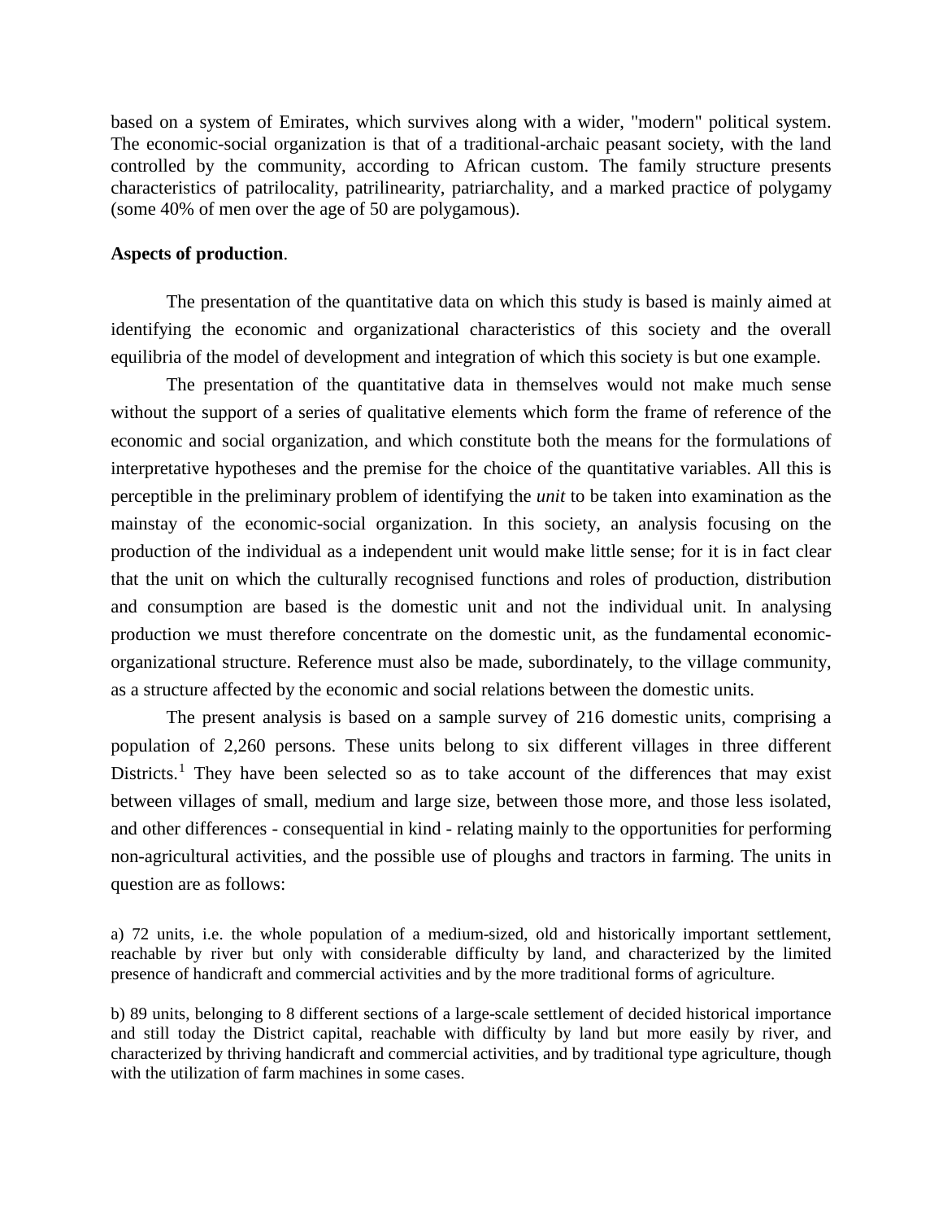based on a system of Emirates, which survives along with a wider, "modern" political system. The economic-social organization is that of a traditional-archaic peasant society, with the land controlled by the community, according to African custom. The family structure presents characteristics of patrilocality, patrilinearity, patriarchality, and a marked practice of polygamy (some 40% of men over the age of 50 are polygamous).

**Aspects of production**.

The presentation of the quantitative data on which this study is based is mainly aimed at identifying the economic and organizational characteristics of this society and the overall equilibria of the model of development and integration of which this society is but one example.

The presentation of the quantitative data in themselves would not make much sense without the support of a series of qualitative elements which form the frame of reference of the economic and social organization, and which constitute both the means for the formulations of interpretative hypotheses and the premise for the choice of the quantitative variables. All this is perceptible in the preliminary problem of identifying the *unit* to be taken into examination as the mainstay of the economic-social organization. In this society, an analysis focusing on the production of the individual as a independent unit would make little sense; for it is in fact clear that the unit on which the culturally recognised functions and roles of production, distribution and consumption are based is the domestic unit and not the individual unit. In analysing production we must therefore concentrate on the domestic unit, as the fundamental economic-organizational structure. Reference must also be made, subordinately, to the village community, as a structure affected by the economic and social relations between the domestic units.

The present analysis is based on a sample survey of 216 domestic units, comprising a population of 2,260 persons. These units belong to six different villages in three different Districts.[1] They have been selected so as to take account of the differences that may exist between villages of small, medium and large size, between those more, and those less isolated, and other differences - consequential in kind - relating mainly to the opportunities for performing non-agricultural activities, and the possible use of ploughs and tractors in farming. The units in question are as follows:

a) 72 units, i.e. the whole population of a medium-sized, old and historically important settlement, reachable by river but only with considerable difficulty by land, and characterized by the limited presence of handicraft and commercial activities and by the more traditional forms of agriculture.

b) 89 units, belonging to 8 different sections of a large-scale settlement of decided historical importance and still today the District capital, reachable with difficulty by land but more easily by river, and characterized by thriving handicraft and commercial activities, and by traditional type agriculture, though with the utilization of farm machines in some cases.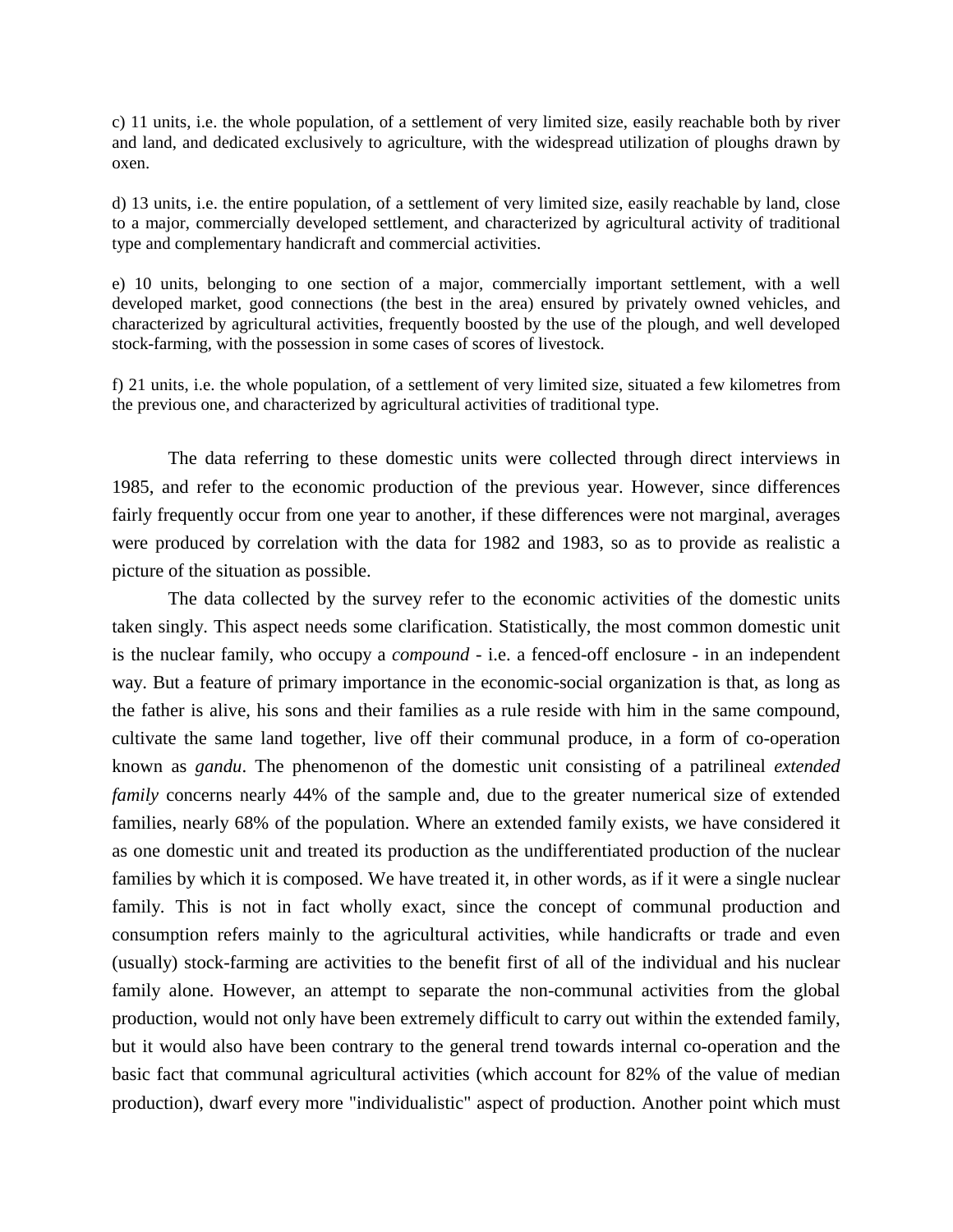c) 11 units, i.e. the whole population, of a settlement of very limited size, easily reachable both by river and land, and dedicated exclusively to agriculture, with the widespread utilization of ploughs drawn by oxen.

d) 13 units, i.e. the entire population, of a settlement of very limited size, easily reachable by land, close to a major, commercially developed settlement, and characterized by agricultural activity of traditional type and complementary handicraft and commercial activities.

e) 10 units, belonging to one section of a major, commercially important settlement, with a well developed market, good connections (the best in the area) ensured by privately owned vehicles, and characterized by agricultural activities, frequently boosted by the use of the plough, and well developed stock-farming, with the possession in some cases of scores of livestock.

f) 21 units, i.e. the whole population, of a settlement of very limited size, situated a few kilometres from the previous one, and characterized by agricultural activities of traditional type.

The data referring to these domestic units were collected through direct interviews in 1985, and refer to the economic production of the previous year. However, since differences fairly frequently occur from one year to another, if these differences were not marginal, averages were produced by correlation with the data for 1982 and 1983, so as to provide as realistic a picture of the situation as possible.

The data collected by the survey refer to the economic activities of the domestic units taken singly. This aspect needs some clarification. Statistically, the most common domestic unit is the nuclear family, who occupy a *compound* - i.e. a fenced-off enclosure - in an independent way. But a feature of primary importance in the economic-social organization is that, as long as the father is alive, his sons and their families as a rule reside with him in the same compound, cultivate the same land together, live off their communal produce, in a form of co-operation known as *gandu*. The phenomenon of the domestic unit consisting of a patrilineal *extended family* concerns nearly 44% of the sample and, due to the greater numerical size of extended families, nearly 68% of the population. Where an extended family exists, we have considered it as one domestic unit and treated its production as the undifferentiated production of the nuclear families by which it is composed. We have treated it, in other words, as if it were a single nuclear family. This is not in fact wholly exact, since the concept of communal production and consumption refers mainly to the agricultural activities, while handicrafts or trade and even (usually) stock-farming are activities to the benefit first of all of the individual and his nuclear family alone. However, an attempt to separate the non-communal activities from the global production, would not only have been extremely difficult to carry out within the extended family, but it would also have been contrary to the general trend towards internal co-operation and the basic fact that communal agricultural activities (which account for 82% of the value of median production), dwarf every more "individualistic" aspect of production. Another point which must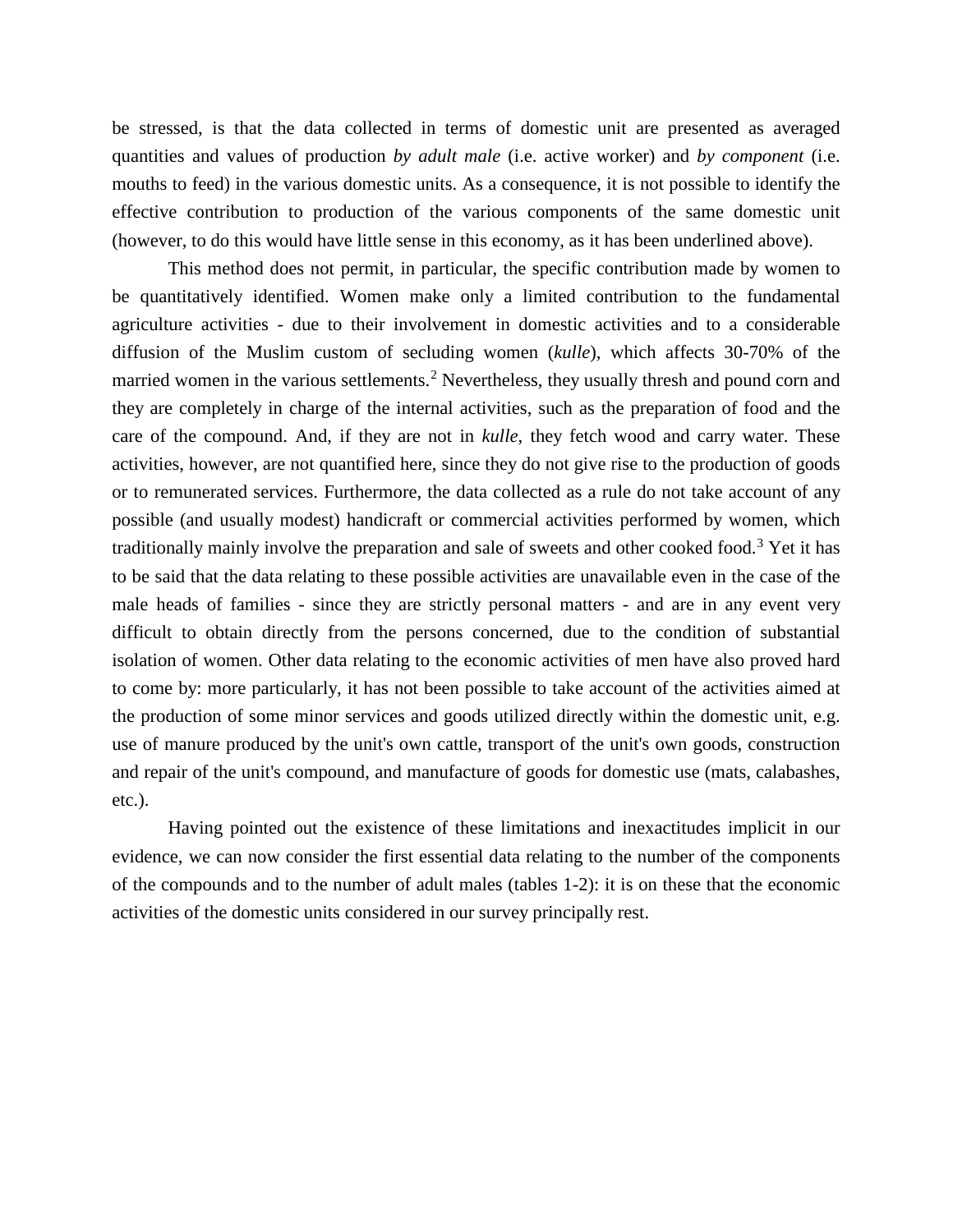be stressed, is that the data collected in terms of domestic unit are presented as averaged quantities and values of production *by adult male* (i.e. active worker) and *by component* (i.e. mouths to feed) in the various domestic units. As a consequence, it is not possible to identify the effective contribution to production of the various components of the same domestic unit (however, to do this would have little sense in this economy, as it has been underlined above).

This method does not permit, in particular, the specific contribution made by women to be quantitatively identified. Women make only a limited contribution to the fundamental agriculture activities - due to their involvement in domestic activities and to a considerable diffusion of the Muslim custom of secluding women (*kulle*), which affects 30-70% of the married women in the various settlements.[2] Nevertheless, they usually thresh and pound corn and they are completely in charge of the internal activities, such as the preparation of food and the care of the compound. And, if they are not in *kulle*, they fetch wood and carry water. These activities, however, are not quantified here, since they do not give rise to the production of goods or to remunerated services. Furthermore, the data collected as a rule do not take account of any possible (and usually modest) handicraft or commercial activities performed by women, which traditionally mainly involve the preparation and sale of sweets and other cooked food.[3] Yet it has to be said that the data relating to these possible activities are unavailable even in the case of the male heads of families - since they are strictly personal matters - and are in any event very difficult to obtain directly from the persons concerned, due to the condition of substantial isolation of women. Other data relating to the economic activities of men have also proved hard to come by: more particularly, it has not been possible to take account of the activities aimed at the production of some minor services and goods utilized directly within the domestic unit, e.g. use of manure produced by the unit's own cattle, transport of the unit's own goods, construction and repair of the unit's compound, and manufacture of goods for domestic use (mats, calabashes, etc.).

Having pointed out the existence of these limitations and inexactitudes implicit in our evidence, we can now consider the first essential data relating to the number of the components of the compounds and to the number of adult males (tables 1-2): it is on these that the economic activities of the domestic units considered in our survey principally rest.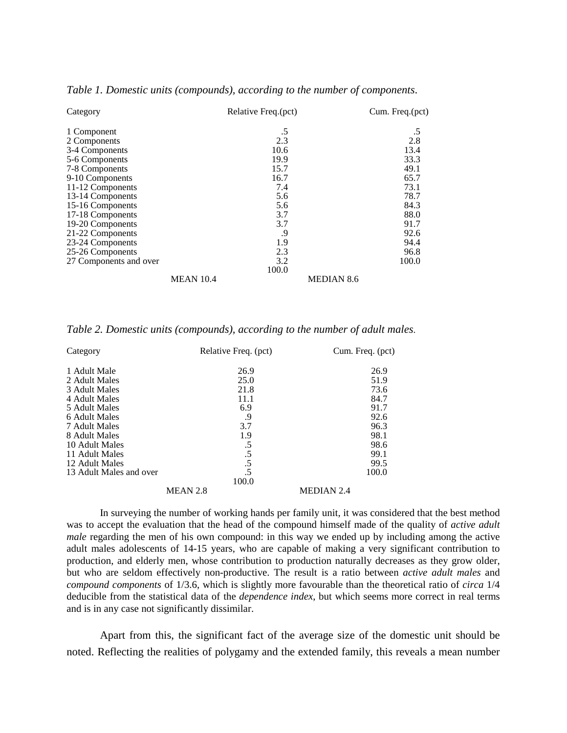*Table 1. Domestic units (compounds), according to the number of components.*

| Category | Relative Freq.(pct) | Cum. Freq.(pct) |
|---|---|---|
| 1 Component | .5 | .5 |
| 2 Components | 2.3 | 2.8 |
| 3-4 Components | 10.6 | 13.4 |
| 5-6 Components | 19.9 | 33.3 |
| 7-8 Components | 15.7 | 49.1 |
| 9-10 Components | 16.7 | 65.7 |
| 11-12 Components | 7.4 | 73.1 |
| 13-14 Components | 5.6 | 78.7 |
| 15-16 Components | 5.6 | 84.3 |
| 17-18 Components | 3.7 | 88.0 |
| 19-20 Components | 3.7 | 91.7 |
| 21-22 Components | .9 | 92.6 |
| 23-24 Components | 1.9 | 94.4 |
| 25-26 Components | 2.3 | 96.8 |
| 27 Components and over | 3.2 | 100.0 |
| | 100.0 | |

MEAN 10.4 MEDIAN 8.6

*Table 2. Domestic units (compounds), according to the number of adult males.*

| Category | Relative Freq. (pct) | Cum. Freq. (pct) |
|---|---|---|
| 1 Adult Male | 26.9 | 26.9 |
| 2 Adult Males | 25.0 | 51.9 |
| 3 Adult Males | 21.8 | 73.6 |
| 4 Adult Males | 11.1 | 84.7 |
| 5 Adult Males | 6.9 | 91.7 |
| 6 Adult Males | .9 | 92.6 |
| 7 Adult Males | 3.7 | 96.3 |
| 8 Adult Males | 1.9 | 98.1 |
| 10 Adult Males | .5 | 98.6 |
| 11 Adult Males | .5 | 99.1 |
| 12 Adult Males | .5 | 99.5 |
| 13 Adult Males and over | .5 | 100.0 |
| | 100.0 | |

MEAN 2.8 MEDIAN 2.4

In surveying the number of working hands per family unit, it was considered that the best method was to accept the evaluation that the head of the compound himself made of the quality of *active adult male* regarding the men of his own compound: in this way we ended up by including among the active adult males adolescents of 14-15 years, who are capable of making a very significant contribution to production, and elderly men, whose contribution to production naturally decreases as they grow older, but who are seldom effectively non-productive. The result is a ratio between *active adult males* and *compound components* of 1/3.6, which is slightly more favourable than the theoretical ratio of *circa* 1/4 deducible from the statistical data of the *dependence index*, but which seems more correct in real terms and is in any case not significantly dissimilar.

Apart from this, the significant fact of the average size of the domestic unit should be noted. Reflecting the realities of polygamy and the extended family, this reveals a mean number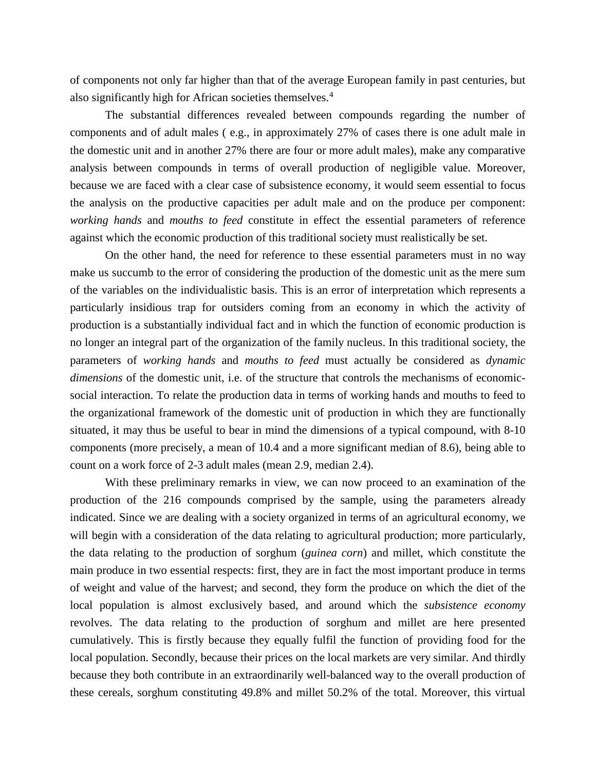of components not only far higher than that of the average European family in past centuries, but also significantly high for African societies themselves.[4]

The substantial differences revealed between compounds regarding the number of components and of adult males ( e.g., in approximately 27% of cases there is one adult male in the domestic unit and in another 27% there are four or more adult males), make any comparative analysis between compounds in terms of overall production of negligible value. Moreover, because we are faced with a clear case of subsistence economy, it would seem essential to focus the analysis on the productive capacities per adult male and on the produce per component: *working hands* and *mouths to feed* constitute in effect the essential parameters of reference against which the economic production of this traditional society must realistically be set.

On the other hand, the need for reference to these essential parameters must in no way make us succumb to the error of considering the production of the domestic unit as the mere sum of the variables on the individualistic basis. This is an error of interpretation which represents a particularly insidious trap for outsiders coming from an economy in which the activity of production is a substantially individual fact and in which the function of economic production is no longer an integral part of the organization of the family nucleus. In this traditional society, the parameters of *working hands* and *mouths to feed* must actually be considered as *dynamic dimensions* of the domestic unit, i.e. of the structure that controls the mechanisms of economic-social interaction. To relate the production data in terms of working hands and mouths to feed to the organizational framework of the domestic unit of production in which they are functionally situated, it may thus be useful to bear in mind the dimensions of a typical compound, with 8-10 components (more precisely, a mean of 10.4 and a more significant median of 8.6), being able to count on a work force of 2-3 adult males (mean 2.9, median 2.4).

With these preliminary remarks in view, we can now proceed to an examination of the production of the 216 compounds comprised by the sample, using the parameters already indicated. Since we are dealing with a society organized in terms of an agricultural economy, we will begin with a consideration of the data relating to agricultural production; more particularly, the data relating to the production of sorghum (*guinea corn*) and millet, which constitute the main produce in two essential respects: first, they are in fact the most important produce in terms of weight and value of the harvest; and second, they form the produce on which the diet of the local population is almost exclusively based, and around which the *subsistence economy* revolves. The data relating to the production of sorghum and millet are here presented cumulatively. This is firstly because they equally fulfil the function of providing food for the local population. Secondly, because their prices on the local markets are very similar. And thirdly because they both contribute in an extraordinarily well-balanced way to the overall production of these cereals, sorghum constituting 49.8% and millet 50.2% of the total. Moreover, this virtual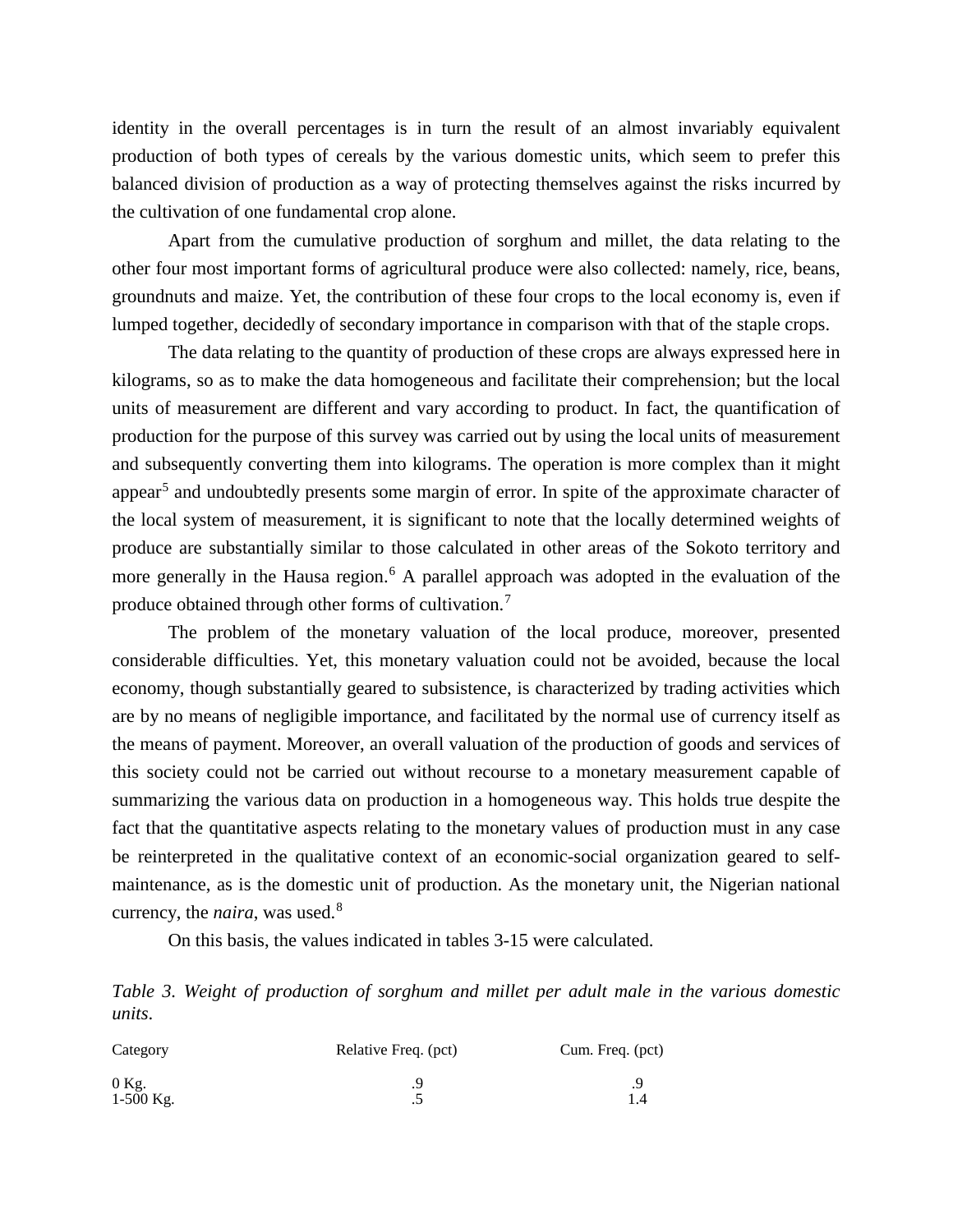identity in the overall percentages is in turn the result of an almost invariably equivalent production of both types of cereals by the various domestic units, which seem to prefer this balanced division of production as a way of protecting themselves against the risks incurred by the cultivation of one fundamental crop alone.

Apart from the cumulative production of sorghum and millet, the data relating to the other four most important forms of agricultural produce were also collected: namely, rice, beans, groundnuts and maize. Yet, the contribution of these four crops to the local economy is, even if lumped together, decidedly of secondary importance in comparison with that of the staple crops.

The data relating to the quantity of production of these crops are always expressed here in kilograms, so as to make the data homogeneous and facilitate their comprehension; but the local units of measurement are different and vary according to product. In fact, the quantification of production for the purpose of this survey was carried out by using the local units of measurement and subsequently converting them into kilograms. The operation is more complex than it might appear[5] and undoubtedly presents some margin of error. In spite of the approximate character of the local system of measurement, it is significant to note that the locally determined weights of produce are substantially similar to those calculated in other areas of the Sokoto territory and more generally in the Hausa region.[6] A parallel approach was adopted in the evaluation of the produce obtained through other forms of cultivation.[7]

The problem of the monetary valuation of the local produce, moreover, presented considerable difficulties. Yet, this monetary valuation could not be avoided, because the local economy, though substantially geared to subsistence, is characterized by trading activities which are by no means of negligible importance, and facilitated by the normal use of currency itself as the means of payment. Moreover, an overall valuation of the production of goods and services of this society could not be carried out without recourse to a monetary measurement capable of summarizing the various data on production in a homogeneous way. This holds true despite the fact that the quantitative aspects relating to the monetary values of production must in any case be reinterpreted in the qualitative context of an economic-social organization geared to self-maintenance, as is the domestic unit of production. As the monetary unit, the Nigerian national currency, the *naira*, was used.[8]

On this basis, the values indicated in tables 3-15 were calculated.

*Table 3. Weight of production of sorghum and millet per adult male in the various domestic units.*

| Category | Relative Freq. (pct) | Cum. Freq. (pct) |
|---|---|---|
| 0 Kg. | .9 | .9 |
| 1-500 Kg. | .5 | 1.4 |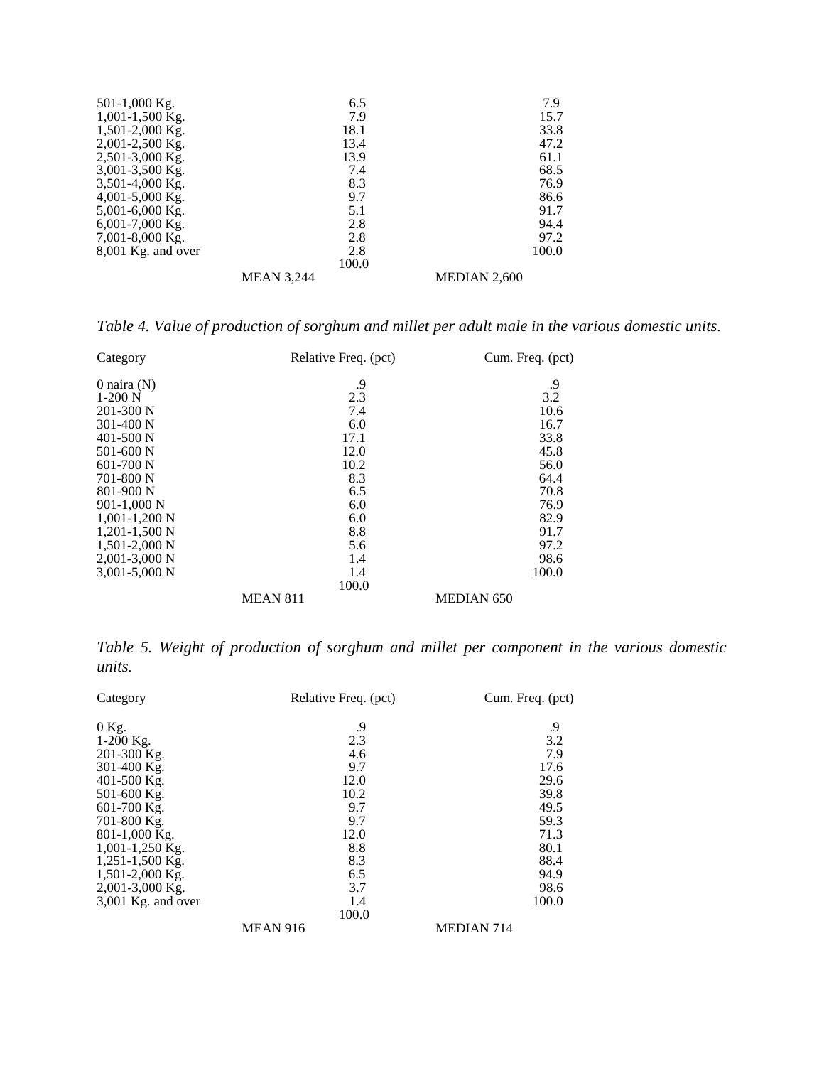| | | |
|---|---|---|
| 501-1,000 Kg. | 6.5 | 7.9 |
| 1,001-1,500 Kg. | 7.9 | 15.7 |
| 1,501-2,000 Kg. | 18.1 | 33.8 |
| 2,001-2,500 Kg. | 13.4 | 47.2 |
| 2,501-3,000 Kg. | 13.9 | 61.1 |
| 3,001-3,500 Kg. | 7.4 | 68.5 |
| 3,501-4,000 Kg. | 8.3 | 76.9 |
| 4,001-5,000 Kg. | 9.7 | 86.6 |
| 5,001-6,000 Kg. | 5.1 | 91.7 |
| 6,001-7,000 Kg. | 2.8 | 94.4 |
| 7,001-8,000 Kg. | 2.8 | 97.2 |
| 8,001 Kg. and over | 2.8 | 100.0 |
| | 100.0 | |
| | MEAN 3,244 | MEDIAN 2,600 |

*Table 4. Value of production of sorghum and millet per adult male in the various domestic units.*

| Category | Relative Freq. (pct) | Cum. Freq. (pct) |
|---|---|---|
| 0 naira (N) | .9 | .9 |
| 1-200 N | 2.3 | 3.2 |
| 201-300 N | 7.4 | 10.6 |
| 301-400 N | 6.0 | 16.7 |
| 401-500 N | 17.1 | 33.8 |
| 501-600 N | 12.0 | 45.8 |
| 601-700 N | 10.2 | 56.0 |
| 701-800 N | 8.3 | 64.4 |
| 801-900 N | 6.5 | 70.8 |
| 901-1,000 N | 6.0 | 76.9 |
| 1,001-1,200 N | 6.0 | 82.9 |
| 1,201-1,500 N | 8.8 | 91.7 |
| 1,501-2,000 N | 5.6 | 97.2 |
| 2,001-3,000 N | 1.4 | 98.6 |
| 3,001-5,000 N | 1.4 | 100.0 |
| | 100.0 | |
| | MEAN 811 | MEDIAN 650 |

*Table 5. Weight of production of sorghum and millet per component in the various domestic units.*

| Category | Relative Freq. (pct) | Cum. Freq. (pct) |
|---|---|---|
| 0 Kg. | .9 | .9 |
| 1-200 Kg. | 2.3 | 3.2 |
| 201-300 Kg. | 4.6 | 7.9 |
| 301-400 Kg. | 9.7 | 17.6 |
| 401-500 Kg. | 12.0 | 29.6 |
| 501-600 Kg. | 10.2 | 39.8 |
| 601-700 Kg. | 9.7 | 49.5 |
| 701-800 Kg. | 9.7 | 59.3 |
| 801-1,000 Kg. | 12.0 | 71.3 |
| 1,001-1,250 Kg. | 8.8 | 80.1 |
| 1,251-1,500 Kg. | 8.3 | 88.4 |
| 1,501-2,000 Kg. | 6.5 | 94.9 |
| 2,001-3,000 Kg. | 3.7 | 98.6 |
| 3,001 Kg. and over | 1.4 | 100.0 |
| | 100.0 | |
| | MEAN 916 | MEDIAN 714 |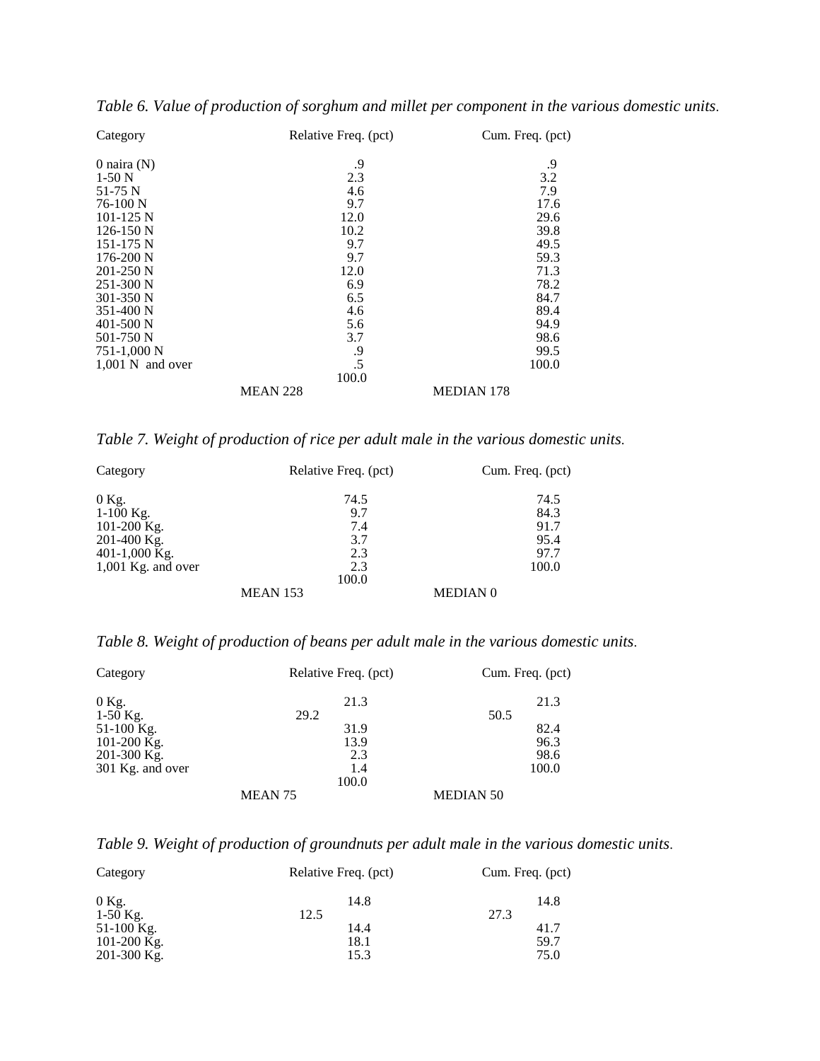*Table 6. Value of production of sorghum and millet per component in the various domestic units.*

| Category | Relative Freq. (pct) | Cum. Freq. (pct) |
|---|---|---|
| 0 naira (N) | .9 | .9 |
| 1-50 N | 2.3 | 3.2 |
| 51-75 N | 4.6 | 7.9 |
| 76-100 N | 9.7 | 17.6 |
| 101-125 N | 12.0 | 29.6 |
| 126-150 N | 10.2 | 39.8 |
| 151-175 N | 9.7 | 49.5 |
| 176-200 N | 9.7 | 59.3 |
| 201-250 N | 12.0 | 71.3 |
| 251-300 N | 6.9 | 78.2 |
| 301-350 N | 6.5 | 84.7 |
| 351-400 N | 4.6 | 89.4 |
| 401-500 N | 5.6 | 94.9 |
| 501-750 N | 3.7 | 98.6 |
| 751-1,000 N | .9 | 99.5 |
| 1,001 N and over | .5 | 100.0 |
| | 100.0 | |
| | MEAN 228 | MEDIAN 178 |

*Table 7. Weight of production of rice per adult male in the various domestic units.*

| Category | Relative Freq. (pct) | Cum. Freq. (pct) |
|---|---|---|
| 0 Kg. | 74.5 | 74.5 |
| 1-100 Kg. | 9.7 | 84.3 |
| 101-200 Kg. | 7.4 | 91.7 |
| 201-400 Kg. | 3.7 | 95.4 |
| 401-1,000 Kg. | 2.3 | 97.7 |
| 1,001 Kg. and over | 2.3 | 100.0 |
| | 100.0 | |
| | MEAN 153 | MEDIAN 0 |

*Table 8. Weight of production of beans per adult male in the various domestic units.*

| Category | Relative Freq. (pct) | Cum. Freq. (pct) |
|---|---|---|
| 0 Kg. | 21.3 | 21.3 |
| 1-50 Kg. | 29.2 | 50.5 |
| 51-100 Kg. | 31.9 | 82.4 |
| 101-200 Kg. | 13.9 | 96.3 |
| 201-300 Kg. | 2.3 | 98.6 |
| 301 Kg. and over | 1.4 | 100.0 |
| | 100.0 | |
| | MEAN 75 | MEDIAN 50 |

*Table 9. Weight of production of groundnuts per adult male in the various domestic units.*

| Category | Relative Freq. (pct) | Cum. Freq. (pct) |
|---|---|---|
| 0 Kg. | 14.8 | 14.8 |
| 1-50 Kg. | 12.5 | 27.3 |
| 51-100 Kg. | 14.4 | 41.7 |
| 101-200 Kg. | 18.1 | 59.7 |
| 201-300 Kg. | 15.3 | 75.0 |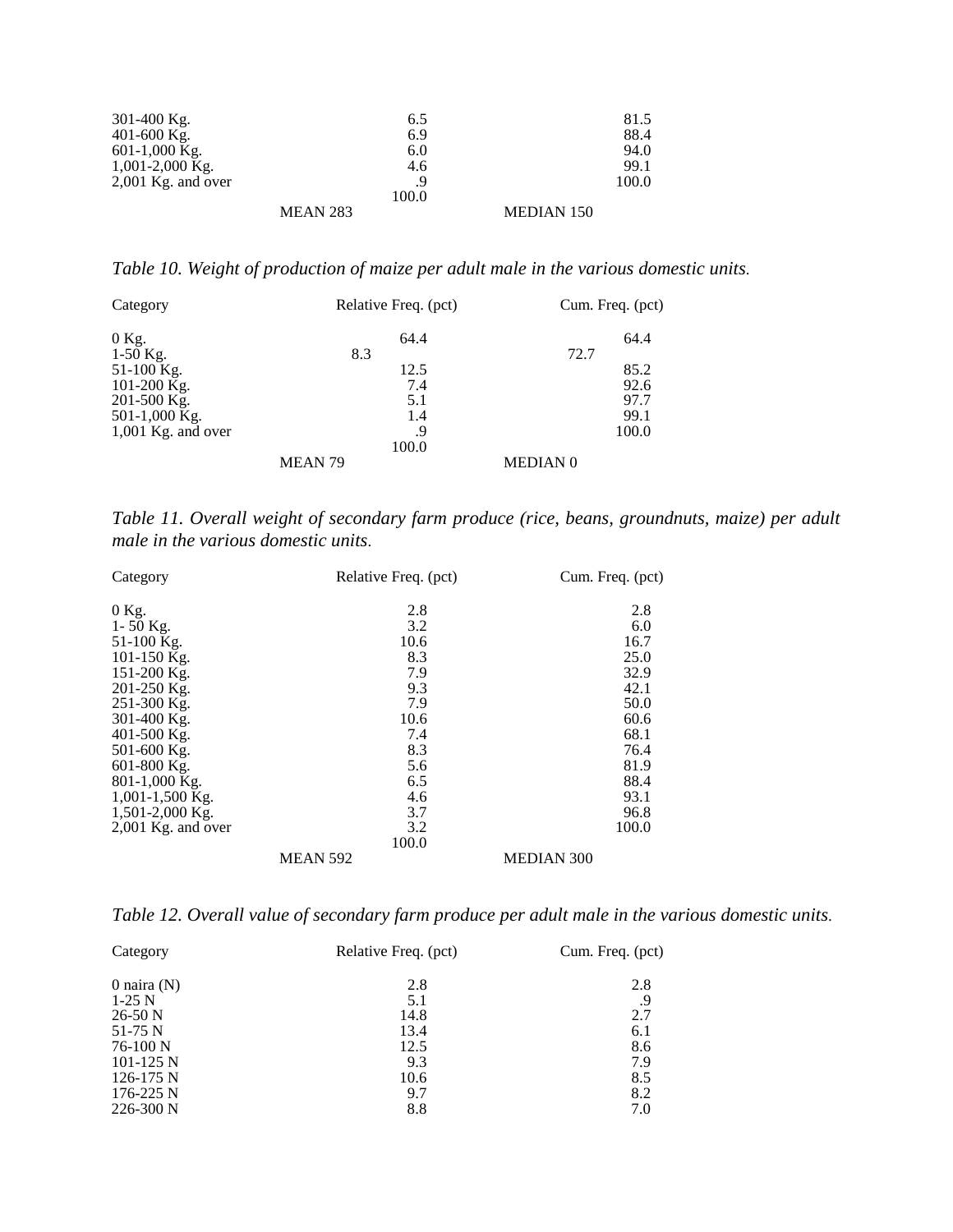| Category | Relative Freq. (pct) | Cum. Freq. (pct) |
|---|---|---|
| 301-400 Kg. | 6.5 | 81.5 |
| 401-600 Kg. | 6.9 | 88.4 |
| 601-1,000 Kg. | 6.0 | 94.0 |
| 1,001-2,000 Kg. | 4.6 | 99.1 |
| 2,001 Kg. and over | .9 | 100.0 |
| | 100.0 | |
| | MEAN 283 | MEDIAN 150 |

*Table 10. Weight of production of maize per adult male in the various domestic units.*

| Category | Relative Freq. (pct) | Cum. Freq. (pct) |
|---|---|---|
| 0 Kg. | 64.4 | 64.4 |
| 1-50 Kg. | 8.3 | 72.7 |
| 51-100 Kg. | 12.5 | 85.2 |
| 101-200 Kg. | 7.4 | 92.6 |
| 201-500 Kg. | 5.1 | 97.7 |
| 501-1,000 Kg. | 1.4 | 99.1 |
| 1,001 Kg. and over | .9 | 100.0 |
| | 100.0 | |
| | MEAN 79 | MEDIAN 0 |

*Table 11. Overall weight of secondary farm produce (rice, beans, groundnuts, maize) per adult male in the various domestic units.*

| Category | Relative Freq. (pct) | Cum. Freq. (pct) |
|---|---|---|
| 0 Kg. | 2.8 | 2.8 |
| 1- 50 Kg. | 3.2 | 6.0 |
| 51-100 Kg. | 10.6 | 16.7 |
| 101-150 Kg. | 8.3 | 25.0 |
| 151-200 Kg. | 7.9 | 32.9 |
| 201-250 Kg. | 9.3 | 42.1 |
| 251-300 Kg. | 7.9 | 50.0 |
| 301-400 Kg. | 10.6 | 60.6 |
| 401-500 Kg. | 7.4 | 68.1 |
| 501-600 Kg. | 8.3 | 76.4 |
| 601-800 Kg. | 5.6 | 81.9 |
| 801-1,000 Kg. | 6.5 | 88.4 |
| 1,001-1,500 Kg. | 4.6 | 93.1 |
| 1,501-2,000 Kg. | 3.7 | 96.8 |
| 2,001 Kg. and over | 3.2 | 100.0 |
| | 100.0 | |
| | MEAN 592 | MEDIAN 300 |

*Table 12. Overall value of secondary farm produce per adult male in the various domestic units.*

| Category | Relative Freq. (pct) | Cum. Freq. (pct) |
|---|---|---|
| 0 naira (N) | 2.8 | 2.8 |
| 1-25 N | 5.1 | .9 |
| 26-50 N | 14.8 | 2.7 |
| 51-75 N | 13.4 | 6.1 |
| 76-100 N | 12.5 | 8.6 |
| 101-125 N | 9.3 | 7.9 |
| 126-175 N | 10.6 | 8.5 |
| 176-225 N | 9.7 | 8.2 |
| 226-300 N | 8.8 | 7.0 |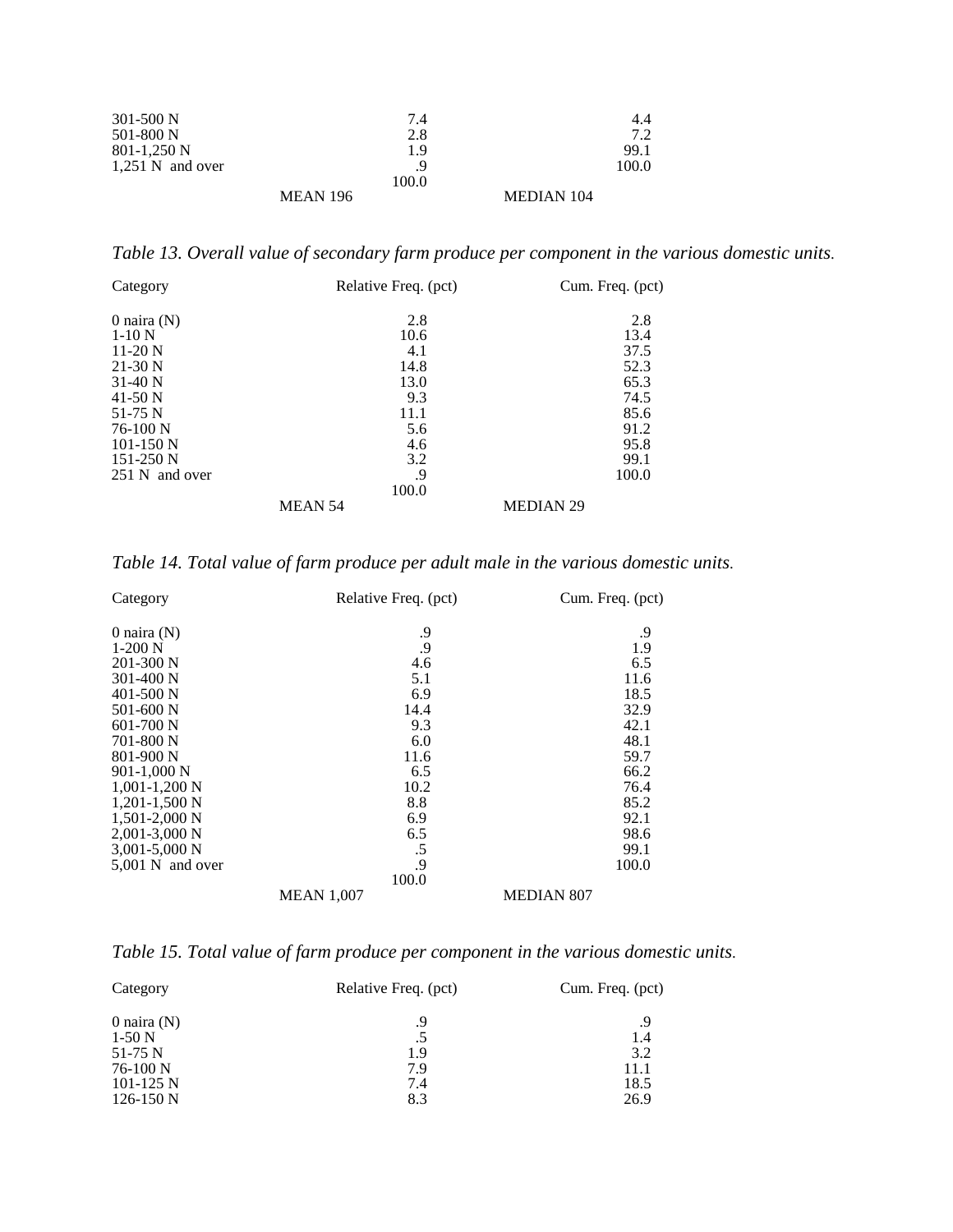| | | |
|---|---|---|
| 301-500 N | 7.4 | 4.4 |
| 501-800 N | 2.8 | 7.2 |
| 801-1,250 N | 1.9 | 99.1 |
| 1,251 N and over | .9 | 100.0 |
| | 100.0 | |
| | MEAN 196 | MEDIAN 104 |

*Table 13. Overall value of secondary farm produce per component in the various domestic units.*

| Category | Relative Freq. (pct) | Cum. Freq. (pct) |
|---|---|---|
| 0 naira (N) | 2.8 | 2.8 |
| 1-10 N | 10.6 | 13.4 |
| 11-20 N | 4.1 | 37.5 |
| 21-30 N | 14.8 | 52.3 |
| 31-40 N | 13.0 | 65.3 |
| 41-50 N | 9.3 | 74.5 |
| 51-75 N | 11.1 | 85.6 |
| 76-100 N | 5.6 | 91.2 |
| 101-150 N | 4.6 | 95.8 |
| 151-250 N | 3.2 | 99.1 |
| 251 N and over | .9 | 100.0 |
| | 100.0 | |
| | MEAN 54 | MEDIAN 29 |

*Table 14. Total value of farm produce per adult male in the various domestic units.*

| Category | Relative Freq. (pct) | Cum. Freq. (pct) |
|---|---|---|
| 0 naira (N) | .9 | .9 |
| 1-200 N | .9 | 1.9 |
| 201-300 N | 4.6 | 6.5 |
| 301-400 N | 5.1 | 11.6 |
| 401-500 N | 6.9 | 18.5 |
| 501-600 N | 14.4 | 32.9 |
| 601-700 N | 9.3 | 42.1 |
| 701-800 N | 6.0 | 48.1 |
| 801-900 N | 11.6 | 59.7 |
| 901-1,000 N | 6.5 | 66.2 |
| 1,001-1,200 N | 10.2 | 76.4 |
| 1,201-1,500 N | 8.8 | 85.2 |
| 1,501-2,000 N | 6.9 | 92.1 |
| 2,001-3,000 N | 6.5 | 98.6 |
| 3,001-5,000 N | .5 | 99.1 |
| 5,001 N and over | .9 | 100.0 |
| | 100.0 | |
| | MEAN 1,007 | MEDIAN 807 |

*Table 15. Total value of farm produce per component in the various domestic units.*

| Category | Relative Freq. (pct) | Cum. Freq. (pct) |
|---|---|---|
| 0 naira (N) | .9 | .9 |
| 1-50 N | .5 | 1.4 |
| 51-75 N | 1.9 | 3.2 |
| 76-100 N | 7.9 | 11.1 |
| 101-125 N | 7.4 | 18.5 |
| 126-150 N | 8.3 | 26.9 |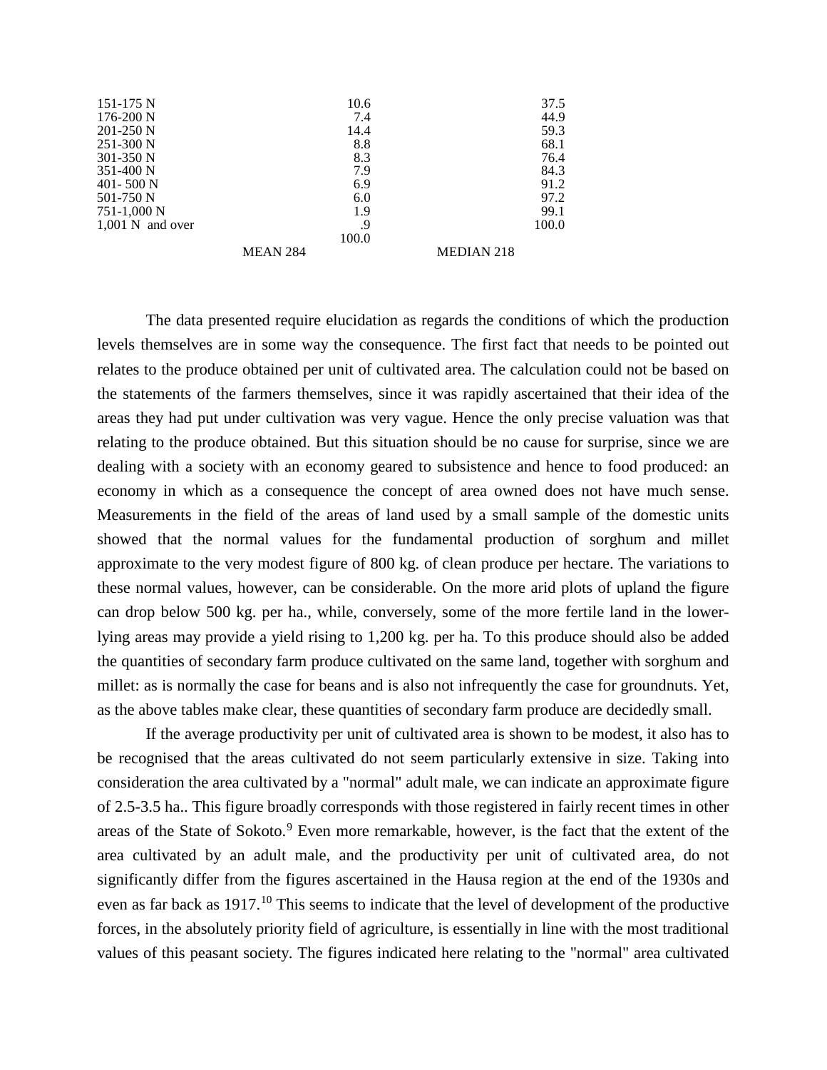| | | |
|---|---|---|
| 151-175 N | 10.6 | 37.5 |
| 176-200 N | 7.4 | 44.9 |
| 201-250 N | 14.4 | 59.3 |
| 251-300 N | 8.8 | 68.1 |
| 301-350 N | 8.3 | 76.4 |
| 351-400 N | 7.9 | 84.3 |
| 401- 500 N | 6.9 | 91.2 |
| 501-750 N | 6.0 | 97.2 |
| 751-1,000 N | 1.9 | 99.1 |
| 1,001 N and over | .9 | 100.0 |
| | 100.0 | |
| | MEAN 284 | MEDIAN 218 |

The data presented require elucidation as regards the conditions of which the production levels themselves are in some way the consequence. The first fact that needs to be pointed out relates to the produce obtained per unit of cultivated area. The calculation could not be based on the statements of the farmers themselves, since it was rapidly ascertained that their idea of the areas they had put under cultivation was very vague. Hence the only precise valuation was that relating to the produce obtained. But this situation should be no cause for surprise, since we are dealing with a society with an economy geared to subsistence and hence to food produced: an economy in which as a consequence the concept of area owned does not have much sense. Measurements in the field of the areas of land used by a small sample of the domestic units showed that the normal values for the fundamental production of sorghum and millet approximate to the very modest figure of 800 kg. of clean produce per hectare. The variations to these normal values, however, can be considerable. On the more arid plots of upland the figure can drop below 500 kg. per ha., while, conversely, some of the more fertile land in the lower-lying areas may provide a yield rising to 1,200 kg. per ha. To this produce should also be added the quantities of secondary farm produce cultivated on the same land, together with sorghum and millet: as is normally the case for beans and is also not infrequently the case for groundnuts. Yet, as the above tables make clear, these quantities of secondary farm produce are decidedly small.

If the average productivity per unit of cultivated area is shown to be modest, it also has to be recognised that the areas cultivated do not seem particularly extensive in size. Taking into consideration the area cultivated by a "normal" adult male, we can indicate an approximate figure of 2.5-3.5 ha.. This figure broadly corresponds with those registered in fairly recent times in other areas of the State of Sokoto.[9] Even more remarkable, however, is the fact that the extent of the area cultivated by an adult male, and the productivity per unit of cultivated area, do not significantly differ from the figures ascertained in the Hausa region at the end of the 1930s and even as far back as 1917.[10] This seems to indicate that the level of development of the productive forces, in the absolutely priority field of agriculture, is essentially in line with the most traditional values of this peasant society. The figures indicated here relating to the "normal" area cultivated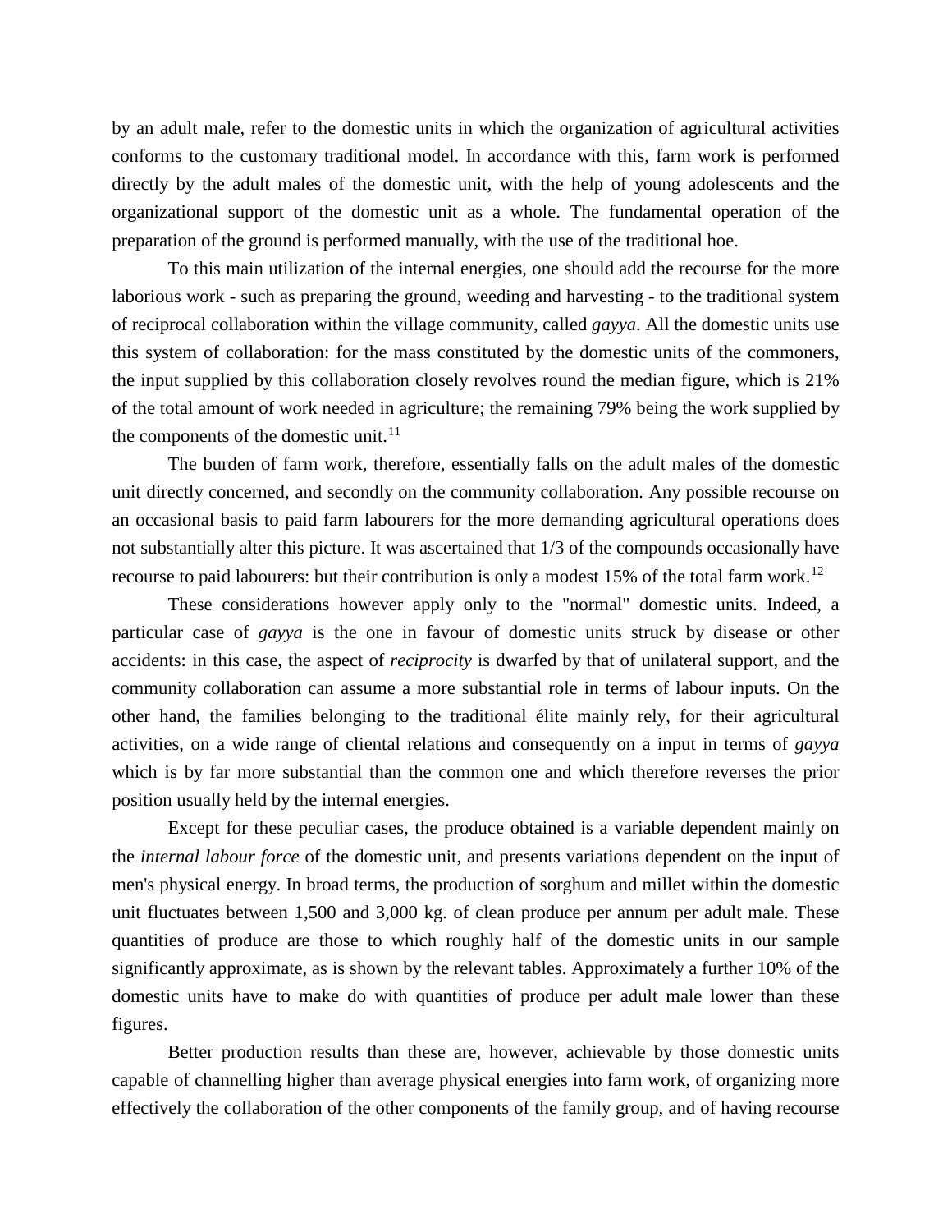by an adult male, refer to the domestic units in which the organization of agricultural activities conforms to the customary traditional model. In accordance with this, farm work is performed directly by the adult males of the domestic unit, with the help of young adolescents and the organizational support of the domestic unit as a whole. The fundamental operation of the preparation of the ground is performed manually, with the use of the traditional hoe.

To this main utilization of the internal energies, one should add the recourse for the more laborious work - such as preparing the ground, weeding and harvesting - to the traditional system of reciprocal collaboration within the village community, called *gayya*. All the domestic units use this system of collaboration: for the mass constituted by the domestic units of the commoners, the input supplied by this collaboration closely revolves round the median figure, which is 21% of the total amount of work needed in agriculture; the remaining 79% being the work supplied by the components of the domestic unit.[11]

The burden of farm work, therefore, essentially falls on the adult males of the domestic unit directly concerned, and secondly on the community collaboration. Any possible recourse on an occasional basis to paid farm labourers for the more demanding agricultural operations does not substantially alter this picture. It was ascertained that 1/3 of the compounds occasionally have recourse to paid labourers: but their contribution is only a modest 15% of the total farm work.[12]

These considerations however apply only to the "normal" domestic units. Indeed, a particular case of *gayya* is the one in favour of domestic units struck by disease or other accidents: in this case, the aspect of *reciprocity* is dwarfed by that of unilateral support, and the community collaboration can assume a more substantial role in terms of labour inputs. On the other hand, the families belonging to the traditional élite mainly rely, for their agricultural activities, on a wide range of cliental relations and consequently on a input in terms of *gayya* which is by far more substantial than the common one and which therefore reverses the prior position usually held by the internal energies.

Except for these peculiar cases, the produce obtained is a variable dependent mainly on the *internal labour force* of the domestic unit, and presents variations dependent on the input of men's physical energy. In broad terms, the production of sorghum and millet within the domestic unit fluctuates between 1,500 and 3,000 kg. of clean produce per annum per adult male. These quantities of produce are those to which roughly half of the domestic units in our sample significantly approximate, as is shown by the relevant tables. Approximately a further 10% of the domestic units have to make do with quantities of produce per adult male lower than these figures.

Better production results than these are, however, achievable by those domestic units capable of channelling higher than average physical energies into farm work, of organizing more effectively the collaboration of the other components of the family group, and of having recourse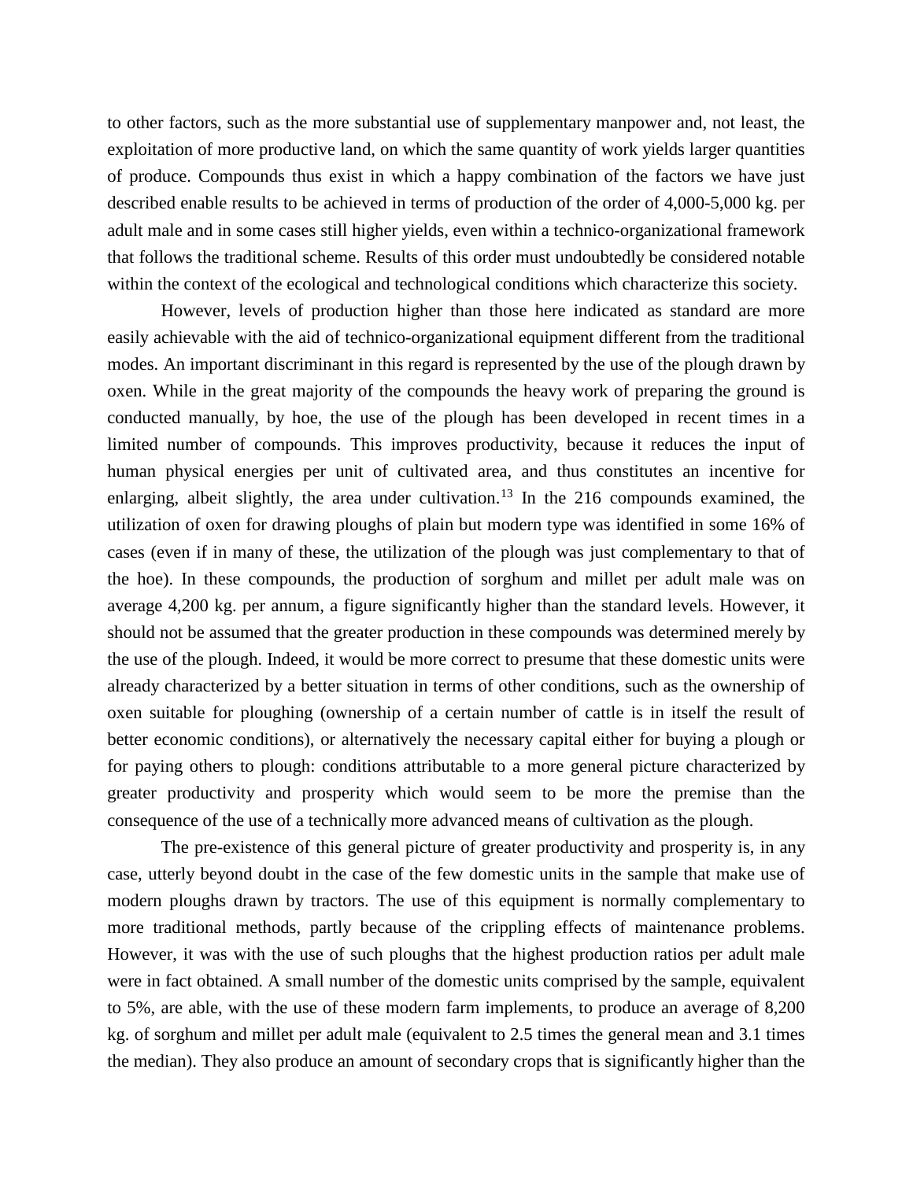to other factors, such as the more substantial use of supplementary manpower and, not least, the exploitation of more productive land, on which the same quantity of work yields larger quantities of produce. Compounds thus exist in which a happy combination of the factors we have just described enable results to be achieved in terms of production of the order of 4,000-5,000 kg. per adult male and in some cases still higher yields, even within a technico-organizational framework that follows the traditional scheme. Results of this order must undoubtedly be considered notable within the context of the ecological and technological conditions which characterize this society.

However, levels of production higher than those here indicated as standard are more easily achievable with the aid of technico-organizational equipment different from the traditional modes. An important discriminant in this regard is represented by the use of the plough drawn by oxen. While in the great majority of the compounds the heavy work of preparing the ground is conducted manually, by hoe, the use of the plough has been developed in recent times in a limited number of compounds. This improves productivity, because it reduces the input of human physical energies per unit of cultivated area, and thus constitutes an incentive for enlarging, albeit slightly, the area under cultivation.[13] In the 216 compounds examined, the utilization of oxen for drawing ploughs of plain but modern type was identified in some 16% of cases (even if in many of these, the utilization of the plough was just complementary to that of the hoe). In these compounds, the production of sorghum and millet per adult male was on average 4,200 kg. per annum, a figure significantly higher than the standard levels. However, it should not be assumed that the greater production in these compounds was determined merely by the use of the plough. Indeed, it would be more correct to presume that these domestic units were already characterized by a better situation in terms of other conditions, such as the ownership of oxen suitable for ploughing (ownership of a certain number of cattle is in itself the result of better economic conditions), or alternatively the necessary capital either for buying a plough or for paying others to plough: conditions attributable to a more general picture characterized by greater productivity and prosperity which would seem to be more the premise than the consequence of the use of a technically more advanced means of cultivation as the plough.

The pre-existence of this general picture of greater productivity and prosperity is, in any case, utterly beyond doubt in the case of the few domestic units in the sample that make use of modern ploughs drawn by tractors. The use of this equipment is normally complementary to more traditional methods, partly because of the crippling effects of maintenance problems. However, it was with the use of such ploughs that the highest production ratios per adult male were in fact obtained. A small number of the domestic units comprised by the sample, equivalent to 5%, are able, with the use of these modern farm implements, to produce an average of 8,200 kg. of sorghum and millet per adult male (equivalent to 2.5 times the general mean and 3.1 times the median). They also produce an amount of secondary crops that is significantly higher than the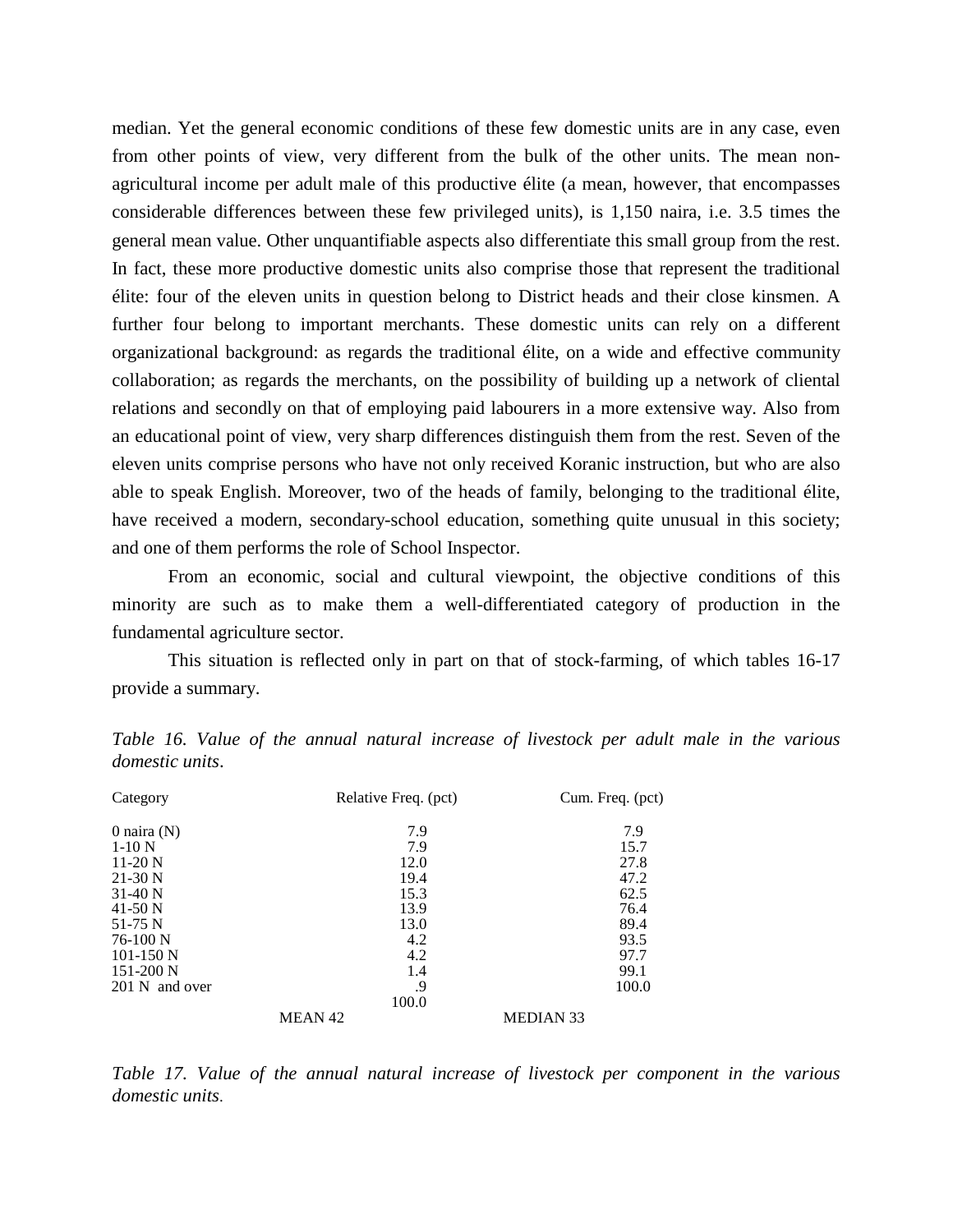median. Yet the general economic conditions of these few domestic units are in any case, even from other points of view, very different from the bulk of the other units. The mean non-agricultural income per adult male of this productive élite (a mean, however, that encompasses considerable differences between these few privileged units), is 1,150 naira, i.e. 3.5 times the general mean value. Other unquantifiable aspects also differentiate this small group from the rest. In fact, these more productive domestic units also comprise those that represent the traditional élite: four of the eleven units in question belong to District heads and their close kinsmen. A further four belong to important merchants. These domestic units can rely on a different organizational background: as regards the traditional élite, on a wide and effective community collaboration; as regards the merchants, on the possibility of building up a network of cliental relations and secondly on that of employing paid labourers in a more extensive way. Also from an educational point of view, very sharp differences distinguish them from the rest. Seven of the eleven units comprise persons who have not only received Koranic instruction, but who are also able to speak English. Moreover, two of the heads of family, belonging to the traditional élite, have received a modern, secondary-school education, something quite unusual in this society; and one of them performs the role of School Inspector.

From an economic, social and cultural viewpoint, the objective conditions of this minority are such as to make them a well-differentiated category of production in the fundamental agriculture sector.

This situation is reflected only in part on that of stock-farming, of which tables 16-17 provide a summary.

*Table 16. Value of the annual natural increase of livestock per adult male in the various domestic units*.

| Category | Relative Freq. (pct) | Cum. Freq. (pct) |
|---|---|---|
| 0 naira (N) | 7.9 | 7.9 |
| 1-10 N | 7.9 | 15.7 |
| 11-20 N | 12.0 | 27.8 |
| 21-30 N | 19.4 | 47.2 |
| 31-40 N | 15.3 | 62.5 |
| 41-50 N | 13.9 | 76.4 |
| 51-75 N | 13.0 | 89.4 |
| 76-100 N | 4.2 | 93.5 |
| 101-150 N | 4.2 | 97.7 |
| 151-200 N | 1.4 | 99.1 |
| 201 N and over | .9 | 100.0 |
| | 100.0 | |
| | MEAN 42 | MEDIAN 33 |

*Table 17. Value of the annual natural increase of livestock per component in the various domestic units*.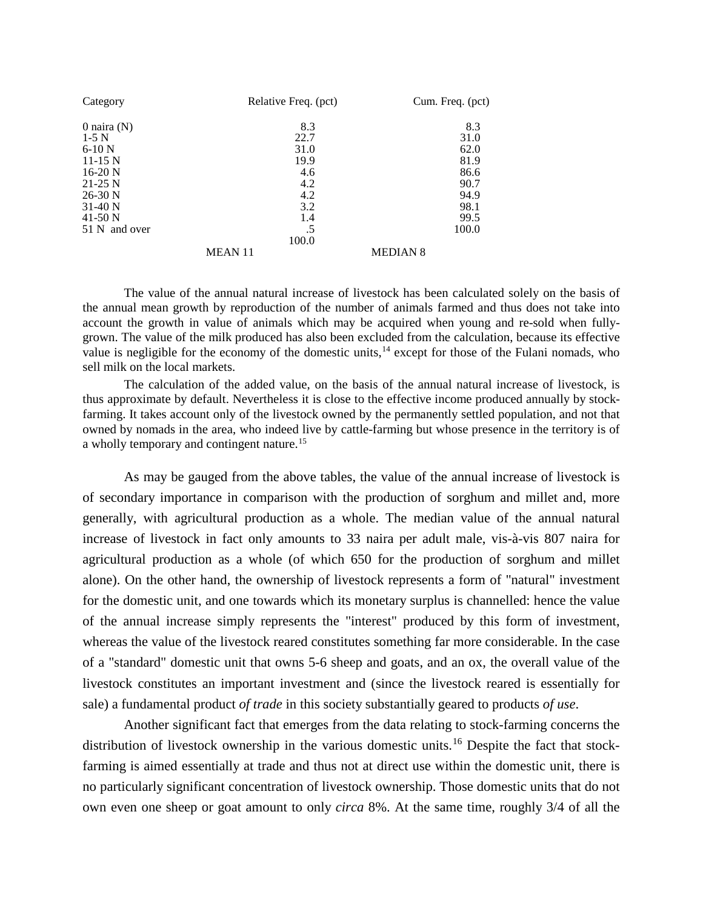| Category | Relative Freq. (pct) | Cum. Freq. (pct) |
|---|---|---|
| 0 naira (N) | 8.3 | 8.3 |
| 1-5 N | 22.7 | 31.0 |
| 6-10 N | 31.0 | 62.0 |
| 11-15 N | 19.9 | 81.9 |
| 16-20 N | 4.6 | 86.6 |
| 21-25 N | 4.2 | 90.7 |
| 26-30 N | 4.2 | 94.9 |
| 31-40 N | 3.2 | 98.1 |
| 41-50 N | 1.4 | 99.5 |
| 51 N and over | .5 | 100.0 |
| | 100.0 | |
| | MEAN 11 | MEDIAN 8 |

The value of the annual natural increase of livestock has been calculated solely on the basis of the annual mean growth by reproduction of the number of animals farmed and thus does not take into account the growth in value of animals which may be acquired when young and re-sold when fully-grown. The value of the milk produced has also been excluded from the calculation, because its effective value is negligible for the economy of the domestic units,[14] except for those of the Fulani nomads, who sell milk on the local markets.

The calculation of the added value, on the basis of the annual natural increase of livestock, is thus approximate by default. Nevertheless it is close to the effective income produced annually by stock-farming. It takes account only of the livestock owned by the permanently settled population, and not that owned by nomads in the area, who indeed live by cattle-farming but whose presence in the territory is of a wholly temporary and contingent nature.[15]

As may be gauged from the above tables, the value of the annual increase of livestock is of secondary importance in comparison with the production of sorghum and millet and, more generally, with agricultural production as a whole. The median value of the annual natural increase of livestock in fact only amounts to 33 naira per adult male, vis-à-vis 807 naira for agricultural production as a whole (of which 650 for the production of sorghum and millet alone). On the other hand, the ownership of livestock represents a form of "natural" investment for the domestic unit, and one towards which its monetary surplus is channelled: hence the value of the annual increase simply represents the "interest" produced by this form of investment, whereas the value of the livestock reared constitutes something far more considerable. In the case of a "standard" domestic unit that owns 5-6 sheep and goats, and an ox, the overall value of the livestock constitutes an important investment and (since the livestock reared is essentially for sale) a fundamental product *of trade* in this society substantially geared to products *of use*.

Another significant fact that emerges from the data relating to stock-farming concerns the distribution of livestock ownership in the various domestic units.[16] Despite the fact that stock-farming is aimed essentially at trade and thus not at direct use within the domestic unit, there is no particularly significant concentration of livestock ownership. Those domestic units that do not own even one sheep or goat amount to only *circa* 8%. At the same time, roughly 3/4 of all the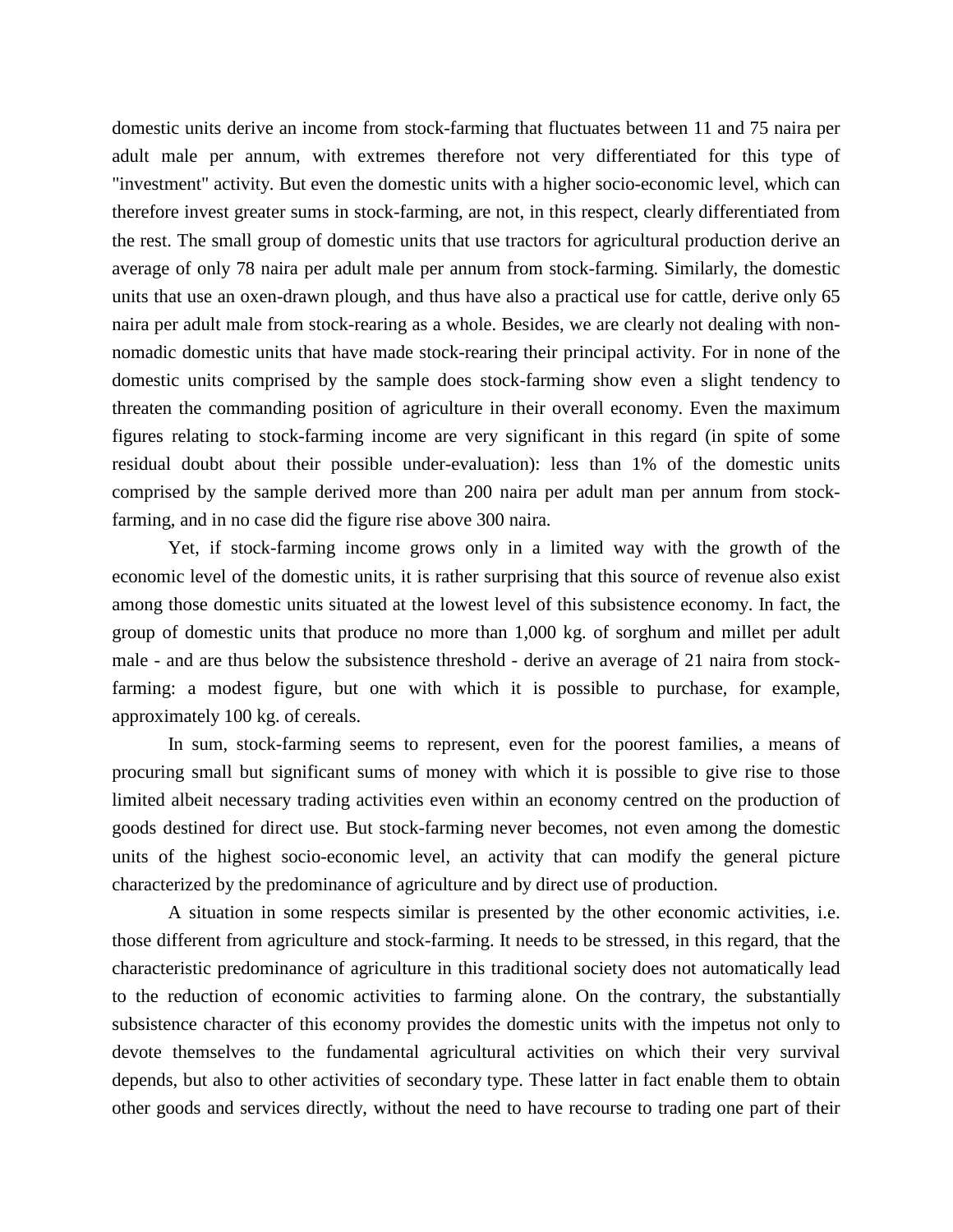domestic units derive an income from stock-farming that fluctuates between 11 and 75 naira per adult male per annum, with extremes therefore not very differentiated for this type of "investment" activity. But even the domestic units with a higher socio-economic level, which can therefore invest greater sums in stock-farming, are not, in this respect, clearly differentiated from the rest. The small group of domestic units that use tractors for agricultural production derive an average of only 78 naira per adult male per annum from stock-farming. Similarly, the domestic units that use an oxen-drawn plough, and thus have also a practical use for cattle, derive only 65 naira per adult male from stock-rearing as a whole. Besides, we are clearly not dealing with non-nomadic domestic units that have made stock-rearing their principal activity. For in none of the domestic units comprised by the sample does stock-farming show even a slight tendency to threaten the commanding position of agriculture in their overall economy. Even the maximum figures relating to stock-farming income are very significant in this regard (in spite of some residual doubt about their possible under-evaluation): less than 1% of the domestic units comprised by the sample derived more than 200 naira per adult man per annum from stock-farming, and in no case did the figure rise above 300 naira.

Yet, if stock-farming income grows only in a limited way with the growth of the economic level of the domestic units, it is rather surprising that this source of revenue also exist among those domestic units situated at the lowest level of this subsistence economy. In fact, the group of domestic units that produce no more than 1,000 kg. of sorghum and millet per adult male - and are thus below the subsistence threshold - derive an average of 21 naira from stock-farming: a modest figure, but one with which it is possible to purchase, for example, approximately 100 kg. of cereals.

In sum, stock-farming seems to represent, even for the poorest families, a means of procuring small but significant sums of money with which it is possible to give rise to those limited albeit necessary trading activities even within an economy centred on the production of goods destined for direct use. But stock-farming never becomes, not even among the domestic units of the highest socio-economic level, an activity that can modify the general picture characterized by the predominance of agriculture and by direct use of production.

A situation in some respects similar is presented by the other economic activities, i.e. those different from agriculture and stock-farming. It needs to be stressed, in this regard, that the characteristic predominance of agriculture in this traditional society does not automatically lead to the reduction of economic activities to farming alone. On the contrary, the substantially subsistence character of this economy provides the domestic units with the impetus not only to devote themselves to the fundamental agricultural activities on which their very survival depends, but also to other activities of secondary type. These latter in fact enable them to obtain other goods and services directly, without the need to have recourse to trading one part of their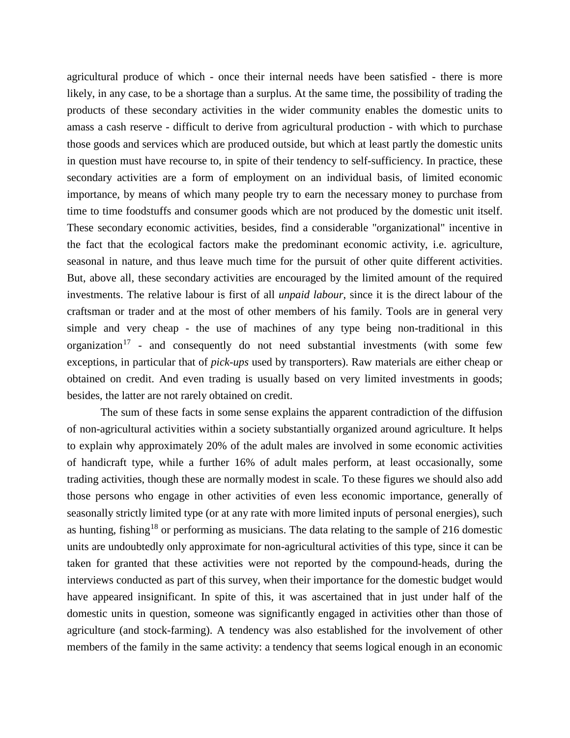agricultural produce of which - once their internal needs have been satisfied - there is more likely, in any case, to be a shortage than a surplus. At the same time, the possibility of trading the products of these secondary activities in the wider community enables the domestic units to amass a cash reserve - difficult to derive from agricultural production - with which to purchase those goods and services which are produced outside, but which at least partly the domestic units in question must have recourse to, in spite of their tendency to self-sufficiency. In practice, these secondary activities are a form of employment on an individual basis, of limited economic importance, by means of which many people try to earn the necessary money to purchase from time to time foodstuffs and consumer goods which are not produced by the domestic unit itself. These secondary economic activities, besides, find a considerable "organizational" incentive in the fact that the ecological factors make the predominant economic activity, i.e. agriculture, seasonal in nature, and thus leave much time for the pursuit of other quite different activities. But, above all, these secondary activities are encouraged by the limited amount of the required investments. The relative labour is first of all *unpaid labour*, since it is the direct labour of the craftsman or trader and at the most of other members of his family. Tools are in general very simple and very cheap - the use of machines of any type being non-traditional in this organization[17] - and consequently do not need substantial investments (with some few exceptions, in particular that of *pick-ups* used by transporters). Raw materials are either cheap or obtained on credit. And even trading is usually based on very limited investments in goods; besides, the latter are not rarely obtained on credit.

The sum of these facts in some sense explains the apparent contradiction of the diffusion of non-agricultural activities within a society substantially organized around agriculture. It helps to explain why approximately 20% of the adult males are involved in some economic activities of handicraft type, while a further 16% of adult males perform, at least occasionally, some trading activities, though these are normally modest in scale. To these figures we should also add those persons who engage in other activities of even less economic importance, generally of seasonally strictly limited type (or at any rate with more limited inputs of personal energies), such as hunting, fishing[18] or performing as musicians. The data relating to the sample of 216 domestic units are undoubtedly only approximate for non-agricultural activities of this type, since it can be taken for granted that these activities were not reported by the compound-heads, during the interviews conducted as part of this survey, when their importance for the domestic budget would have appeared insignificant. In spite of this, it was ascertained that in just under half of the domestic units in question, someone was significantly engaged in activities other than those of agriculture (and stock-farming). A tendency was also established for the involvement of other members of the family in the same activity: a tendency that seems logical enough in an economic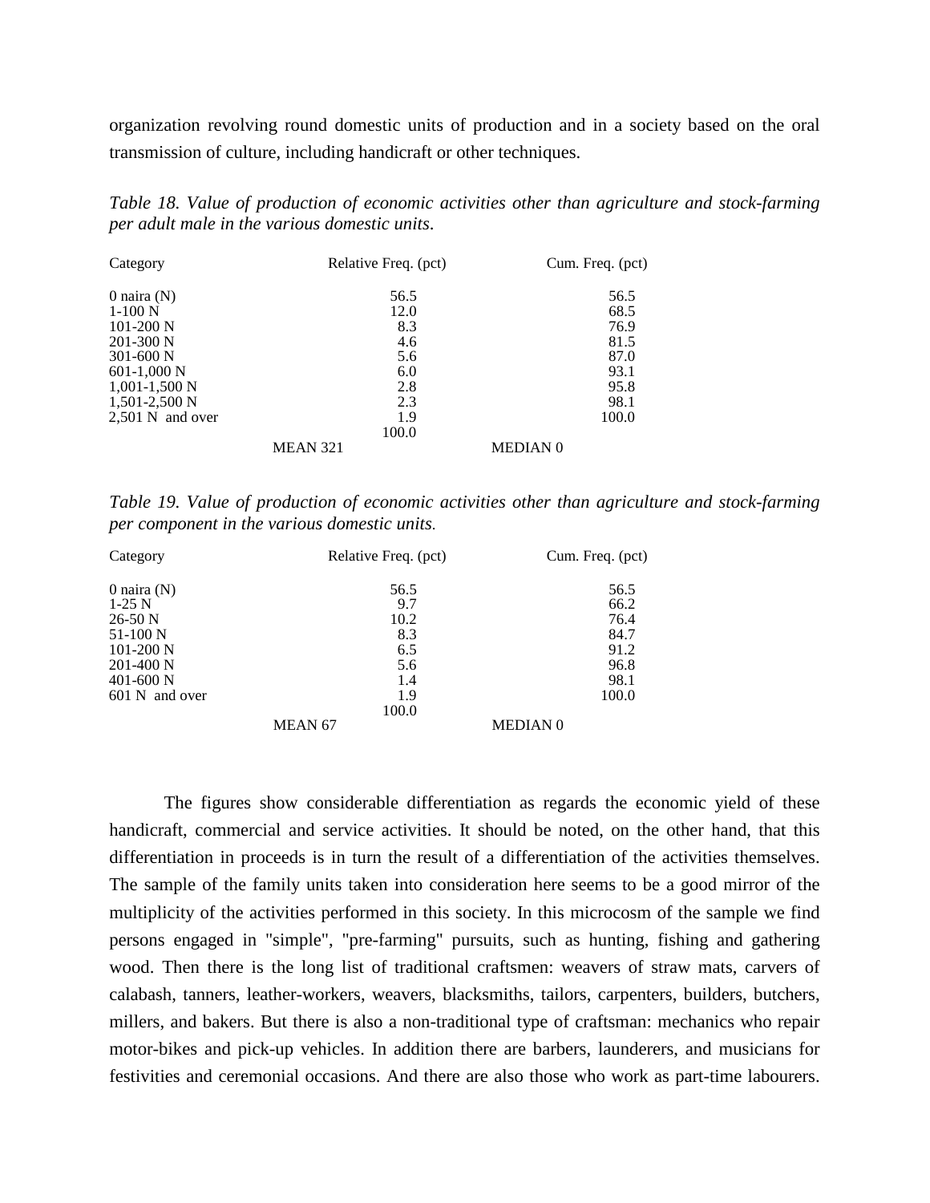organization revolving round domestic units of production and in a society based on the oral transmission of culture, including handicraft or other techniques.

*Table 18. Value of production of economic activities other than agriculture and stock-farming per adult male in the various domestic units.*

| Category | Relative Freq. (pct) | Cum. Freq. (pct) |
|---|---|---|
| 0 naira (N) | 56.5 | 56.5 |
| 1-100 N | 12.0 | 68.5 |
| 101-200 N | 8.3 | 76.9 |
| 201-300 N | 4.6 | 81.5 |
| 301-600 N | 5.6 | 87.0 |
| 601-1,000 N | 6.0 | 93.1 |
| 1,001-1,500 N | 2.8 | 95.8 |
| 1,501-2,500 N | 2.3 | 98.1 |
| 2,501 N and over | 1.9 | 100.0 |
| | 100.0 | |
| | MEAN 321 | MEDIAN 0 |

*Table 19. Value of production of economic activities other than agriculture and stock-farming per component in the various domestic units.*

| Category | Relative Freq. (pct) | Cum. Freq. (pct) |
|---|---|---|
| 0 naira (N) | 56.5 | 56.5 |
| 1-25 N | 9.7 | 66.2 |
| 26-50 N | 10.2 | 76.4 |
| 51-100 N | 8.3 | 84.7 |
| 101-200 N | 6.5 | 91.2 |
| 201-400 N | 5.6 | 96.8 |
| 401-600 N | 1.4 | 98.1 |
| 601 N and over | 1.9 | 100.0 |
| | 100.0 | |
| | MEAN 67 | MEDIAN 0 |

The figures show considerable differentiation as regards the economic yield of these handicraft, commercial and service activities. It should be noted, on the other hand, that this differentiation in proceeds is in turn the result of a differentiation of the activities themselves. The sample of the family units taken into consideration here seems to be a good mirror of the multiplicity of the activities performed in this society. In this microcosm of the sample we find persons engaged in "simple", "pre-farming" pursuits, such as hunting, fishing and gathering wood. Then there is the long list of traditional craftsmen: weavers of straw mats, carvers of calabash, tanners, leather-workers, weavers, blacksmiths, tailors, carpenters, builders, butchers, millers, and bakers. But there is also a non-traditional type of craftsman: mechanics who repair motor-bikes and pick-up vehicles. In addition there are barbers, launderers, and musicians for festivities and ceremonial occasions. And there are also those who work as part-time labourers.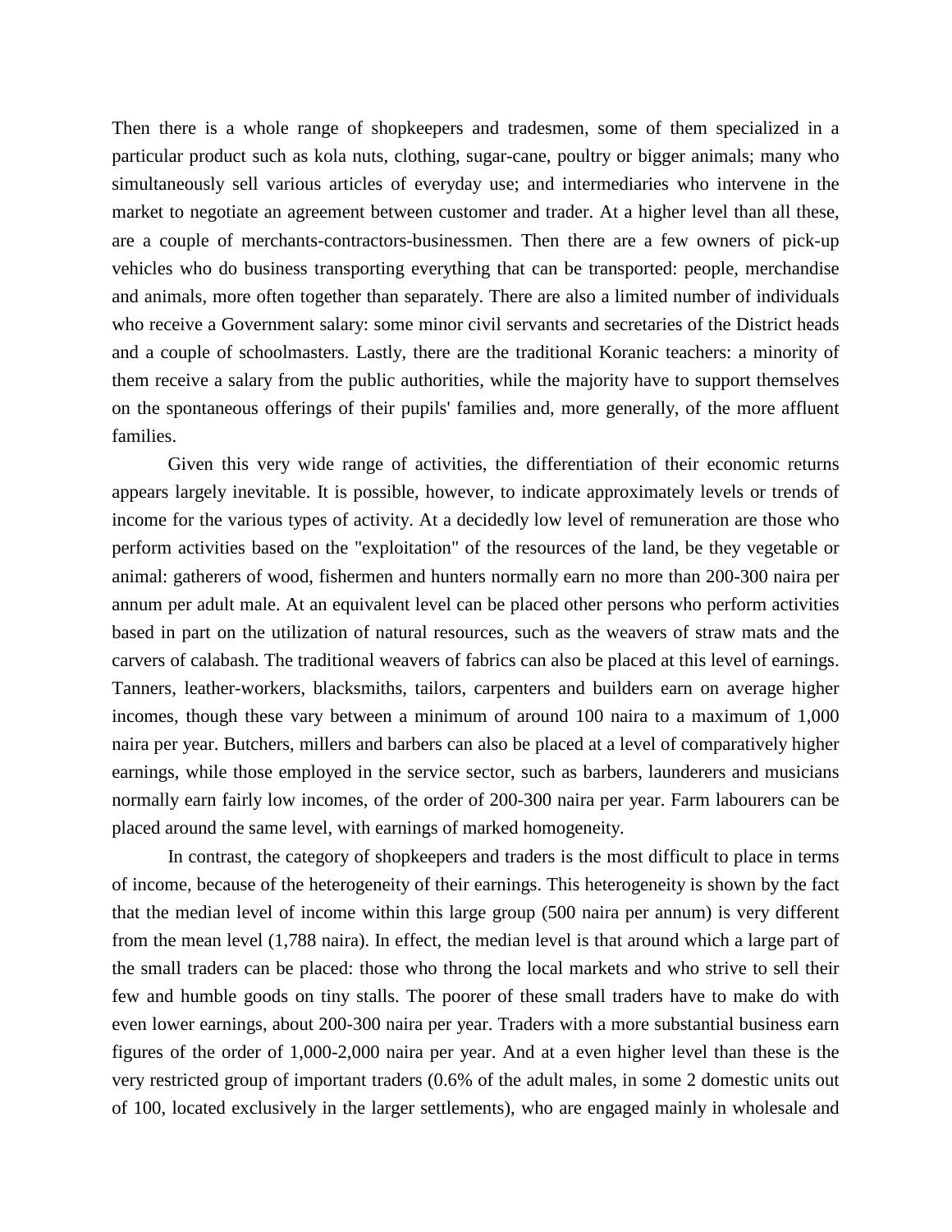Then there is a whole range of shopkeepers and tradesmen, some of them specialized in a particular product such as kola nuts, clothing, sugar-cane, poultry or bigger animals; many who simultaneously sell various articles of everyday use; and intermediaries who intervene in the market to negotiate an agreement between customer and trader. At a higher level than all these, are a couple of merchants-contractors-businessmen. Then there are a few owners of pick-up vehicles who do business transporting everything that can be transported: people, merchandise and animals, more often together than separately. There are also a limited number of individuals who receive a Government salary: some minor civil servants and secretaries of the District heads and a couple of schoolmasters. Lastly, there are the traditional Koranic teachers: a minority of them receive a salary from the public authorities, while the majority have to support themselves on the spontaneous offerings of their pupils' families and, more generally, of the more affluent families.

Given this very wide range of activities, the differentiation of their economic returns appears largely inevitable. It is possible, however, to indicate approximately levels or trends of income for the various types of activity. At a decidedly low level of remuneration are those who perform activities based on the "exploitation" of the resources of the land, be they vegetable or animal: gatherers of wood, fishermen and hunters normally earn no more than 200-300 naira per annum per adult male. At an equivalent level can be placed other persons who perform activities based in part on the utilization of natural resources, such as the weavers of straw mats and the carvers of calabash. The traditional weavers of fabrics can also be placed at this level of earnings. Tanners, leather-workers, blacksmiths, tailors, carpenters and builders earn on average higher incomes, though these vary between a minimum of around 100 naira to a maximum of 1,000 naira per year. Butchers, millers and barbers can also be placed at a level of comparatively higher earnings, while those employed in the service sector, such as barbers, launderers and musicians normally earn fairly low incomes, of the order of 200-300 naira per year. Farm labourers can be placed around the same level, with earnings of marked homogeneity.

In contrast, the category of shopkeepers and traders is the most difficult to place in terms of income, because of the heterogeneity of their earnings. This heterogeneity is shown by the fact that the median level of income within this large group (500 naira per annum) is very different from the mean level (1,788 naira). In effect, the median level is that around which a large part of the small traders can be placed: those who throng the local markets and who strive to sell their few and humble goods on tiny stalls. The poorer of these small traders have to make do with even lower earnings, about 200-300 naira per year. Traders with a more substantial business earn figures of the order of 1,000-2,000 naira per year. And at a even higher level than these is the very restricted group of important traders (0.6% of the adult males, in some 2 domestic units out of 100, located exclusively in the larger settlements), who are engaged mainly in wholesale and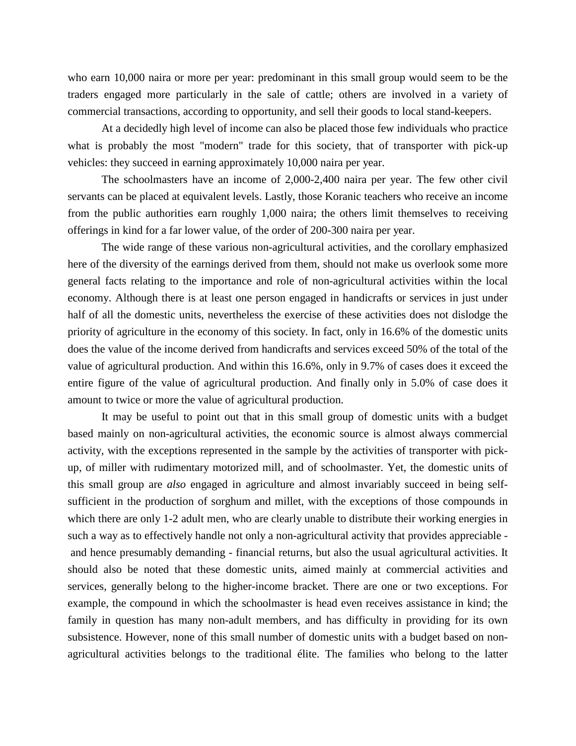who earn 10,000 naira or more per year: predominant in this small group would seem to be the traders engaged more particularly in the sale of cattle; others are involved in a variety of commercial transactions, according to opportunity, and sell their goods to local stand-keepers.

At a decidedly high level of income can also be placed those few individuals who practice what is probably the most "modern" trade for this society, that of transporter with pick-up vehicles: they succeed in earning approximately 10,000 naira per year.

The schoolmasters have an income of 2,000-2,400 naira per year. The few other civil servants can be placed at equivalent levels. Lastly, those Koranic teachers who receive an income from the public authorities earn roughly 1,000 naira; the others limit themselves to receiving offerings in kind for a far lower value, of the order of 200-300 naira per year.

The wide range of these various non-agricultural activities, and the corollary emphasized here of the diversity of the earnings derived from them, should not make us overlook some more general facts relating to the importance and role of non-agricultural activities within the local economy. Although there is at least one person engaged in handicrafts or services in just under half of all the domestic units, nevertheless the exercise of these activities does not dislodge the priority of agriculture in the economy of this society. In fact, only in 16.6% of the domestic units does the value of the income derived from handicrafts and services exceed 50% of the total of the value of agricultural production. And within this 16.6%, only in 9.7% of cases does it exceed the entire figure of the value of agricultural production. And finally only in 5.0% of case does it amount to twice or more the value of agricultural production.

It may be useful to point out that in this small group of domestic units with a budget based mainly on non-agricultural activities, the economic source is almost always commercial activity, with the exceptions represented in the sample by the activities of transporter with pick-up, of miller with rudimentary motorized mill, and of schoolmaster. Yet, the domestic units of this small group are *also* engaged in agriculture and almost invariably succeed in being self-sufficient in the production of sorghum and millet, with the exceptions of those compounds in which there are only 1-2 adult men, who are clearly unable to distribute their working energies in such a way as to effectively handle not only a non-agricultural activity that provides appreciable - and hence presumably demanding - financial returns, but also the usual agricultural activities. It should also be noted that these domestic units, aimed mainly at commercial activities and services, generally belong to the higher-income bracket. There are one or two exceptions. For example, the compound in which the schoolmaster is head even receives assistance in kind; the family in question has many non-adult members, and has difficulty in providing for its own subsistence. However, none of this small number of domestic units with a budget based on non-agricultural activities belongs to the traditional élite. The families who belong to the latter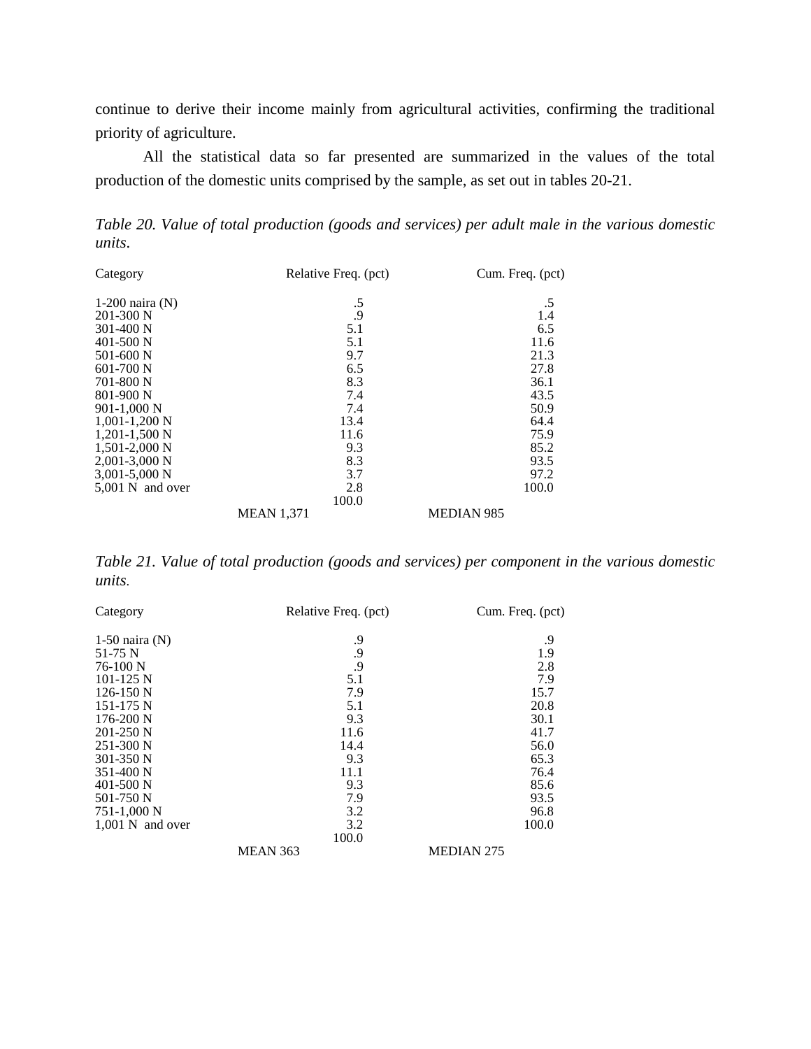continue to derive their income mainly from agricultural activities, confirming the traditional priority of agriculture.

All the statistical data so far presented are summarized in the values of the total production of the domestic units comprised by the sample, as set out in tables 20-21.

*Table 20. Value of total production (goods and services) per adult male in the various domestic units.*

| Category | Relative Freq. (pct) | Cum. Freq. (pct) |
|---|---|---|
| 1-200 naira (N) | .5 | .5 |
| 201-300 N | .9 | 1.4 |
| 301-400 N | 5.1 | 6.5 |
| 401-500 N | 5.1 | 11.6 |
| 501-600 N | 9.7 | 21.3 |
| 601-700 N | 6.5 | 27.8 |
| 701-800 N | 8.3 | 36.1 |
| 801-900 N | 7.4 | 43.5 |
| 901-1,000 N | 7.4 | 50.9 |
| 1,001-1,200 N | 13.4 | 64.4 |
| 1,201-1,500 N | 11.6 | 75.9 |
| 1,501-2,000 N | 9.3 | 85.2 |
| 2,001-3,000 N | 8.3 | 93.5 |
| 3,001-5,000 N | 3.7 | 97.2 |
| 5,001 N and over | 2.8 | 100.0 |
| | 100.0 | |
| | MEAN 1,371 | MEDIAN 985 |

*Table 21. Value of total production (goods and services) per component in the various domestic units.*

| Category | Relative Freq. (pct) | Cum. Freq. (pct) |
|---|---|---|
| 1-50 naira (N) | .9 | .9 |
| 51-75 N | .9 | 1.9 |
| 76-100 N | .9 | 2.8 |
| 101-125 N | 5.1 | 7.9 |
| 126-150 N | 7.9 | 15.7 |
| 151-175 N | 5.1 | 20.8 |
| 176-200 N | 9.3 | 30.1 |
| 201-250 N | 11.6 | 41.7 |
| 251-300 N | 14.4 | 56.0 |
| 301-350 N | 9.3 | 65.3 |
| 351-400 N | 11.1 | 76.4 |
| 401-500 N | 9.3 | 85.6 |
| 501-750 N | 7.9 | 93.5 |
| 751-1,000 N | 3.2 | 96.8 |
| 1,001 N and over | 3.2 | 100.0 |
| | 100.0 | |
| | MEAN 363 | MEDIAN 275 |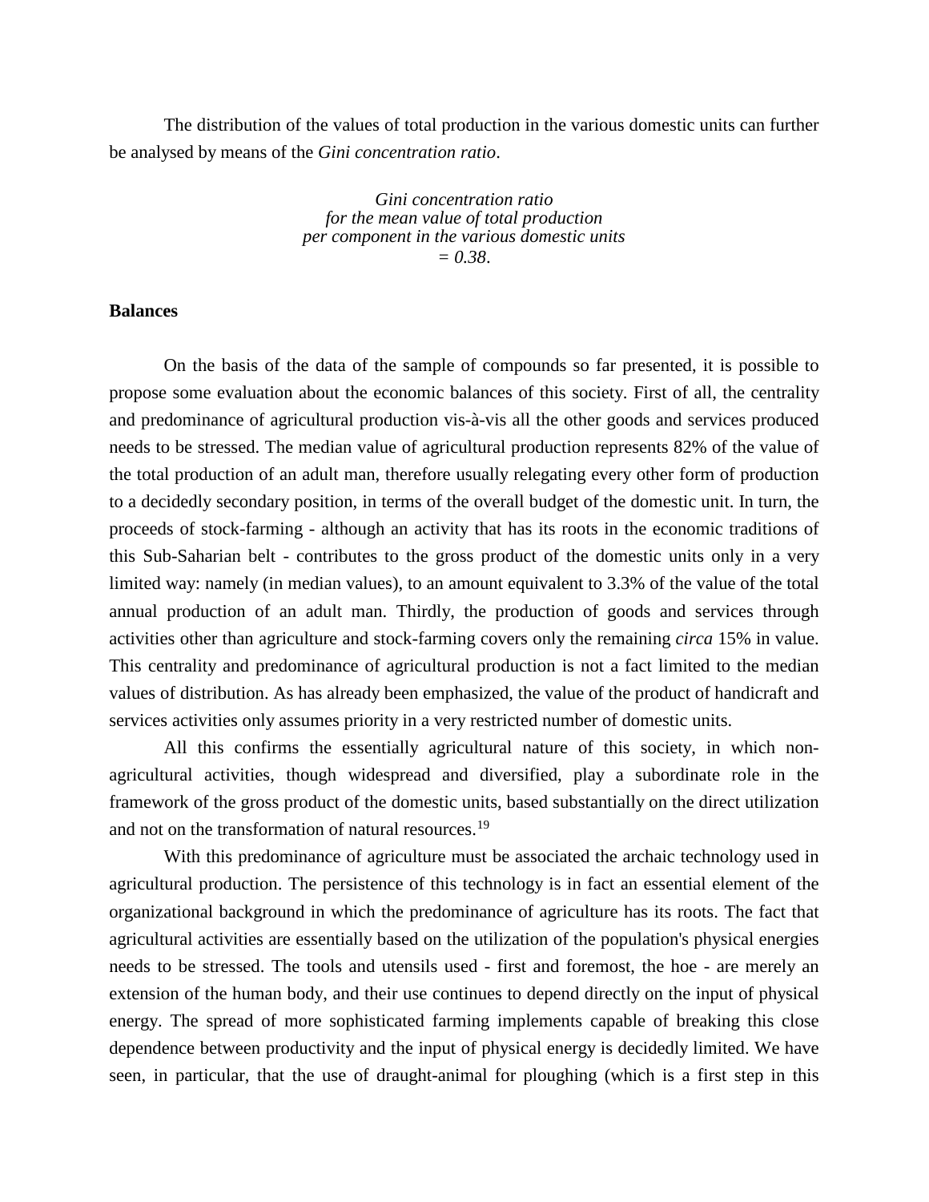The distribution of the values of total production in the various domestic units can further be analysed by means of the *Gini concentration ratio*.

*Gini concentration ratio*
*for the mean value of total production*
*per component in the various domestic units*
*= 0.38*.

**Balances**

On the basis of the data of the sample of compounds so far presented, it is possible to propose some evaluation about the economic balances of this society. First of all, the centrality and predominance of agricultural production vis-à-vis all the other goods and services produced needs to be stressed. The median value of agricultural production represents 82% of the value of the total production of an adult man, therefore usually relegating every other form of production to a decidedly secondary position, in terms of the overall budget of the domestic unit. In turn, the proceeds of stock-farming - although an activity that has its roots in the economic traditions of this Sub-Saharian belt - contributes to the gross product of the domestic units only in a very limited way: namely (in median values), to an amount equivalent to 3.3% of the value of the total annual production of an adult man. Thirdly, the production of goods and services through activities other than agriculture and stock-farming covers only the remaining *circa* 15% in value. This centrality and predominance of agricultural production is not a fact limited to the median values of distribution. As has already been emphasized, the value of the product of handicraft and services activities only assumes priority in a very restricted number of domestic units.

All this confirms the essentially agricultural nature of this society, in which non-agricultural activities, though widespread and diversified, play a subordinate role in the framework of the gross product of the domestic units, based substantially on the direct utilization and not on the transformation of natural resources.[19]

With this predominance of agriculture must be associated the archaic technology used in agricultural production. The persistence of this technology is in fact an essential element of the organizational background in which the predominance of agriculture has its roots. The fact that agricultural activities are essentially based on the utilization of the population's physical energies needs to be stressed. The tools and utensils used - first and foremost, the hoe - are merely an extension of the human body, and their use continues to depend directly on the input of physical energy. The spread of more sophisticated farming implements capable of breaking this close dependence between productivity and the input of physical energy is decidedly limited. We have seen, in particular, that the use of draught-animal for ploughing (which is a first step in this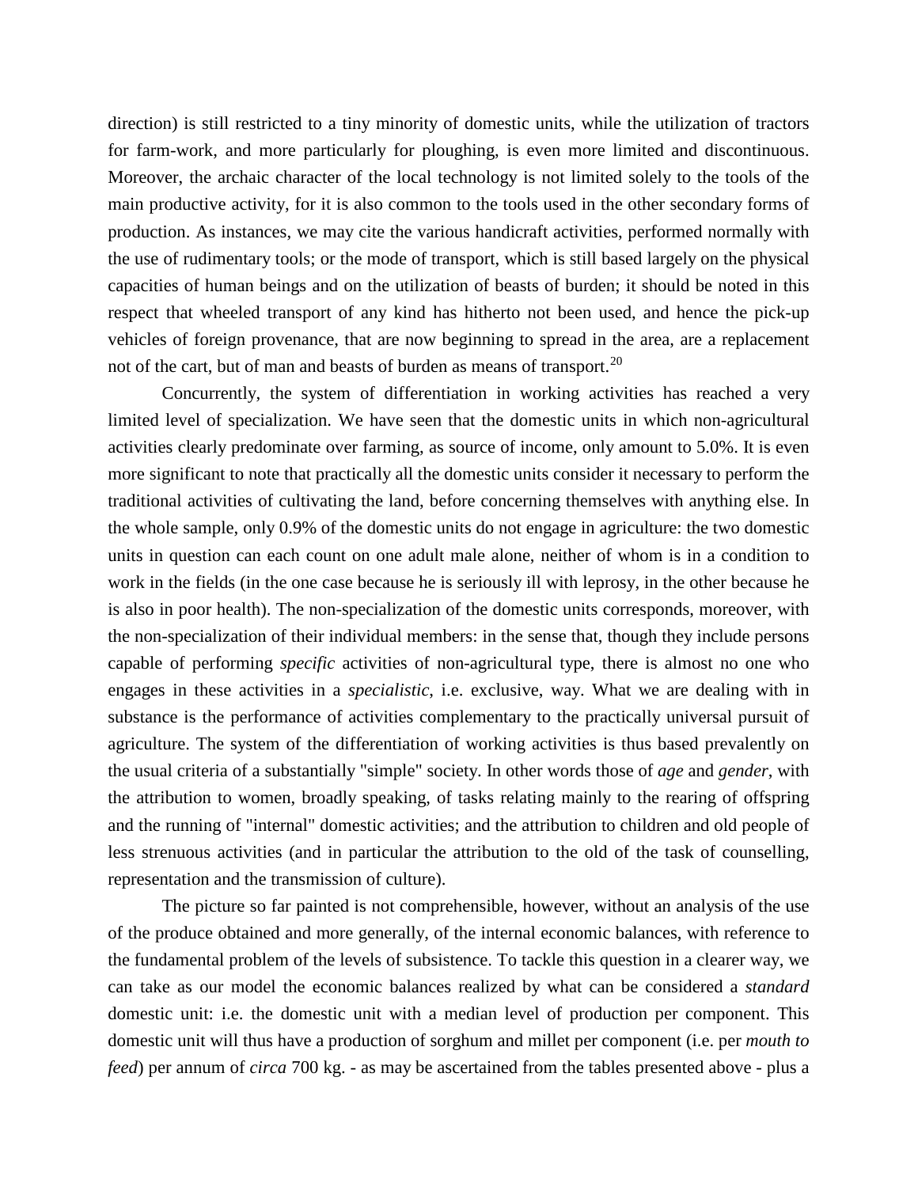direction) is still restricted to a tiny minority of domestic units, while the utilization of tractors for farm-work, and more particularly for ploughing, is even more limited and discontinuous. Moreover, the archaic character of the local technology is not limited solely to the tools of the main productive activity, for it is also common to the tools used in the other secondary forms of production. As instances, we may cite the various handicraft activities, performed normally with the use of rudimentary tools; or the mode of transport, which is still based largely on the physical capacities of human beings and on the utilization of beasts of burden; it should be noted in this respect that wheeled transport of any kind has hitherto not been used, and hence the pick-up vehicles of foreign provenance, that are now beginning to spread in the area, are a replacement not of the cart, but of man and beasts of burden as means of transport.[20]

Concurrently, the system of differentiation in working activities has reached a very limited level of specialization. We have seen that the domestic units in which non-agricultural activities clearly predominate over farming, as source of income, only amount to 5.0%. It is even more significant to note that practically all the domestic units consider it necessary to perform the traditional activities of cultivating the land, before concerning themselves with anything else. In the whole sample, only 0.9% of the domestic units do not engage in agriculture: the two domestic units in question can each count on one adult male alone, neither of whom is in a condition to work in the fields (in the one case because he is seriously ill with leprosy, in the other because he is also in poor health). The non-specialization of the domestic units corresponds, moreover, with the non-specialization of their individual members: in the sense that, though they include persons capable of performing *specific* activities of non-agricultural type, there is almost no one who engages in these activities in a *specialistic*, i.e. exclusive, way. What we are dealing with in substance is the performance of activities complementary to the practically universal pursuit of agriculture. The system of the differentiation of working activities is thus based prevalently on the usual criteria of a substantially "simple" society. In other words those of *age* and *gender*, with the attribution to women, broadly speaking, of tasks relating mainly to the rearing of offspring and the running of "internal" domestic activities; and the attribution to children and old people of less strenuous activities (and in particular the attribution to the old of the task of counselling, representation and the transmission of culture).

The picture so far painted is not comprehensible, however, without an analysis of the use of the produce obtained and more generally, of the internal economic balances, with reference to the fundamental problem of the levels of subsistence. To tackle this question in a clearer way, we can take as our model the economic balances realized by what can be considered a *standard* domestic unit: i.e. the domestic unit with a median level of production per component. This domestic unit will thus have a production of sorghum and millet per component (i.e. per *mouth to feed*) per annum of *circa* 700 kg. - as may be ascertained from the tables presented above - plus a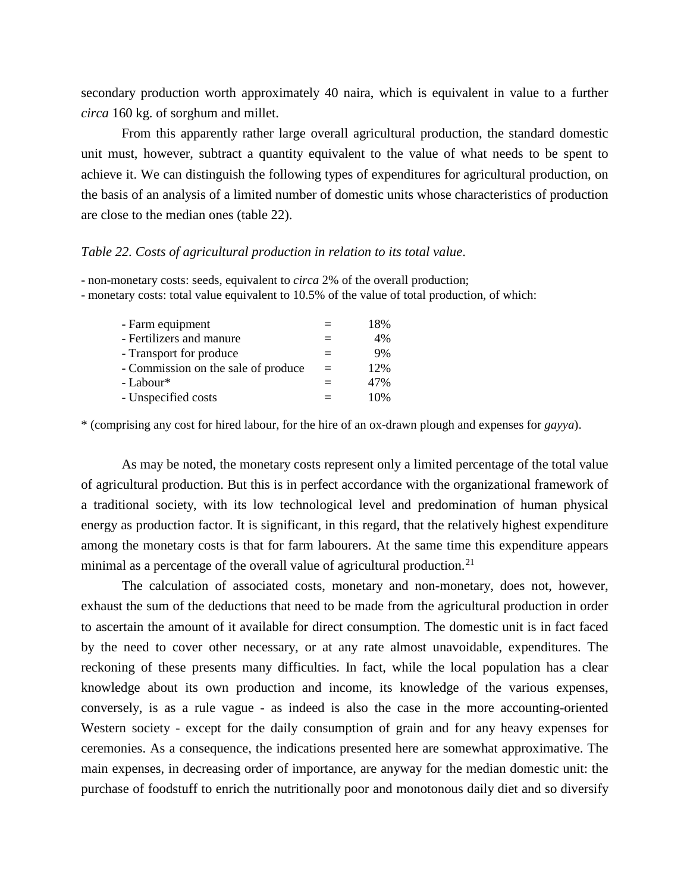secondary production worth approximately 40 naira, which is equivalent in value to a further *circa* 160 kg. of sorghum and millet.

From this apparently rather large overall agricultural production, the standard domestic unit must, however, subtract a quantity equivalent to the value of what needs to be spent to achieve it. We can distinguish the following types of expenditures for agricultural production, on the basis of an analysis of a limited number of domestic units whose characteristics of production are close to the median ones (table 22).

*Table 22. Costs of agricultural production in relation to its total value.*

- non-monetary costs: seeds, equivalent to *circa* 2% of the overall production;
- monetary costs: total value equivalent to 10.5% of the value of total production, of which:

| | | |
|---|---|---|
| - Farm equipment | = | 18% |
| - Fertilizers and manure | = | 4% |
| - Transport for produce | = | 9% |
| - Commission on the sale of produce | = | 12% |
| - Labour* | = | 47% |
| - Unspecified costs | = | 10% |

\* (comprising any cost for hired labour, for the hire of an ox-drawn plough and expenses for *gayya*).

As may be noted, the monetary costs represent only a limited percentage of the total value of agricultural production. But this is in perfect accordance with the organizational framework of a traditional society, with its low technological level and predomination of human physical energy as production factor. It is significant, in this regard, that the relatively highest expenditure among the monetary costs is that for farm labourers. At the same time this expenditure appears minimal as a percentage of the overall value of agricultural production.[21]

The calculation of associated costs, monetary and non-monetary, does not, however, exhaust the sum of the deductions that need to be made from the agricultural production in order to ascertain the amount of it available for direct consumption. The domestic unit is in fact faced by the need to cover other necessary, or at any rate almost unavoidable, expenditures. The reckoning of these presents many difficulties. In fact, while the local population has a clear knowledge about its own production and income, its knowledge of the various expenses, conversely, is as a rule vague - as indeed is also the case in the more accounting-oriented Western society - except for the daily consumption of grain and for any heavy expenses for ceremonies. As a consequence, the indications presented here are somewhat approximative. The main expenses, in decreasing order of importance, are anyway for the median domestic unit: the purchase of foodstuff to enrich the nutritionally poor and monotonous daily diet and so diversify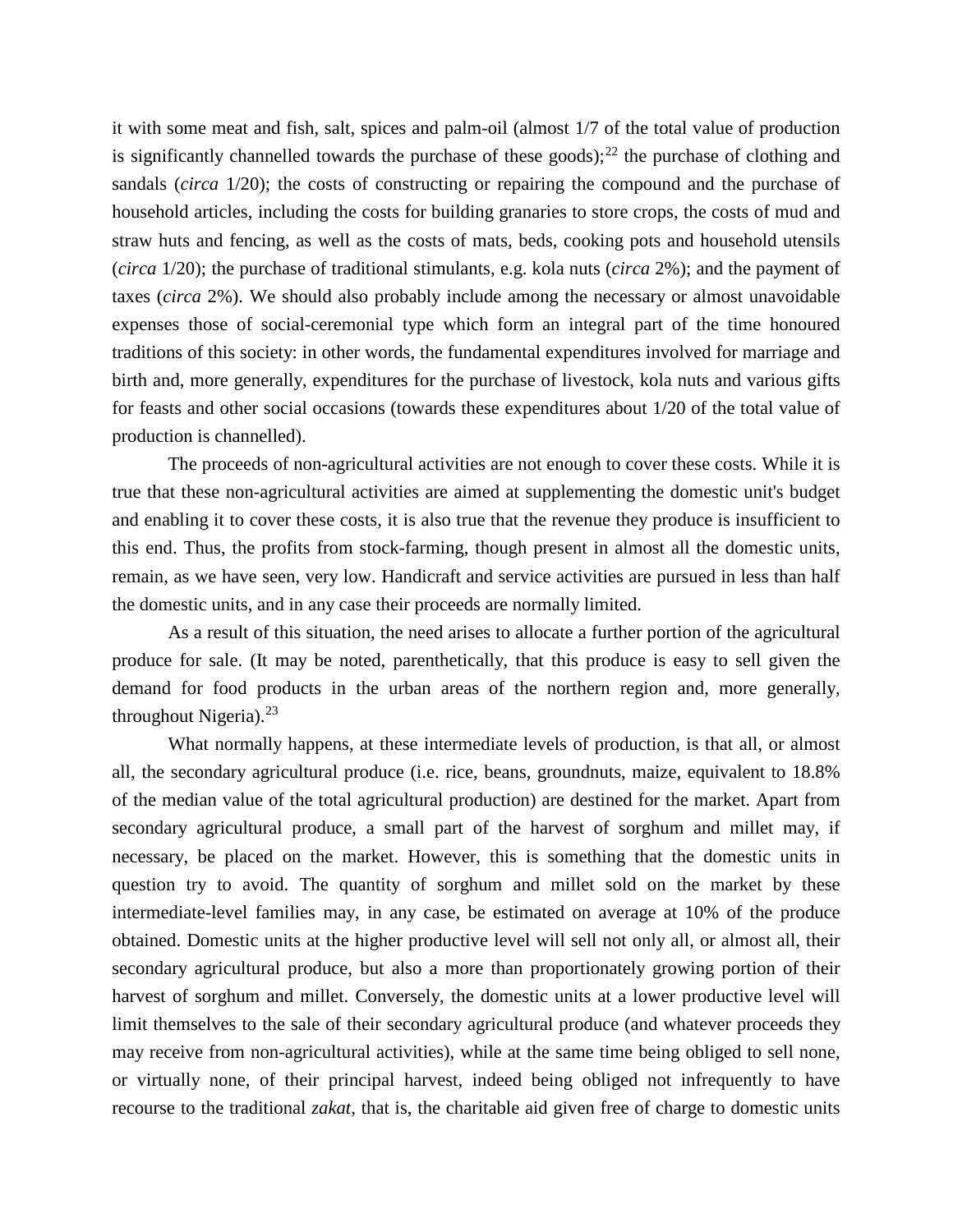it with some meat and fish, salt, spices and palm-oil (almost 1/7 of the total value of production is significantly channelled towards the purchase of these goods);[22] the purchase of clothing and sandals (*circa* 1/20); the costs of constructing or repairing the compound and the purchase of household articles, including the costs for building granaries to store crops, the costs of mud and straw huts and fencing, as well as the costs of mats, beds, cooking pots and household utensils (*circa* 1/20); the purchase of traditional stimulants, e.g. kola nuts (*circa* 2%); and the payment of taxes (*circa* 2%). We should also probably include among the necessary or almost unavoidable expenses those of social-ceremonial type which form an integral part of the time honoured traditions of this society: in other words, the fundamental expenditures involved for marriage and birth and, more generally, expenditures for the purchase of livestock, kola nuts and various gifts for feasts and other social occasions (towards these expenditures about 1/20 of the total value of production is channelled).

The proceeds of non-agricultural activities are not enough to cover these costs. While it is true that these non-agricultural activities are aimed at supplementing the domestic unit's budget and enabling it to cover these costs, it is also true that the revenue they produce is insufficient to this end. Thus, the profits from stock-farming, though present in almost all the domestic units, remain, as we have seen, very low. Handicraft and service activities are pursued in less than half the domestic units, and in any case their proceeds are normally limited.

As a result of this situation, the need arises to allocate a further portion of the agricultural produce for sale. (It may be noted, parenthetically, that this produce is easy to sell given the demand for food products in the urban areas of the northern region and, more generally, throughout Nigeria).[23]

What normally happens, at these intermediate levels of production, is that all, or almost all, the secondary agricultural produce (i.e. rice, beans, groundnuts, maize, equivalent to 18.8% of the median value of the total agricultural production) are destined for the market. Apart from secondary agricultural produce, a small part of the harvest of sorghum and millet may, if necessary, be placed on the market. However, this is something that the domestic units in question try to avoid. The quantity of sorghum and millet sold on the market by these intermediate-level families may, in any case, be estimated on average at 10% of the produce obtained. Domestic units at the higher productive level will sell not only all, or almost all, their secondary agricultural produce, but also a more than proportionately growing portion of their harvest of sorghum and millet. Conversely, the domestic units at a lower productive level will limit themselves to the sale of their secondary agricultural produce (and whatever proceeds they may receive from non-agricultural activities), while at the same time being obliged to sell none, or virtually none, of their principal harvest, indeed being obliged not infrequently to have recourse to the traditional *zakat*, that is, the charitable aid given free of charge to domestic units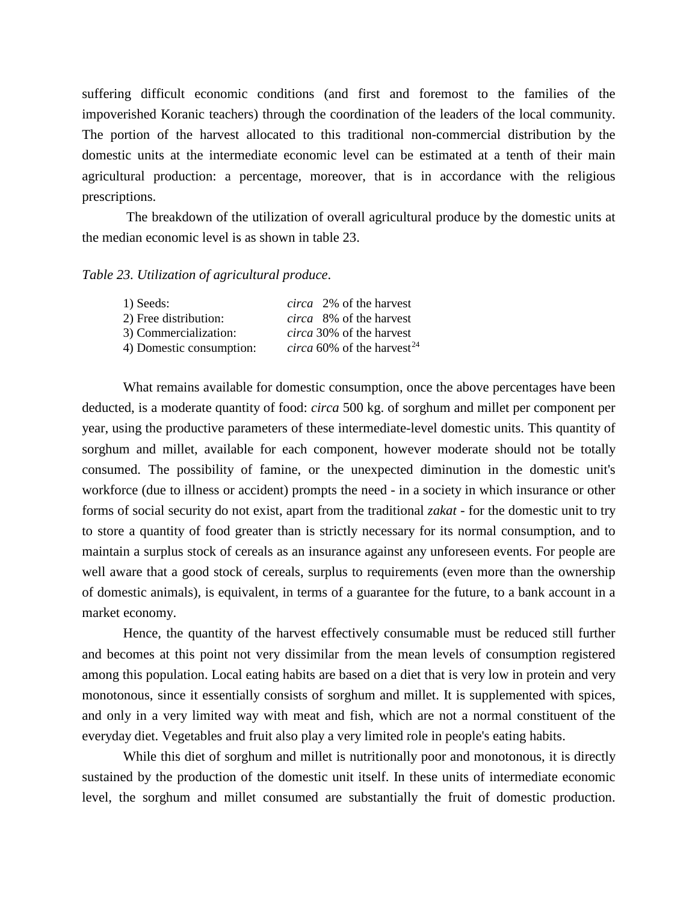suffering difficult economic conditions (and first and foremost to the families of the impoverished Koranic teachers) through the coordination of the leaders of the local community. The portion of the harvest allocated to this traditional non-commercial distribution by the domestic units at the intermediate economic level can be estimated at a tenth of their main agricultural production: a percentage, moreover, that is in accordance with the religious prescriptions.

The breakdown of the utilization of overall agricultural produce by the domestic units at the median economic level is as shown in table 23.

*Table 23. Utilization of agricultural produce.*

| | |
|---|---|
| 1) Seeds: | *circa* 2% of the harvest |
| 2) Free distribution: | *circa* 8% of the harvest |
| 3) Commercialization: | *circa* 30% of the harvest |
| 4) Domestic consumption: | *circa* 60% of the harvest[24] |

What remains available for domestic consumption, once the above percentages have been deducted, is a moderate quantity of food: *circa* 500 kg. of sorghum and millet per component per year, using the productive parameters of these intermediate-level domestic units. This quantity of sorghum and millet, available for each component, however moderate should not be totally consumed. The possibility of famine, or the unexpected diminution in the domestic unit's workforce (due to illness or accident) prompts the need - in a society in which insurance or other forms of social security do not exist, apart from the traditional *zakat* - for the domestic unit to try to store a quantity of food greater than is strictly necessary for its normal consumption, and to maintain a surplus stock of cereals as an insurance against any unforeseen events. For people are well aware that a good stock of cereals, surplus to requirements (even more than the ownership of domestic animals), is equivalent, in terms of a guarantee for the future, to a bank account in a market economy.

Hence, the quantity of the harvest effectively consumable must be reduced still further and becomes at this point not very dissimilar from the mean levels of consumption registered among this population. Local eating habits are based on a diet that is very low in protein and very monotonous, since it essentially consists of sorghum and millet. It is supplemented with spices, and only in a very limited way with meat and fish, which are not a normal constituent of the everyday diet. Vegetables and fruit also play a very limited role in people's eating habits.

While this diet of sorghum and millet is nutritionally poor and monotonous, it is directly sustained by the production of the domestic unit itself. In these units of intermediate economic level, the sorghum and millet consumed are substantially the fruit of domestic production.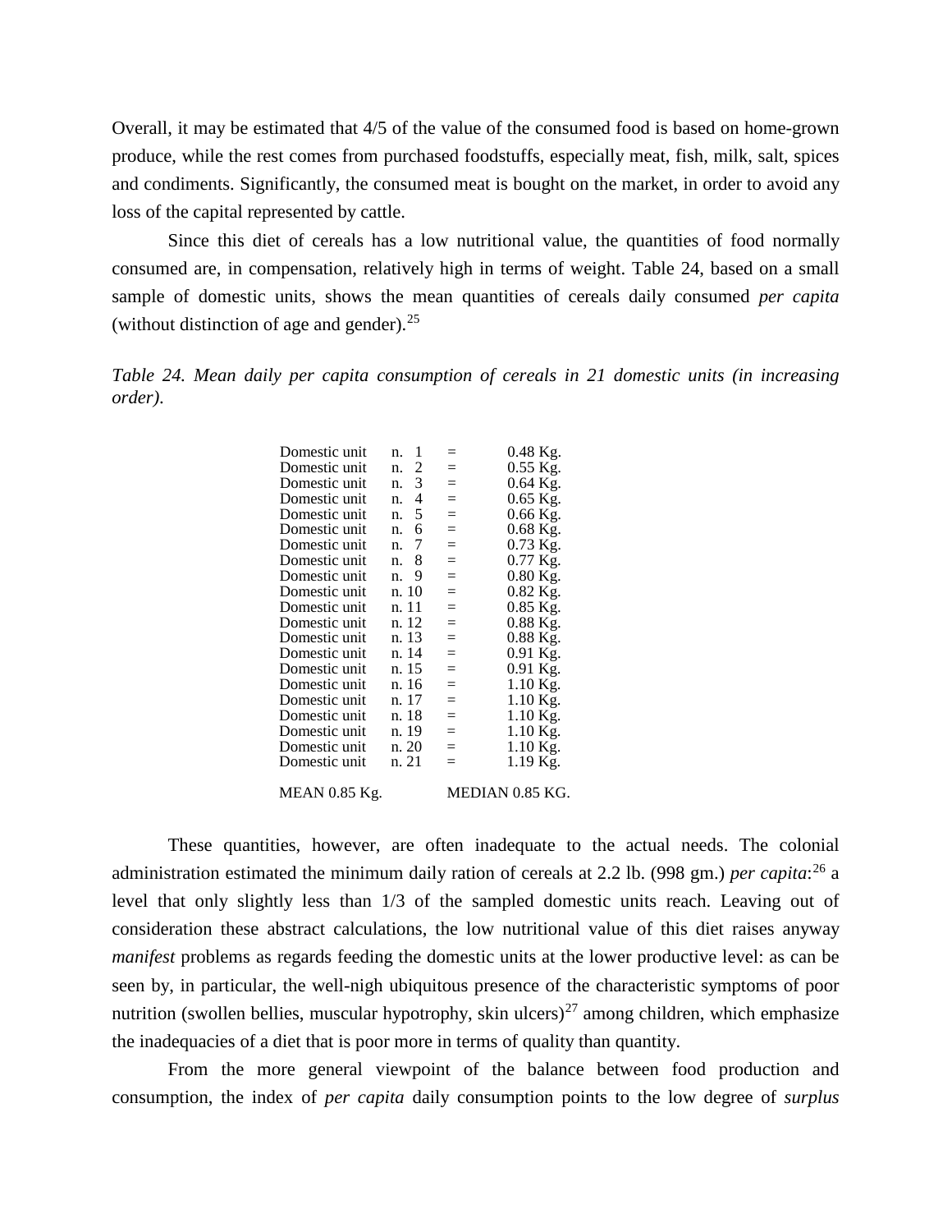Overall, it may be estimated that 4/5 of the value of the consumed food is based on home-grown produce, while the rest comes from purchased foodstuffs, especially meat, fish, milk, salt, spices and condiments. Significantly, the consumed meat is bought on the market, in order to avoid any loss of the capital represented by cattle.

Since this diet of cereals has a low nutritional value, the quantities of food normally consumed are, in compensation, relatively high in terms of weight. Table 24, based on a small sample of domestic units, shows the mean quantities of cereals daily consumed *per capita* (without distinction of age and gender).[25]

*Table 24. Mean daily per capita consumption of cereals in 21 domestic units (in increasing order).*

| Domestic unit | | | |
|---|---|---|---|
| Domestic unit | n. 1 | = | 0.48 Kg. |
| Domestic unit | n. 2 | = | 0.55 Kg. |
| Domestic unit | n. 3 | = | 0.64 Kg. |
| Domestic unit | n. 4 | = | 0.65 Kg. |
| Domestic unit | n. 5 | = | 0.66 Kg. |
| Domestic unit | n. 6 | = | 0.68 Kg. |
| Domestic unit | n. 7 | = | 0.73 Kg. |
| Domestic unit | n. 8 | = | 0.77 Kg. |
| Domestic unit | n. 9 | = | 0.80 Kg. |
| Domestic unit | n. 10 | = | 0.82 Kg. |
| Domestic unit | n. 11 | = | 0.85 Kg. |
| Domestic unit | n. 12 | = | 0.88 Kg. |
| Domestic unit | n. 13 | = | 0.88 Kg. |
| Domestic unit | n. 14 | = | 0.91 Kg. |
| Domestic unit | n. 15 | = | 0.91 Kg. |
| Domestic unit | n. 16 | = | 1.10 Kg. |
| Domestic unit | n. 17 | = | 1.10 Kg. |
| Domestic unit | n. 18 | = | 1.10 Kg. |
| Domestic unit | n. 19 | = | 1.10 Kg. |
| Domestic unit | n. 20 | = | 1.10 Kg. |
| Domestic unit | n. 21 | = | 1.19 Kg. |

MEAN 0.85 Kg. MEDIAN 0.85 KG.

These quantities, however, are often inadequate to the actual needs. The colonial administration estimated the minimum daily ration of cereals at 2.2 lb. (998 gm.) *per capita*:[26] a level that only slightly less than 1/3 of the sampled domestic units reach. Leaving out of consideration these abstract calculations, the low nutritional value of this diet raises anyway *manifest* problems as regards feeding the domestic units at the lower productive level: as can be seen by, in particular, the well-nigh ubiquitous presence of the characteristic symptoms of poor nutrition (swollen bellies, muscular hypotrophy, skin ulcers)[27] among children, which emphasize the inadequacies of a diet that is poor more in terms of quality than quantity.

From the more general viewpoint of the balance between food production and consumption, the index of *per capita* daily consumption points to the low degree of *surplus*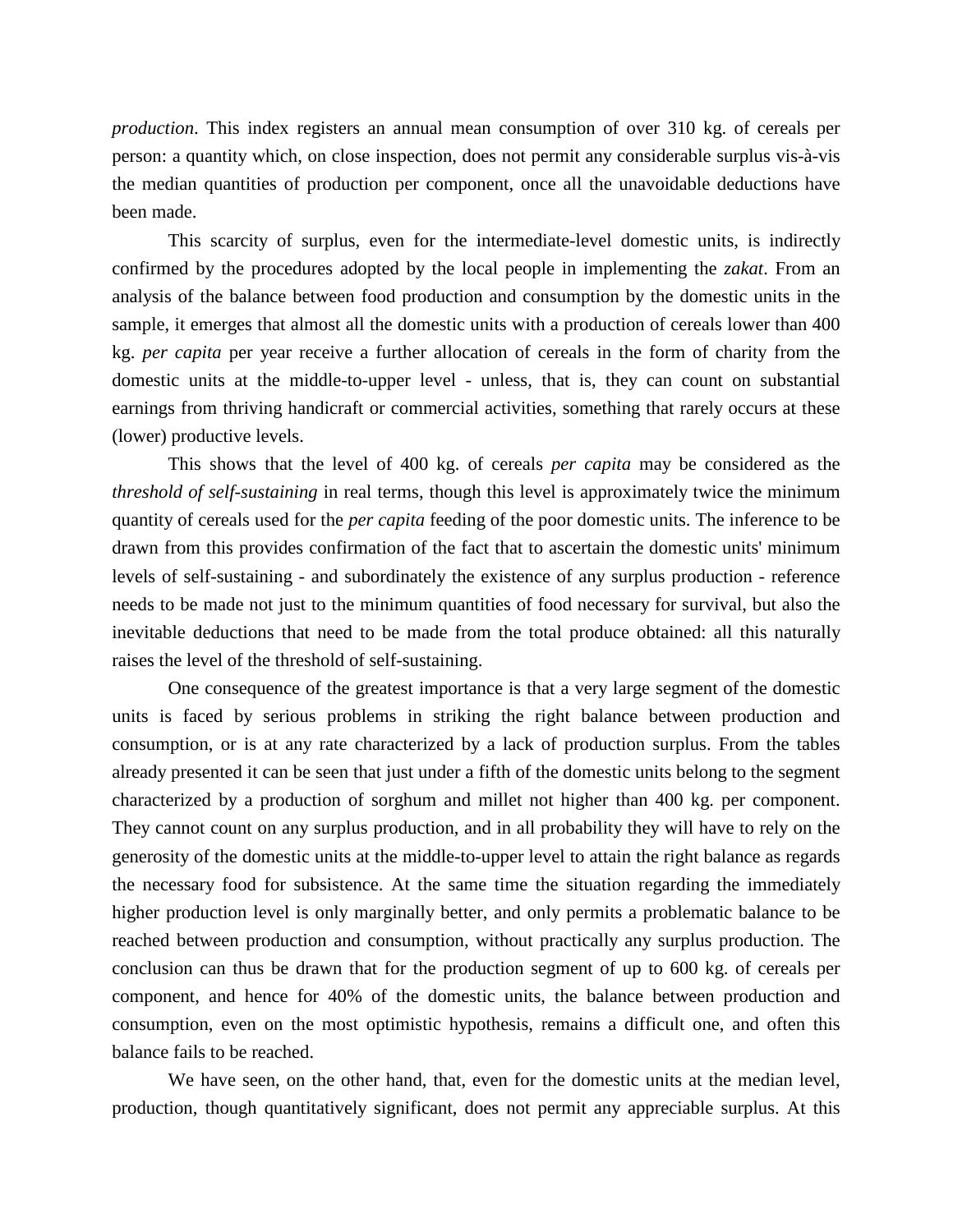*production*. This index registers an annual mean consumption of over 310 kg. of cereals per person: a quantity which, on close inspection, does not permit any considerable surplus vis-à-vis the median quantities of production per component, once all the unavoidable deductions have been made.

This scarcity of surplus, even for the intermediate-level domestic units, is indirectly confirmed by the procedures adopted by the local people in implementing the *zakat*. From an analysis of the balance between food production and consumption by the domestic units in the sample, it emerges that almost all the domestic units with a production of cereals lower than 400 kg. *per capita* per year receive a further allocation of cereals in the form of charity from the domestic units at the middle-to-upper level - unless, that is, they can count on substantial earnings from thriving handicraft or commercial activities, something that rarely occurs at these (lower) productive levels.

This shows that the level of 400 kg. of cereals *per capita* may be considered as the *threshold of self-sustaining* in real terms, though this level is approximately twice the minimum quantity of cereals used for the *per capita* feeding of the poor domestic units. The inference to be drawn from this provides confirmation of the fact that to ascertain the domestic units' minimum levels of self-sustaining - and subordinately the existence of any surplus production - reference needs to be made not just to the minimum quantities of food necessary for survival, but also the inevitable deductions that need to be made from the total produce obtained: all this naturally raises the level of the threshold of self-sustaining.

One consequence of the greatest importance is that a very large segment of the domestic units is faced by serious problems in striking the right balance between production and consumption, or is at any rate characterized by a lack of production surplus. From the tables already presented it can be seen that just under a fifth of the domestic units belong to the segment characterized by a production of sorghum and millet not higher than 400 kg. per component. They cannot count on any surplus production, and in all probability they will have to rely on the generosity of the domestic units at the middle-to-upper level to attain the right balance as regards the necessary food for subsistence. At the same time the situation regarding the immediately higher production level is only marginally better, and only permits a problematic balance to be reached between production and consumption, without practically any surplus production. The conclusion can thus be drawn that for the production segment of up to 600 kg. of cereals per component, and hence for 40% of the domestic units, the balance between production and consumption, even on the most optimistic hypothesis, remains a difficult one, and often this balance fails to be reached.

We have seen, on the other hand, that, even for the domestic units at the median level, production, though quantitatively significant, does not permit any appreciable surplus. At this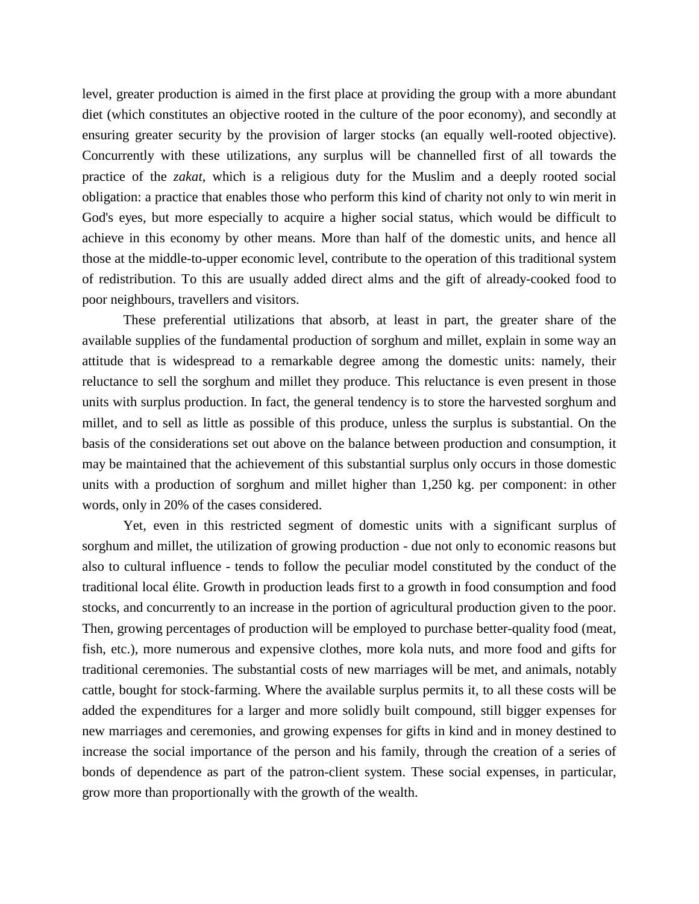level, greater production is aimed in the first place at providing the group with a more abundant diet (which constitutes an objective rooted in the culture of the poor economy), and secondly at ensuring greater security by the provision of larger stocks (an equally well-rooted objective). Concurrently with these utilizations, any surplus will be channelled first of all towards the practice of the *zakat*, which is a religious duty for the Muslim and a deeply rooted social obligation: a practice that enables those who perform this kind of charity not only to win merit in God's eyes, but more especially to acquire a higher social status, which would be difficult to achieve in this economy by other means. More than half of the domestic units, and hence all those at the middle-to-upper economic level, contribute to the operation of this traditional system of redistribution. To this are usually added direct alms and the gift of already-cooked food to poor neighbours, travellers and visitors.

These preferential utilizations that absorb, at least in part, the greater share of the available supplies of the fundamental production of sorghum and millet, explain in some way an attitude that is widespread to a remarkable degree among the domestic units: namely, their reluctance to sell the sorghum and millet they produce. This reluctance is even present in those units with surplus production. In fact, the general tendency is to store the harvested sorghum and millet, and to sell as little as possible of this produce, unless the surplus is substantial. On the basis of the considerations set out above on the balance between production and consumption, it may be maintained that the achievement of this substantial surplus only occurs in those domestic units with a production of sorghum and millet higher than 1,250 kg. per component: in other words, only in 20% of the cases considered.

Yet, even in this restricted segment of domestic units with a significant surplus of sorghum and millet, the utilization of growing production - due not only to economic reasons but also to cultural influence - tends to follow the peculiar model constituted by the conduct of the traditional local élite. Growth in production leads first to a growth in food consumption and food stocks, and concurrently to an increase in the portion of agricultural production given to the poor. Then, growing percentages of production will be employed to purchase better-quality food (meat, fish, etc.), more numerous and expensive clothes, more kola nuts, and more food and gifts for traditional ceremonies. The substantial costs of new marriages will be met, and animals, notably cattle, bought for stock-farming. Where the available surplus permits it, to all these costs will be added the expenditures for a larger and more solidly built compound, still bigger expenses for new marriages and ceremonies, and growing expenses for gifts in kind and in money destined to increase the social importance of the person and his family, through the creation of a series of bonds of dependence as part of the patron-client system. These social expenses, in particular, grow more than proportionally with the growth of the wealth.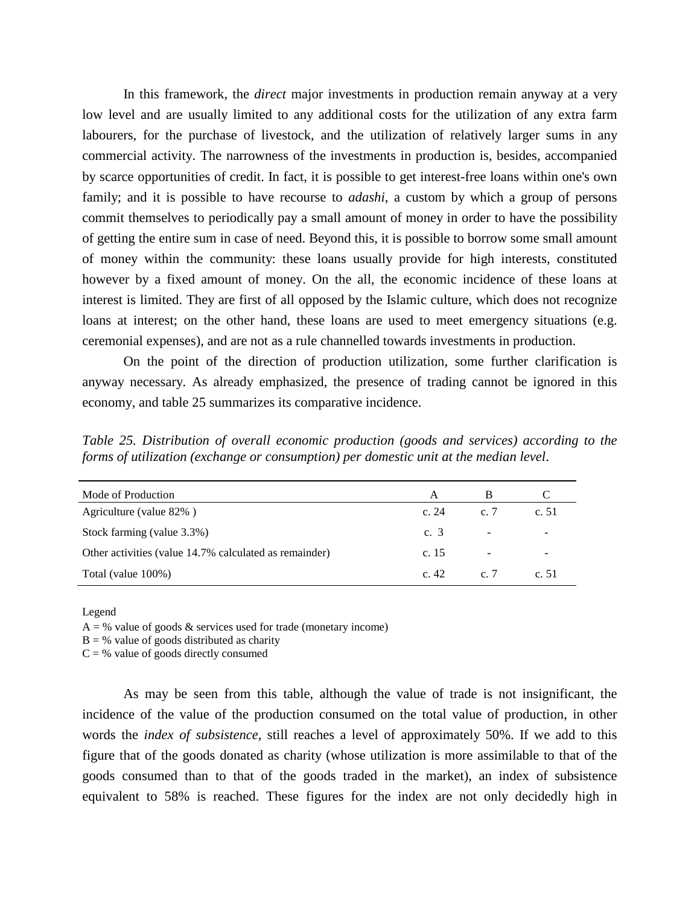In this framework, the *direct* major investments in production remain anyway at a very low level and are usually limited to any additional costs for the utilization of any extra farm labourers, for the purchase of livestock, and the utilization of relatively larger sums in any commercial activity. The narrowness of the investments in production is, besides, accompanied by scarce opportunities of credit. In fact, it is possible to get interest-free loans within one's own family; and it is possible to have recourse to *adashi*, a custom by which a group of persons commit themselves to periodically pay a small amount of money in order to have the possibility of getting the entire sum in case of need. Beyond this, it is possible to borrow some small amount of money within the community: these loans usually provide for high interests, constituted however by a fixed amount of money. On the all, the economic incidence of these loans at interest is limited. They are first of all opposed by the Islamic culture, which does not recognize loans at interest; on the other hand, these loans are used to meet emergency situations (e.g. ceremonial expenses), and are not as a rule channelled towards investments in production.

On the point of the direction of production utilization, some further clarification is anyway necessary. As already emphasized, the presence of trading cannot be ignored in this economy, and table 25 summarizes its comparative incidence.

*Table 25. Distribution of overall economic production (goods and services) according to the forms of utilization (exchange or consumption) per domestic unit at the median level.*

| Mode of Production | A | B | C |
|---|---|---|---|
| Agriculture (value 82% ) | c. 24 | c. 7 | c. 51 |
| Stock farming (value 3.3%) | c. 3 | - | - |
| Other activities (value 14.7% calculated as remainder) | c. 15 | - | - |
| Total (value 100%) | c. 42 | c. 7 | c. 51 |

Legend
A = % value of goods & services used for trade (monetary income)
B = % value of goods distributed as charity
C = % value of goods directly consumed

As may be seen from this table, although the value of trade is not insignificant, the incidence of the value of the production consumed on the total value of production, in other words the *index of subsistence*, still reaches a level of approximately 50%. If we add to this figure that of the goods donated as charity (whose utilization is more assimilable to that of the goods consumed than to that of the goods traded in the market), an index of subsistence equivalent to 58% is reached. These figures for the index are not only decidedly high in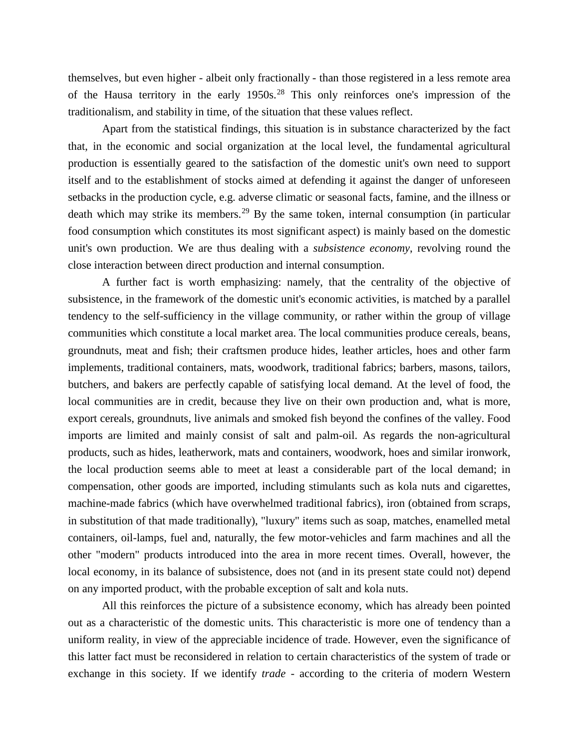themselves, but even higher - albeit only fractionally - than those registered in a less remote area of the Hausa territory in the early 1950s.[28] This only reinforces one's impression of the traditionalism, and stability in time, of the situation that these values reflect.

Apart from the statistical findings, this situation is in substance characterized by the fact that, in the economic and social organization at the local level, the fundamental agricultural production is essentially geared to the satisfaction of the domestic unit's own need to support itself and to the establishment of stocks aimed at defending it against the danger of unforeseen setbacks in the production cycle, e.g. adverse climatic or seasonal facts, famine, and the illness or death which may strike its members.[29] By the same token, internal consumption (in particular food consumption which constitutes its most significant aspect) is mainly based on the domestic unit's own production. We are thus dealing with a *subsistence economy*, revolving round the close interaction between direct production and internal consumption.

A further fact is worth emphasizing: namely, that the centrality of the objective of subsistence, in the framework of the domestic unit's economic activities, is matched by a parallel tendency to the self-sufficiency in the village community, or rather within the group of village communities which constitute a local market area. The local communities produce cereals, beans, groundnuts, meat and fish; their craftsmen produce hides, leather articles, hoes and other farm implements, traditional containers, mats, woodwork, traditional fabrics; barbers, masons, tailors, butchers, and bakers are perfectly capable of satisfying local demand. At the level of food, the local communities are in credit, because they live on their own production and, what is more, export cereals, groundnuts, live animals and smoked fish beyond the confines of the valley. Food imports are limited and mainly consist of salt and palm-oil. As regards the non-agricultural products, such as hides, leatherwork, mats and containers, woodwork, hoes and similar ironwork, the local production seems able to meet at least a considerable part of the local demand; in compensation, other goods are imported, including stimulants such as kola nuts and cigarettes, machine-made fabrics (which have overwhelmed traditional fabrics), iron (obtained from scraps, in substitution of that made traditionally), "luxury" items such as soap, matches, enamelled metal containers, oil-lamps, fuel and, naturally, the few motor-vehicles and farm machines and all the other "modern" products introduced into the area in more recent times. Overall, however, the local economy, in its balance of subsistence, does not (and in its present state could not) depend on any imported product, with the probable exception of salt and kola nuts.

All this reinforces the picture of a subsistence economy, which has already been pointed out as a characteristic of the domestic units. This characteristic is more one of tendency than a uniform reality, in view of the appreciable incidence of trade. However, even the significance of this latter fact must be reconsidered in relation to certain characteristics of the system of trade or exchange in this society. If we identify *trade* - according to the criteria of modern Western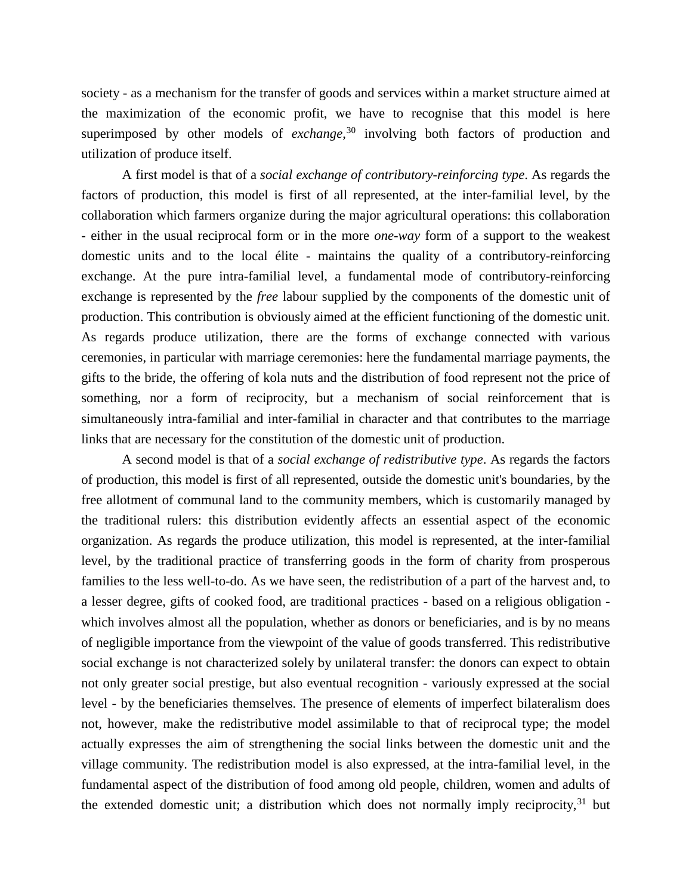society - as a mechanism for the transfer of goods and services within a market structure aimed at the maximization of the economic profit, we have to recognise that this model is here superimposed by other models of *exchange*,[30] involving both factors of production and utilization of produce itself.

A first model is that of a *social exchange of contributory-reinforcing type*. As regards the factors of production, this model is first of all represented, at the inter-familial level, by the collaboration which farmers organize during the major agricultural operations: this collaboration - either in the usual reciprocal form or in the more *one-way* form of a support to the weakest domestic units and to the local élite - maintains the quality of a contributory-reinforcing exchange. At the pure intra-familial level, a fundamental mode of contributory-reinforcing exchange is represented by the *free* labour supplied by the components of the domestic unit of production. This contribution is obviously aimed at the efficient functioning of the domestic unit. As regards produce utilization, there are the forms of exchange connected with various ceremonies, in particular with marriage ceremonies: here the fundamental marriage payments, the gifts to the bride, the offering of kola nuts and the distribution of food represent not the price of something, nor a form of reciprocity, but a mechanism of social reinforcement that is simultaneously intra-familial and inter-familial in character and that contributes to the marriage links that are necessary for the constitution of the domestic unit of production.

A second model is that of a *social exchange of redistributive type*. As regards the factors of production, this model is first of all represented, outside the domestic unit's boundaries, by the free allotment of communal land to the community members, which is customarily managed by the traditional rulers: this distribution evidently affects an essential aspect of the economic organization. As regards the produce utilization, this model is represented, at the inter-familial level, by the traditional practice of transferring goods in the form of charity from prosperous families to the less well-to-do. As we have seen, the redistribution of a part of the harvest and, to a lesser degree, gifts of cooked food, are traditional practices - based on a religious obligation - which involves almost all the population, whether as donors or beneficiaries, and is by no means of negligible importance from the viewpoint of the value of goods transferred. This redistributive social exchange is not characterized solely by unilateral transfer: the donors can expect to obtain not only greater social prestige, but also eventual recognition - variously expressed at the social level - by the beneficiaries themselves. The presence of elements of imperfect bilateralism does not, however, make the redistributive model assimilable to that of reciprocal type; the model actually expresses the aim of strengthening the social links between the domestic unit and the village community. The redistribution model is also expressed, at the intra-familial level, in the fundamental aspect of the distribution of food among old people, children, women and adults of the extended domestic unit; a distribution which does not normally imply reciprocity,[31] but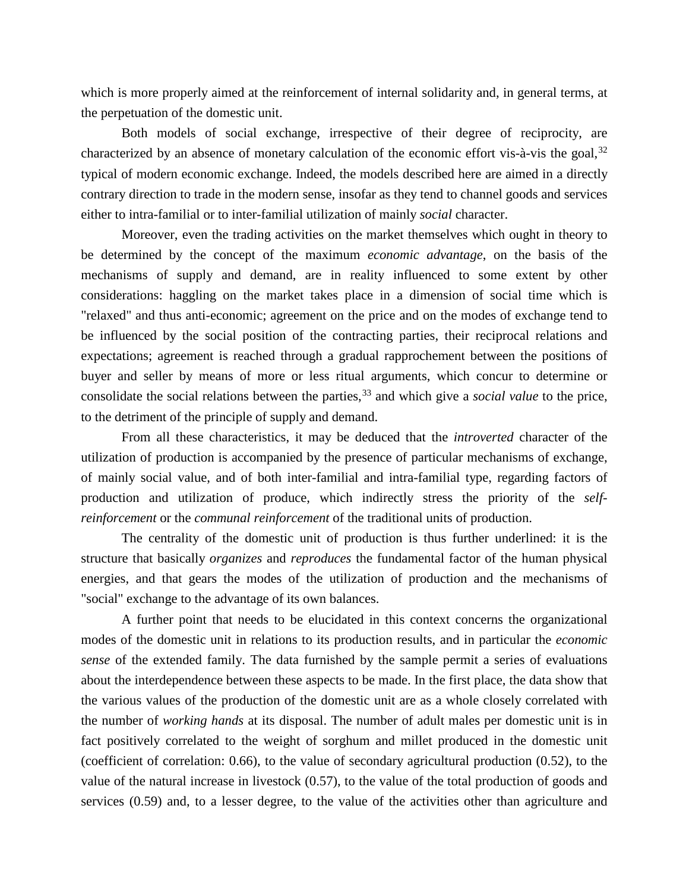which is more properly aimed at the reinforcement of internal solidarity and, in general terms, at the perpetuation of the domestic unit.

Both models of social exchange, irrespective of their degree of reciprocity, are characterized by an absence of monetary calculation of the economic effort vis-à-vis the goal,[32] typical of modern economic exchange. Indeed, the models described here are aimed in a directly contrary direction to trade in the modern sense, insofar as they tend to channel goods and services either to intra-familial or to inter-familial utilization of mainly *social* character.

Moreover, even the trading activities on the market themselves which ought in theory to be determined by the concept of the maximum *economic advantage*, on the basis of the mechanisms of supply and demand, are in reality influenced to some extent by other considerations: haggling on the market takes place in a dimension of social time which is "relaxed" and thus anti-economic; agreement on the price and on the modes of exchange tend to be influenced by the social position of the contracting parties, their reciprocal relations and expectations; agreement is reached through a gradual rapprochement between the positions of buyer and seller by means of more or less ritual arguments, which concur to determine or consolidate the social relations between the parties,[33] and which give a *social value* to the price, to the detriment of the principle of supply and demand.

From all these characteristics, it may be deduced that the *introverted* character of the utilization of production is accompanied by the presence of particular mechanisms of exchange, of mainly social value, and of both inter-familial and intra-familial type, regarding factors of production and utilization of produce, which indirectly stress the priority of the *self-reinforcement* or the *communal reinforcement* of the traditional units of production.

The centrality of the domestic unit of production is thus further underlined: it is the structure that basically *organizes* and *reproduces* the fundamental factor of the human physical energies, and that gears the modes of the utilization of production and the mechanisms of "social" exchange to the advantage of its own balances.

A further point that needs to be elucidated in this context concerns the organizational modes of the domestic unit in relations to its production results, and in particular the *economic sense* of the extended family. The data furnished by the sample permit a series of evaluations about the interdependence between these aspects to be made. In the first place, the data show that the various values of the production of the domestic unit are as a whole closely correlated with the number of *working hands* at its disposal. The number of adult males per domestic unit is in fact positively correlated to the weight of sorghum and millet produced in the domestic unit (coefficient of correlation: 0.66), to the value of secondary agricultural production (0.52), to the value of the natural increase in livestock (0.57), to the value of the total production of goods and services (0.59) and, to a lesser degree, to the value of the activities other than agriculture and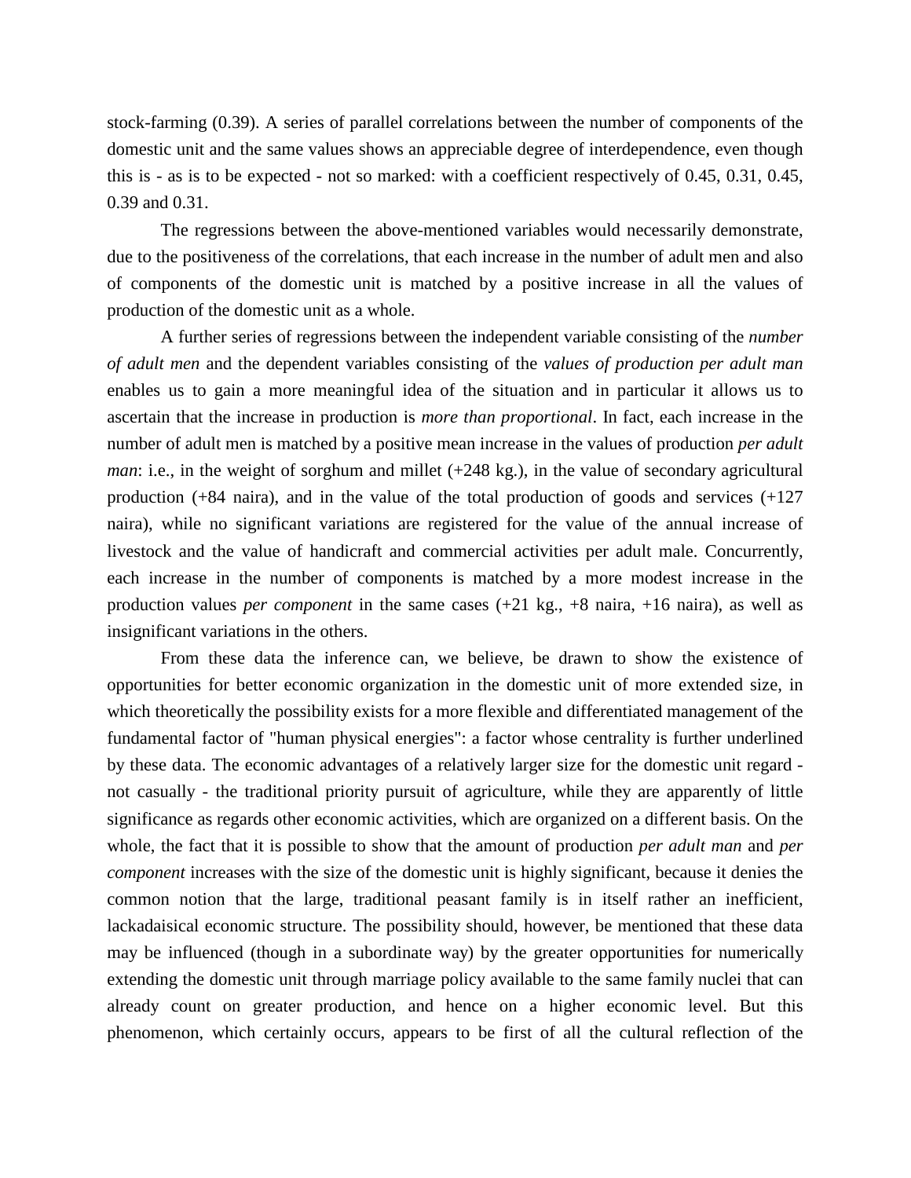stock-farming (0.39). A series of parallel correlations between the number of components of the domestic unit and the same values shows an appreciable degree of interdependence, even though this is - as is to be expected - not so marked: with a coefficient respectively of 0.45, 0.31, 0.45, 0.39 and 0.31.

The regressions between the above-mentioned variables would necessarily demonstrate, due to the positiveness of the correlations, that each increase in the number of adult men and also of components of the domestic unit is matched by a positive increase in all the values of production of the domestic unit as a whole.

A further series of regressions between the independent variable consisting of the *number of adult men* and the dependent variables consisting of the *values of production per adult man* enables us to gain a more meaningful idea of the situation and in particular it allows us to ascertain that the increase in production is *more than proportional*. In fact, each increase in the number of adult men is matched by a positive mean increase in the values of production *per adult man*: i.e., in the weight of sorghum and millet (+248 kg.), in the value of secondary agricultural production (+84 naira), and in the value of the total production of goods and services (+127 naira), while no significant variations are registered for the value of the annual increase of livestock and the value of handicraft and commercial activities per adult male. Concurrently, each increase in the number of components is matched by a more modest increase in the production values *per component* in the same cases (+21 kg., +8 naira, +16 naira), as well as insignificant variations in the others.

From these data the inference can, we believe, be drawn to show the existence of opportunities for better economic organization in the domestic unit of more extended size, in which theoretically the possibility exists for a more flexible and differentiated management of the fundamental factor of "human physical energies": a factor whose centrality is further underlined by these data. The economic advantages of a relatively larger size for the domestic unit regard - not casually - the traditional priority pursuit of agriculture, while they are apparently of little significance as regards other economic activities, which are organized on a different basis. On the whole, the fact that it is possible to show that the amount of production *per adult man* and *per component* increases with the size of the domestic unit is highly significant, because it denies the common notion that the large, traditional peasant family is in itself rather an inefficient, lackadaisical economic structure. The possibility should, however, be mentioned that these data may be influenced (though in a subordinate way) by the greater opportunities for numerically extending the domestic unit through marriage policy available to the same family nuclei that can already count on greater production, and hence on a higher economic level. But this phenomenon, which certainly occurs, appears to be first of all the cultural reflection of the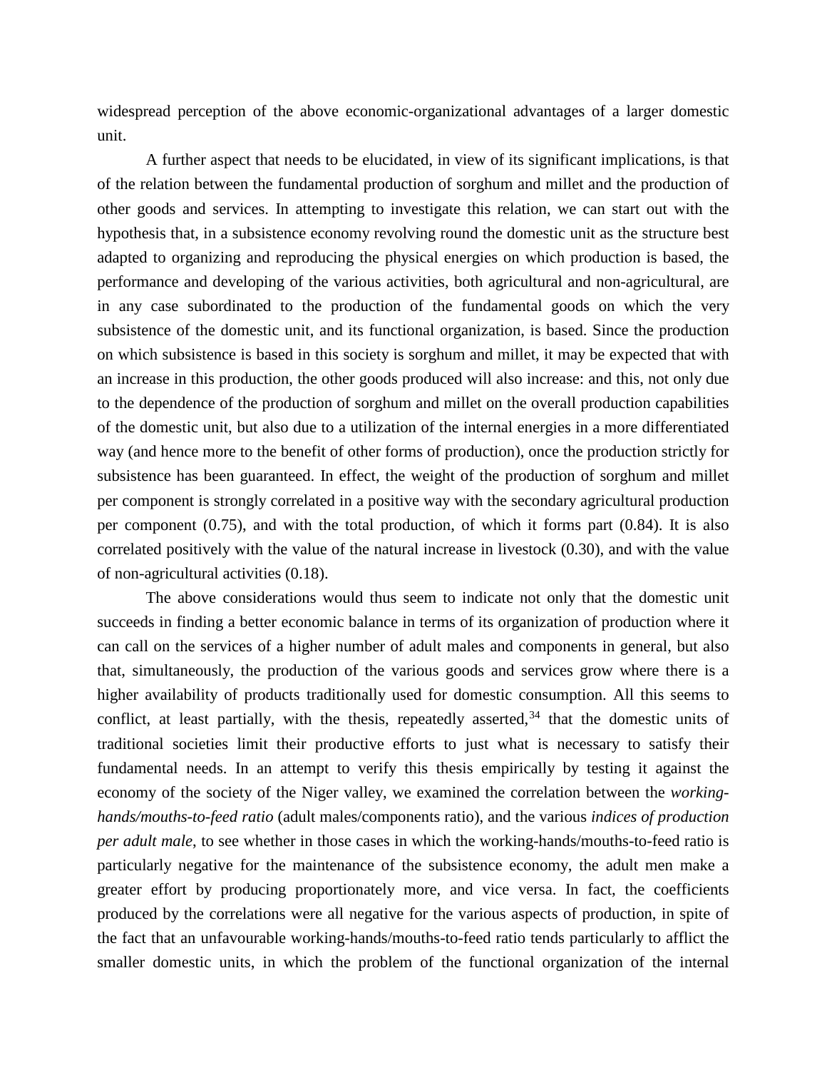widespread perception of the above economic-organizational advantages of a larger domestic unit.

A further aspect that needs to be elucidated, in view of its significant implications, is that of the relation between the fundamental production of sorghum and millet and the production of other goods and services. In attempting to investigate this relation, we can start out with the hypothesis that, in a subsistence economy revolving round the domestic unit as the structure best adapted to organizing and reproducing the physical energies on which production is based, the performance and developing of the various activities, both agricultural and non-agricultural, are in any case subordinated to the production of the fundamental goods on which the very subsistence of the domestic unit, and its functional organization, is based. Since the production on which subsistence is based in this society is sorghum and millet, it may be expected that with an increase in this production, the other goods produced will also increase: and this, not only due to the dependence of the production of sorghum and millet on the overall production capabilities of the domestic unit, but also due to a utilization of the internal energies in a more differentiated way (and hence more to the benefit of other forms of production), once the production strictly for subsistence has been guaranteed. In effect, the weight of the production of sorghum and millet per component is strongly correlated in a positive way with the secondary agricultural production per component (0.75), and with the total production, of which it forms part (0.84). It is also correlated positively with the value of the natural increase in livestock (0.30), and with the value of non-agricultural activities (0.18).

The above considerations would thus seem to indicate not only that the domestic unit succeeds in finding a better economic balance in terms of its organization of production where it can call on the services of a higher number of adult males and components in general, but also that, simultaneously, the production of the various goods and services grow where there is a higher availability of products traditionally used for domestic consumption. All this seems to conflict, at least partially, with the thesis, repeatedly asserted,[34] that the domestic units of traditional societies limit their productive efforts to just what is necessary to satisfy their fundamental needs. In an attempt to verify this thesis empirically by testing it against the economy of the society of the Niger valley, we examined the correlation between the *working-hands/mouths-to-feed ratio* (adult males/components ratio), and the various *indices of production per adult male*, to see whether in those cases in which the working-hands/mouths-to-feed ratio is particularly negative for the maintenance of the subsistence economy, the adult men make a greater effort by producing proportionately more, and vice versa. In fact, the coefficients produced by the correlations were all negative for the various aspects of production, in spite of the fact that an unfavourable working-hands/mouths-to-feed ratio tends particularly to afflict the smaller domestic units, in which the problem of the functional organization of the internal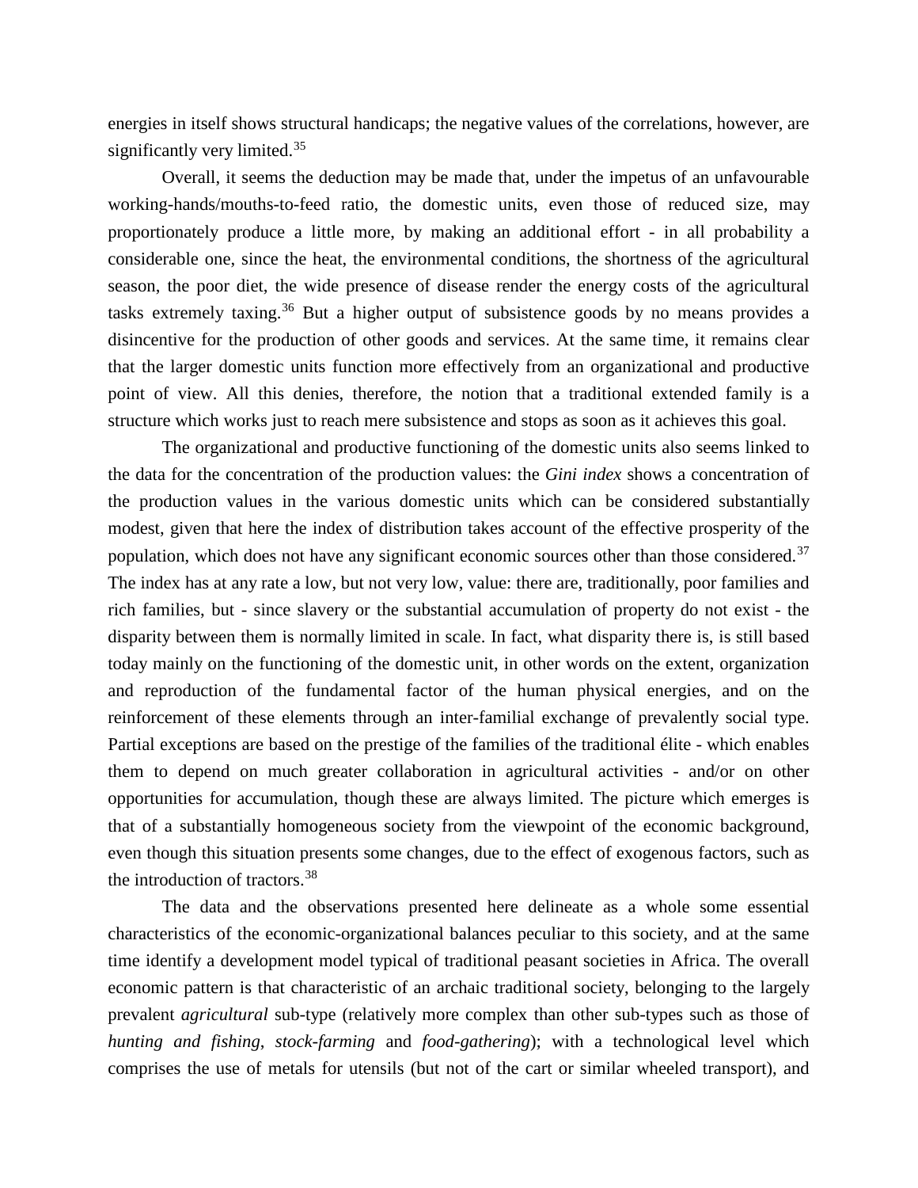energies in itself shows structural handicaps; the negative values of the correlations, however, are significantly very limited.[35]

Overall, it seems the deduction may be made that, under the impetus of an unfavourable working-hands/mouths-to-feed ratio, the domestic units, even those of reduced size, may proportionately produce a little more, by making an additional effort - in all probability a considerable one, since the heat, the environmental conditions, the shortness of the agricultural season, the poor diet, the wide presence of disease render the energy costs of the agricultural tasks extremely taxing.[36] But a higher output of subsistence goods by no means provides a disincentive for the production of other goods and services. At the same time, it remains clear that the larger domestic units function more effectively from an organizational and productive point of view. All this denies, therefore, the notion that a traditional extended family is a structure which works just to reach mere subsistence and stops as soon as it achieves this goal.

The organizational and productive functioning of the domestic units also seems linked to the data for the concentration of the production values: the *Gini index* shows a concentration of the production values in the various domestic units which can be considered substantially modest, given that here the index of distribution takes account of the effective prosperity of the population, which does not have any significant economic sources other than those considered.[37] The index has at any rate a low, but not very low, value: there are, traditionally, poor families and rich families, but - since slavery or the substantial accumulation of property do not exist - the disparity between them is normally limited in scale. In fact, what disparity there is, is still based today mainly on the functioning of the domestic unit, in other words on the extent, organization and reproduction of the fundamental factor of the human physical energies, and on the reinforcement of these elements through an inter-familial exchange of prevalently social type. Partial exceptions are based on the prestige of the families of the traditional élite - which enables them to depend on much greater collaboration in agricultural activities - and/or on other opportunities for accumulation, though these are always limited. The picture which emerges is that of a substantially homogeneous society from the viewpoint of the economic background, even though this situation presents some changes, due to the effect of exogenous factors, such as the introduction of tractors.[38]

The data and the observations presented here delineate as a whole some essential characteristics of the economic-organizational balances peculiar to this society, and at the same time identify a development model typical of traditional peasant societies in Africa. The overall economic pattern is that characteristic of an archaic traditional society, belonging to the largely prevalent *agricultural* sub-type (relatively more complex than other sub-types such as those of *hunting and fishing*, *stock-farming* and *food-gathering*); with a technological level which comprises the use of metals for utensils (but not of the cart or similar wheeled transport), and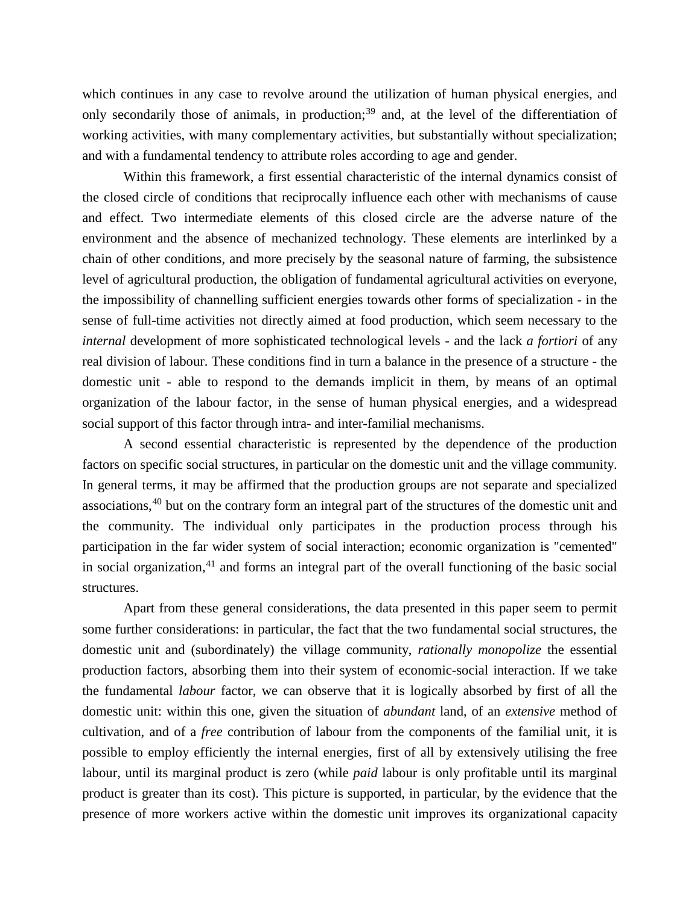which continues in any case to revolve around the utilization of human physical energies, and only secondarily those of animals, in production;[39] and, at the level of the differentiation of working activities, with many complementary activities, but substantially without specialization; and with a fundamental tendency to attribute roles according to age and gender.

Within this framework, a first essential characteristic of the internal dynamics consist of the closed circle of conditions that reciprocally influence each other with mechanisms of cause and effect. Two intermediate elements of this closed circle are the adverse nature of the environment and the absence of mechanized technology. These elements are interlinked by a chain of other conditions, and more precisely by the seasonal nature of farming, the subsistence level of agricultural production, the obligation of fundamental agricultural activities on everyone, the impossibility of channelling sufficient energies towards other forms of specialization - in the sense of full-time activities not directly aimed at food production, which seem necessary to the *internal* development of more sophisticated technological levels - and the lack *a fortiori* of any real division of labour. These conditions find in turn a balance in the presence of a structure - the domestic unit - able to respond to the demands implicit in them, by means of an optimal organization of the labour factor, in the sense of human physical energies, and a widespread social support of this factor through intra- and inter-familial mechanisms.

A second essential characteristic is represented by the dependence of the production factors on specific social structures, in particular on the domestic unit and the village community. In general terms, it may be affirmed that the production groups are not separate and specialized associations,[40] but on the contrary form an integral part of the structures of the domestic unit and the community. The individual only participates in the production process through his participation in the far wider system of social interaction; economic organization is "cemented" in social organization,[41] and forms an integral part of the overall functioning of the basic social structures.

Apart from these general considerations, the data presented in this paper seem to permit some further considerations: in particular, the fact that the two fundamental social structures, the domestic unit and (subordinately) the village community, *rationally monopolize* the essential production factors, absorbing them into their system of economic-social interaction. If we take the fundamental *labour* factor, we can observe that it is logically absorbed by first of all the domestic unit: within this one, given the situation of *abundant* land, of an *extensive* method of cultivation, and of a *free* contribution of labour from the components of the familial unit, it is possible to employ efficiently the internal energies, first of all by extensively utilising the free labour, until its marginal product is zero (while *paid* labour is only profitable until its marginal product is greater than its cost). This picture is supported, in particular, by the evidence that the presence of more workers active within the domestic unit improves its organizational capacity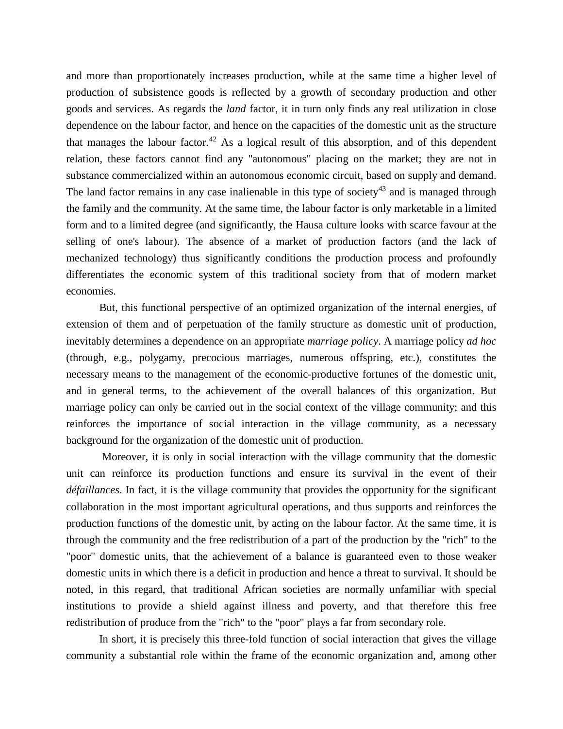and more than proportionately increases production, while at the same time a higher level of production of subsistence goods is reflected by a growth of secondary production and other goods and services. As regards the *land* factor, it in turn only finds any real utilization in close dependence on the labour factor, and hence on the capacities of the domestic unit as the structure that manages the labour factor.[42] As a logical result of this absorption, and of this dependent relation, these factors cannot find any "autonomous" placing on the market; they are not in substance commercialized within an autonomous economic circuit, based on supply and demand. The land factor remains in any case inalienable in this type of society[43] and is managed through the family and the community. At the same time, the labour factor is only marketable in a limited form and to a limited degree (and significantly, the Hausa culture looks with scarce favour at the selling of one's labour). The absence of a market of production factors (and the lack of mechanized technology) thus significantly conditions the production process and profoundly differentiates the economic system of this traditional society from that of modern market economies.

But, this functional perspective of an optimized organization of the internal energies, of extension of them and of perpetuation of the family structure as domestic unit of production, inevitably determines a dependence on an appropriate *marriage policy*. A marriage policy *ad hoc* (through, e.g., polygamy, precocious marriages, numerous offspring, etc.), constitutes the necessary means to the management of the economic-productive fortunes of the domestic unit, and in general terms, to the achievement of the overall balances of this organization. But marriage policy can only be carried out in the social context of the village community; and this reinforces the importance of social interaction in the village community, as a necessary background for the organization of the domestic unit of production.

Moreover, it is only in social interaction with the village community that the domestic unit can reinforce its production functions and ensure its survival in the event of their *défaillances*. In fact, it is the village community that provides the opportunity for the significant collaboration in the most important agricultural operations, and thus supports and reinforces the production functions of the domestic unit, by acting on the labour factor. At the same time, it is through the community and the free redistribution of a part of the production by the "rich" to the "poor" domestic units, that the achievement of a balance is guaranteed even to those weaker domestic units in which there is a deficit in production and hence a threat to survival. It should be noted, in this regard, that traditional African societies are normally unfamiliar with special institutions to provide a shield against illness and poverty, and that therefore this free redistribution of produce from the "rich" to the "poor" plays a far from secondary role.

In short, it is precisely this three-fold function of social interaction that gives the village community a substantial role within the frame of the economic organization and, among other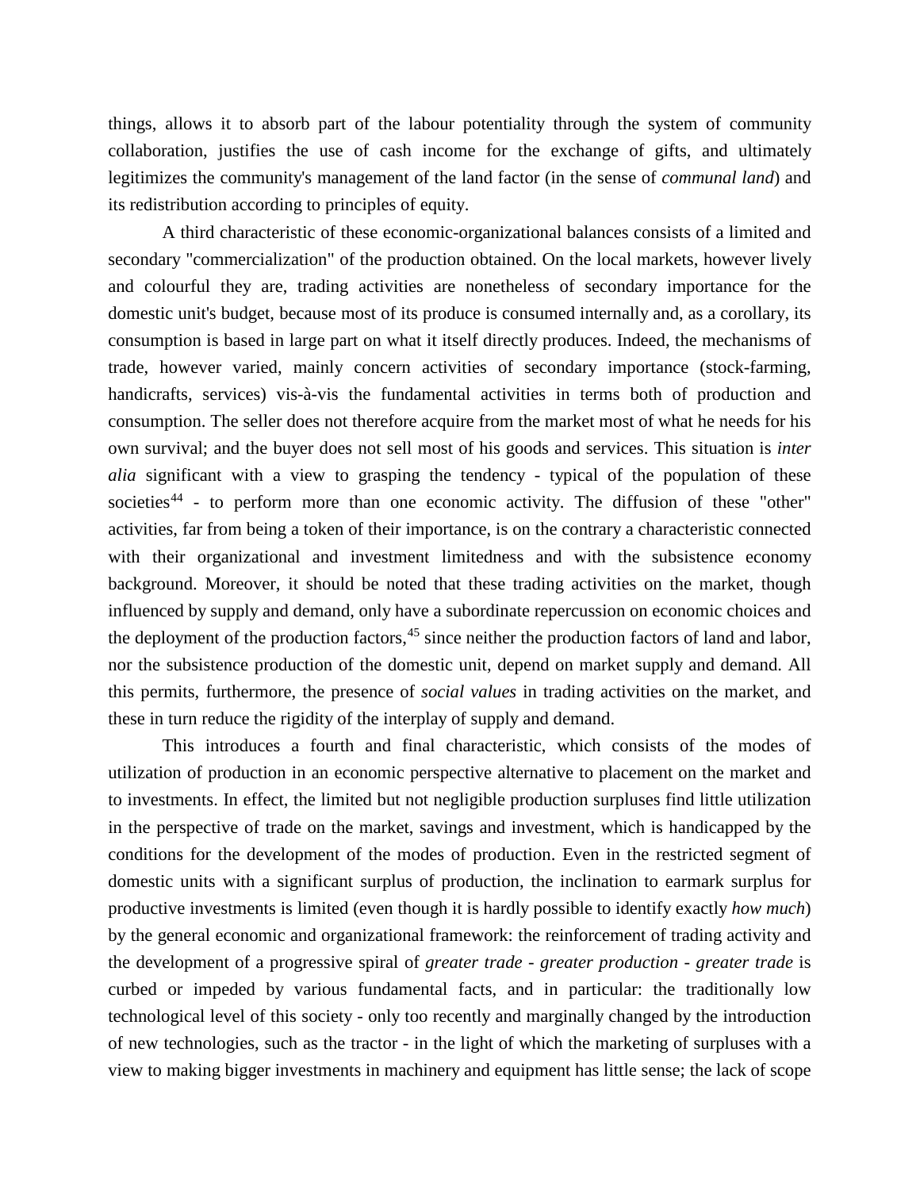things, allows it to absorb part of the labour potentiality through the system of community collaboration, justifies the use of cash income for the exchange of gifts, and ultimately legitimizes the community's management of the land factor (in the sense of *communal land*) and its redistribution according to principles of equity.

A third characteristic of these economic-organizational balances consists of a limited and secondary "commercialization" of the production obtained. On the local markets, however lively and colourful they are, trading activities are nonetheless of secondary importance for the domestic unit's budget, because most of its produce is consumed internally and, as a corollary, its consumption is based in large part on what it itself directly produces. Indeed, the mechanisms of trade, however varied, mainly concern activities of secondary importance (stock-farming, handicrafts, services) vis-à-vis the fundamental activities in terms both of production and consumption. The seller does not therefore acquire from the market most of what he needs for his own survival; and the buyer does not sell most of his goods and services. This situation is *inter alia* significant with a view to grasping the tendency - typical of the population of these societies[44] - to perform more than one economic activity. The diffusion of these "other" activities, far from being a token of their importance, is on the contrary a characteristic connected with their organizational and investment limitedness and with the subsistence economy background. Moreover, it should be noted that these trading activities on the market, though influenced by supply and demand, only have a subordinate repercussion on economic choices and the deployment of the production factors,[45] since neither the production factors of land and labor, nor the subsistence production of the domestic unit, depend on market supply and demand. All this permits, furthermore, the presence of *social values* in trading activities on the market, and these in turn reduce the rigidity of the interplay of supply and demand.

This introduces a fourth and final characteristic, which consists of the modes of utilization of production in an economic perspective alternative to placement on the market and to investments. In effect, the limited but not negligible production surpluses find little utilization in the perspective of trade on the market, savings and investment, which is handicapped by the conditions for the development of the modes of production. Even in the restricted segment of domestic units with a significant surplus of production, the inclination to earmark surplus for productive investments is limited (even though it is hardly possible to identify exactly *how much*) by the general economic and organizational framework: the reinforcement of trading activity and the development of a progressive spiral of *greater trade - greater production - greater trade* is curbed or impeded by various fundamental facts, and in particular: the traditionally low technological level of this society - only too recently and marginally changed by the introduction of new technologies, such as the tractor - in the light of which the marketing of surpluses with a view to making bigger investments in machinery and equipment has little sense; the lack of scope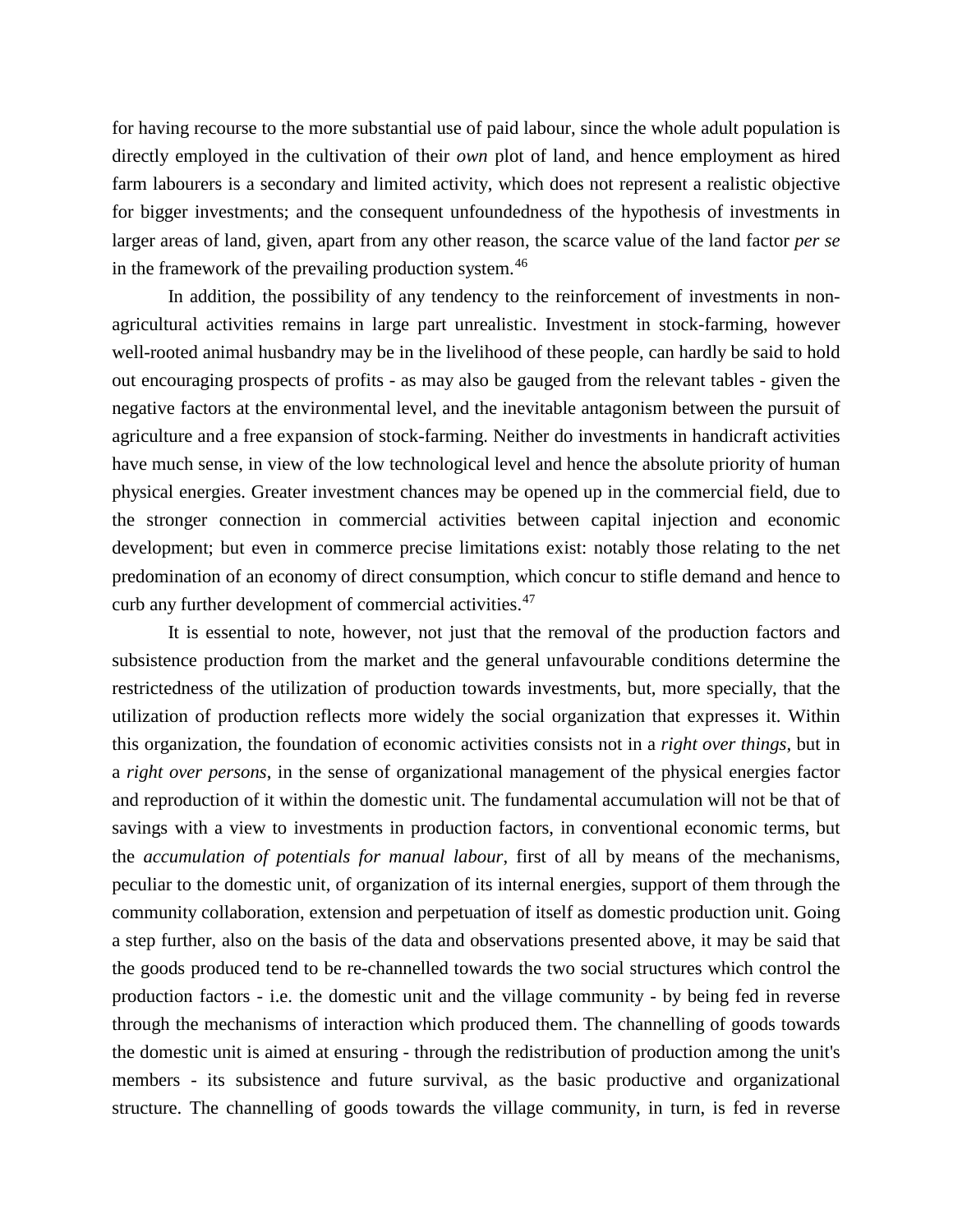for having recourse to the more substantial use of paid labour, since the whole adult population is directly employed in the cultivation of their *own* plot of land, and hence employment as hired farm labourers is a secondary and limited activity, which does not represent a realistic objective for bigger investments; and the consequent unfoundedness of the hypothesis of investments in larger areas of land, given, apart from any other reason, the scarce value of the land factor *per se* in the framework of the prevailing production system.[46]

In addition, the possibility of any tendency to the reinforcement of investments in non-agricultural activities remains in large part unrealistic. Investment in stock-farming, however well-rooted animal husbandry may be in the livelihood of these people, can hardly be said to hold out encouraging prospects of profits - as may also be gauged from the relevant tables - given the negative factors at the environmental level, and the inevitable antagonism between the pursuit of agriculture and a free expansion of stock-farming. Neither do investments in handicraft activities have much sense, in view of the low technological level and hence the absolute priority of human physical energies. Greater investment chances may be opened up in the commercial field, due to the stronger connection in commercial activities between capital injection and economic development; but even in commerce precise limitations exist: notably those relating to the net predomination of an economy of direct consumption, which concur to stifle demand and hence to curb any further development of commercial activities.[47]

It is essential to note, however, not just that the removal of the production factors and subsistence production from the market and the general unfavourable conditions determine the restrictedness of the utilization of production towards investments, but, more specially, that the utilization of production reflects more widely the social organization that expresses it. Within this organization, the foundation of economic activities consists not in a *right over things*, but in a *right over persons*, in the sense of organizational management of the physical energies factor and reproduction of it within the domestic unit. The fundamental accumulation will not be that of savings with a view to investments in production factors, in conventional economic terms, but the *accumulation of potentials for manual labour*, first of all by means of the mechanisms, peculiar to the domestic unit, of organization of its internal energies, support of them through the community collaboration, extension and perpetuation of itself as domestic production unit. Going a step further, also on the basis of the data and observations presented above, it may be said that the goods produced tend to be re-channelled towards the two social structures which control the production factors - i.e. the domestic unit and the village community - by being fed in reverse through the mechanisms of interaction which produced them. The channelling of goods towards the domestic unit is aimed at ensuring - through the redistribution of production among the unit's members - its subsistence and future survival, as the basic productive and organizational structure. The channelling of goods towards the village community, in turn, is fed in reverse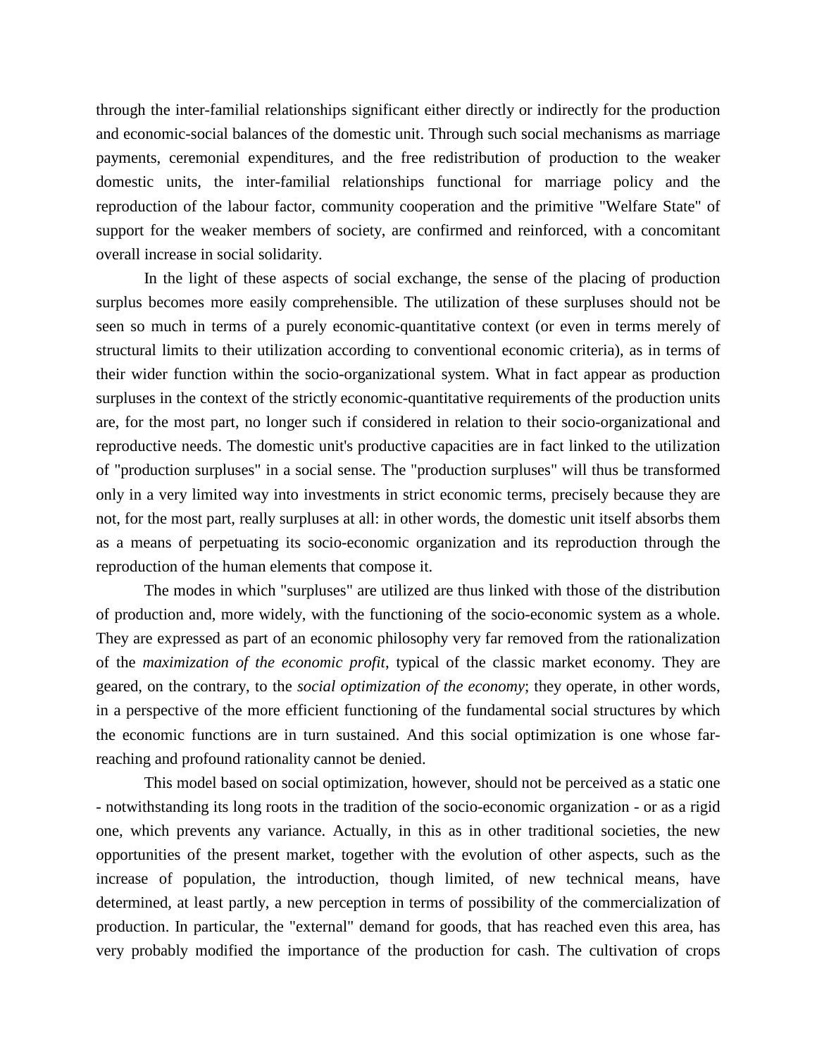through the inter-familial relationships significant either directly or indirectly for the production and economic-social balances of the domestic unit. Through such social mechanisms as marriage payments, ceremonial expenditures, and the free redistribution of production to the weaker domestic units, the inter-familial relationships functional for marriage policy and the reproduction of the labour factor, community cooperation and the primitive "Welfare State" of support for the weaker members of society, are confirmed and reinforced, with a concomitant overall increase in social solidarity.

In the light of these aspects of social exchange, the sense of the placing of production surplus becomes more easily comprehensible. The utilization of these surpluses should not be seen so much in terms of a purely economic-quantitative context (or even in terms merely of structural limits to their utilization according to conventional economic criteria), as in terms of their wider function within the socio-organizational system. What in fact appear as production surpluses in the context of the strictly economic-quantitative requirements of the production units are, for the most part, no longer such if considered in relation to their socio-organizational and reproductive needs. The domestic unit's productive capacities are in fact linked to the utilization of "production surpluses" in a social sense. The "production surpluses" will thus be transformed only in a very limited way into investments in strict economic terms, precisely because they are not, for the most part, really surpluses at all: in other words, the domestic unit itself absorbs them as a means of perpetuating its socio-economic organization and its reproduction through the reproduction of the human elements that compose it.

The modes in which "surpluses" are utilized are thus linked with those of the distribution of production and, more widely, with the functioning of the socio-economic system as a whole. They are expressed as part of an economic philosophy very far removed from the rationalization of the *maximization of the economic profit*, typical of the classic market economy. They are geared, on the contrary, to the *social optimization of the economy*; they operate, in other words, in a perspective of the more efficient functioning of the fundamental social structures by which the economic functions are in turn sustained. And this social optimization is one whose far-reaching and profound rationality cannot be denied.

This model based on social optimization, however, should not be perceived as a static one - notwithstanding its long roots in the tradition of the socio-economic organization - or as a rigid one, which prevents any variance. Actually, in this as in other traditional societies, the new opportunities of the present market, together with the evolution of other aspects, such as the increase of population, the introduction, though limited, of new technical means, have determined, at least partly, a new perception in terms of possibility of the commercialization of production. In particular, the "external" demand for goods, that has reached even this area, has very probably modified the importance of the production for cash. The cultivation of crops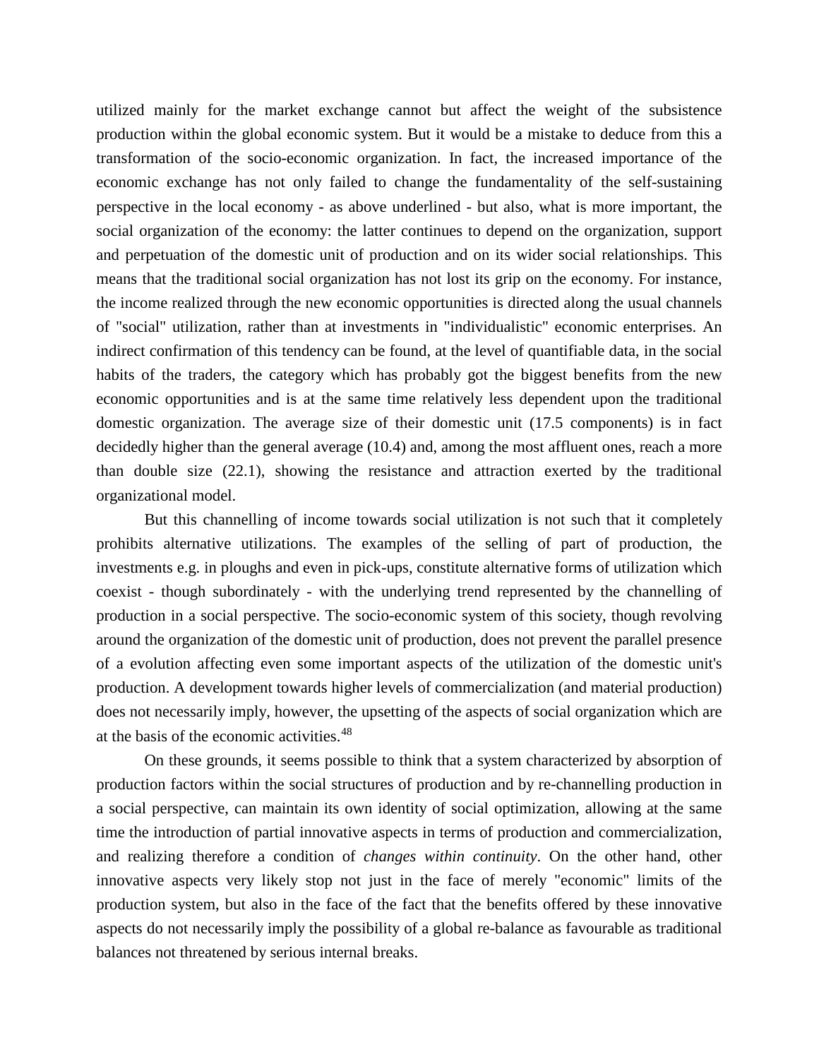utilized mainly for the market exchange cannot but affect the weight of the subsistence production within the global economic system. But it would be a mistake to deduce from this a transformation of the socio-economic organization. In fact, the increased importance of the economic exchange has not only failed to change the fundamentality of the self-sustaining perspective in the local economy - as above underlined - but also, what is more important, the social organization of the economy: the latter continues to depend on the organization, support and perpetuation of the domestic unit of production and on its wider social relationships. This means that the traditional social organization has not lost its grip on the economy. For instance, the income realized through the new economic opportunities is directed along the usual channels of "social" utilization, rather than at investments in "individualistic" economic enterprises. An indirect confirmation of this tendency can be found, at the level of quantifiable data, in the social habits of the traders, the category which has probably got the biggest benefits from the new economic opportunities and is at the same time relatively less dependent upon the traditional domestic organization. The average size of their domestic unit (17.5 components) is in fact decidedly higher than the general average (10.4) and, among the most affluent ones, reach a more than double size (22.1), showing the resistance and attraction exerted by the traditional organizational model.

But this channelling of income towards social utilization is not such that it completely prohibits alternative utilizations. The examples of the selling of part of production, the investments e.g. in ploughs and even in pick-ups, constitute alternative forms of utilization which coexist - though subordinately - with the underlying trend represented by the channelling of production in a social perspective. The socio-economic system of this society, though revolving around the organization of the domestic unit of production, does not prevent the parallel presence of a evolution affecting even some important aspects of the utilization of the domestic unit's production. A development towards higher levels of commercialization (and material production) does not necessarily imply, however, the upsetting of the aspects of social organization which are at the basis of the economic activities.[48]

On these grounds, it seems possible to think that a system characterized by absorption of production factors within the social structures of production and by re-channelling production in a social perspective, can maintain its own identity of social optimization, allowing at the same time the introduction of partial innovative aspects in terms of production and commercialization, and realizing therefore a condition of *changes within continuity*. On the other hand, other innovative aspects very likely stop not just in the face of merely "economic" limits of the production system, but also in the face of the fact that the benefits offered by these innovative aspects do not necessarily imply the possibility of a global re-balance as favourable as traditional balances not threatened by serious internal breaks.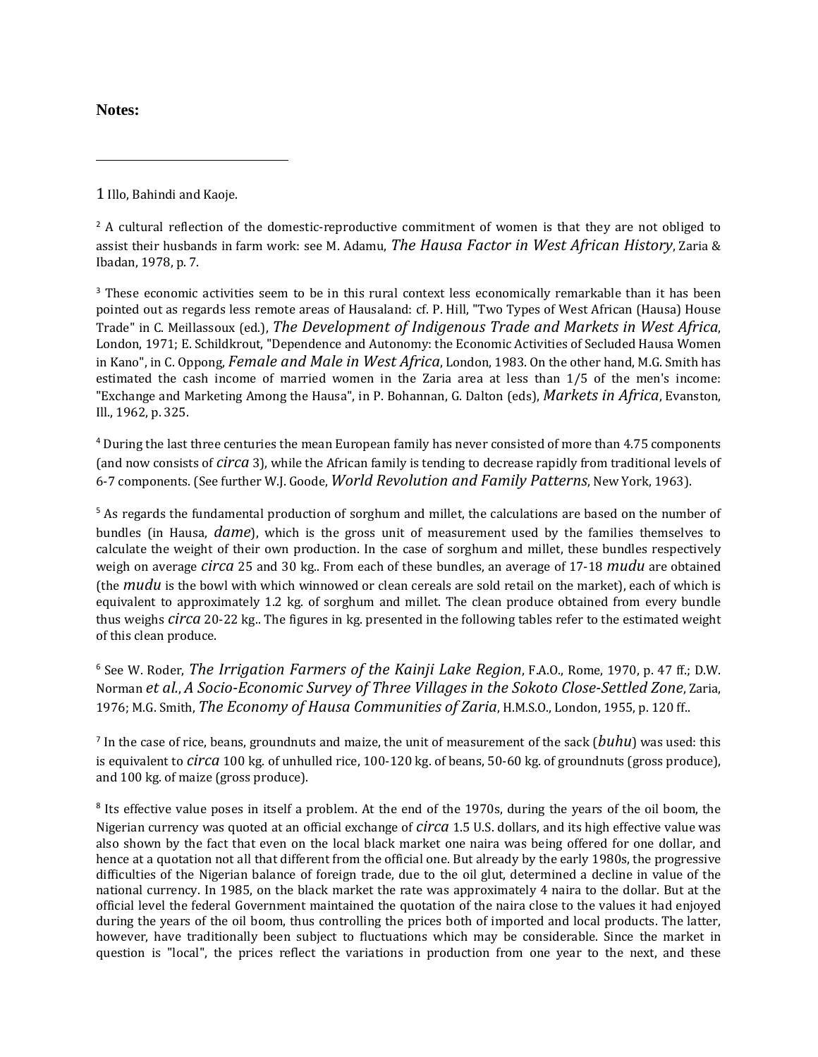**Notes:**

---

1 Illo, Bahindi and Kaoje.

[2] A cultural reflection of the domestic-reproductive commitment of women is that they are not obliged to assist their husbands in farm work: see M. Adamu, *The Hausa Factor in West African History*, Zaria & Ibadan, 1978, p. 7.

[3] These economic activities seem to be in this rural context less economically remarkable than it has been pointed out as regards less remote areas of Hausaland: cf. P. Hill, "Two Types of West African (Hausa) House Trade" in C. Meillassoux (ed.), *The Development of Indigenous Trade and Markets in West Africa*, London, 1971; E. Schildkrout, "Dependence and Autonomy: the Economic Activities of Secluded Hausa Women in Kano", in C. Oppong, *Female and Male in West Africa*, London, 1983. On the other hand, M.G. Smith has estimated the cash income of married women in the Zaria area at less than 1/5 of the men's income: "Exchange and Marketing Among the Hausa", in P. Bohannan, G. Dalton (eds), *Markets in Africa*, Evanston, Ill., 1962, p. 325.

[4] During the last three centuries the mean European family has never consisted of more than 4.75 components (and now consists of *circa* 3), while the African family is tending to decrease rapidly from traditional levels of 6-7 components. (See further W.J. Goode, *World Revolution and Family Patterns*, New York, 1963).

[5] As regards the fundamental production of sorghum and millet, the calculations are based on the number of bundles (in Hausa, *dame*), which is the gross unit of measurement used by the families themselves to calculate the weight of their own production. In the case of sorghum and millet, these bundles respectively weigh on average *circa* 25 and 30 kg.. From each of these bundles, an average of 17-18 *mudu* are obtained (the *mudu* is the bowl with which winnowed or clean cereals are sold retail on the market), each of which is equivalent to approximately 1.2 kg. of sorghum and millet. The clean produce obtained from every bundle thus weighs *circa* 20-22 kg.. The figures in kg. presented in the following tables refer to the estimated weight of this clean produce.

[6] See W. Roder, *The Irrigation Farmers of the Kainji Lake Region*, F.A.O., Rome, 1970, p. 47 ff.; D.W. Norman *et al.*, *A Socio-Economic Survey of Three Villages in the Sokoto Close-Settled Zone*, Zaria, 1976; M.G. Smith, *The Economy of Hausa Communities of Zaria*, H.M.S.O., London, 1955, p. 120 ff..

[7] In the case of rice, beans, groundnuts and maize, the unit of measurement of the sack (*buhu*) was used: this is equivalent to *circa* 100 kg. of unhulled rice, 100-120 kg. of beans, 50-60 kg. of groundnuts (gross produce), and 100 kg. of maize (gross produce).

[8] Its effective value poses in itself a problem. At the end of the 1970s, during the years of the oil boom, the Nigerian currency was quoted at an official exchange of *circa* 1.5 U.S. dollars, and its high effective value was also shown by the fact that even on the local black market one naira was being offered for one dollar, and hence at a quotation not all that different from the official one. But already by the early 1980s, the progressive difficulties of the Nigerian balance of foreign trade, due to the oil glut, determined a decline in value of the national currency. In 1985, on the black market the rate was approximately 4 naira to the dollar. But at the official level the federal Government maintained the quotation of the naira close to the values it had enjoyed during the years of the oil boom, thus controlling the prices both of imported and local products. The latter, however, have traditionally been subject to fluctuations which may be considerable. Since the market in question is "local", the prices reflect the variations in production from one year to the next, and these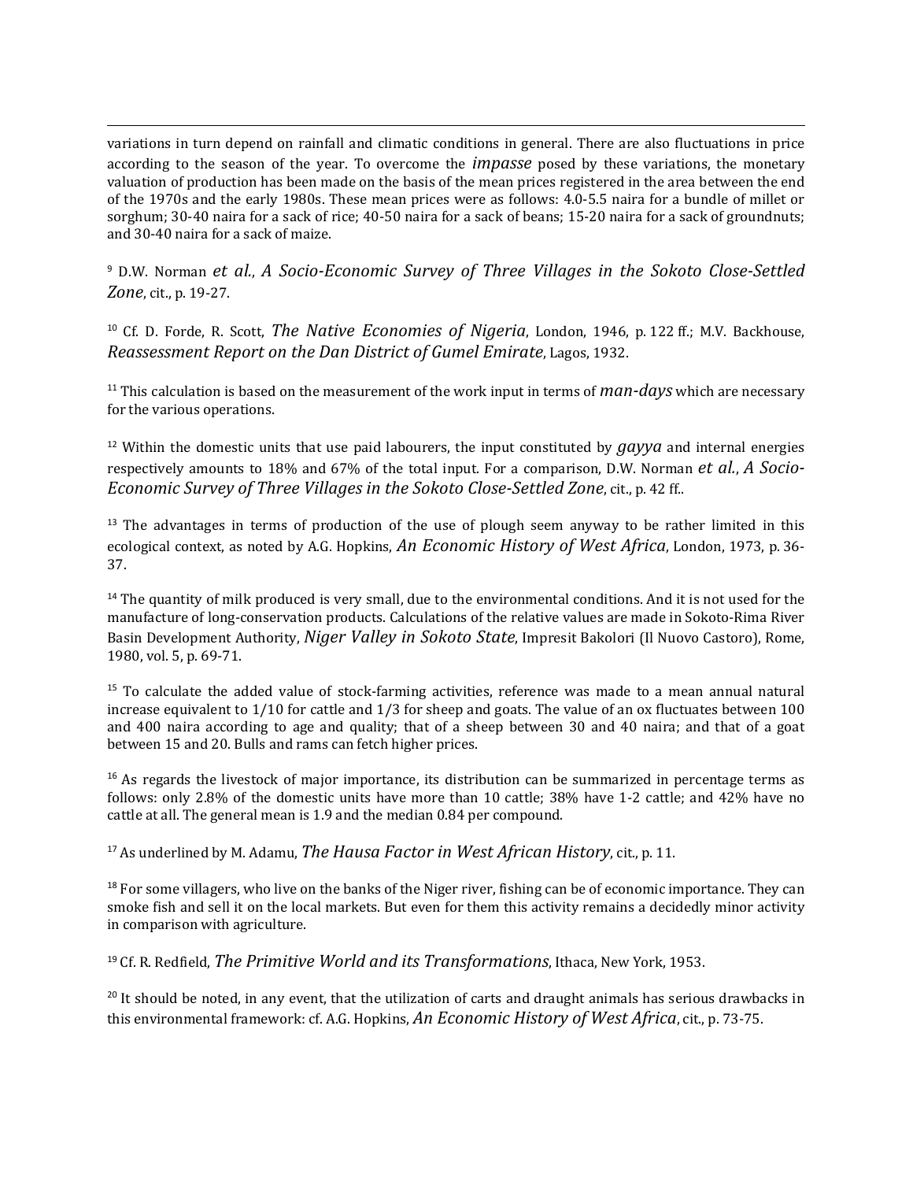variations in turn depend on rainfall and climatic conditions in general. There are also fluctuations in price according to the season of the year. To overcome the *impasse* posed by these variations, the monetary valuation of production has been made on the basis of the mean prices registered in the area between the end of the 1970s and the early 1980s. These mean prices were as follows: 4.0-5.5 naira for a bundle of millet or sorghum; 30-40 naira for a sack of rice; 40-50 naira for a sack of beans; 15-20 naira for a sack of groundnuts; and 30-40 naira for a sack of maize.

[9] D.W. Norman *et al.*, *A Socio-Economic Survey of Three Villages in the Sokoto Close-Settled Zone*, cit., p. 19-27.

[10] Cf. D. Forde, R. Scott, *The Native Economies of Nigeria*, London, 1946, p. 122 ff.; M.V. Backhouse, *Reassessment Report on the Dan District of Gumel Emirate*, Lagos, 1932.

[11] This calculation is based on the measurement of the work input in terms of *man-days* which are necessary for the various operations.

[12] Within the domestic units that use paid labourers, the input constituted by *gayya* and internal energies respectively amounts to 18% and 67% of the total input. For a comparison, D.W. Norman *et al.*, *A Socio-Economic Survey of Three Villages in the Sokoto Close-Settled Zone*, cit., p. 42 ff..

[13] The advantages in terms of production of the use of plough seem anyway to be rather limited in this ecological context, as noted by A.G. Hopkins, *An Economic History of West Africa*, London, 1973, p. 36-37.

[14] The quantity of milk produced is very small, due to the environmental conditions. And it is not used for the manufacture of long-conservation products. Calculations of the relative values are made in Sokoto-Rima River Basin Development Authority, *Niger Valley in Sokoto State*, Impresit Bakolori (Il Nuovo Castoro), Rome, 1980, vol. 5, p. 69-71.

[15] To calculate the added value of stock-farming activities, reference was made to a mean annual natural increase equivalent to 1/10 for cattle and 1/3 for sheep and goats. The value of an ox fluctuates between 100 and 400 naira according to age and quality; that of a sheep between 30 and 40 naira; and that of a goat between 15 and 20. Bulls and rams can fetch higher prices.

[16] As regards the livestock of major importance, its distribution can be summarized in percentage terms as follows: only 2.8% of the domestic units have more than 10 cattle; 38% have 1-2 cattle; and 42% have no cattle at all. The general mean is 1.9 and the median 0.84 per compound.

[17] As underlined by M. Adamu, *The Hausa Factor in West African History*, cit., p. 11.

[18] For some villagers, who live on the banks of the Niger river, fishing can be of economic importance. They can smoke fish and sell it on the local markets. But even for them this activity remains a decidedly minor activity in comparison with agriculture.

[19] Cf. R. Redfield, *The Primitive World and its Transformations*, Ithaca, New York, 1953.

[20] It should be noted, in any event, that the utilization of carts and draught animals has serious drawbacks in this environmental framework: cf. A.G. Hopkins, *An Economic History of West Africa*, cit., p. 73-75.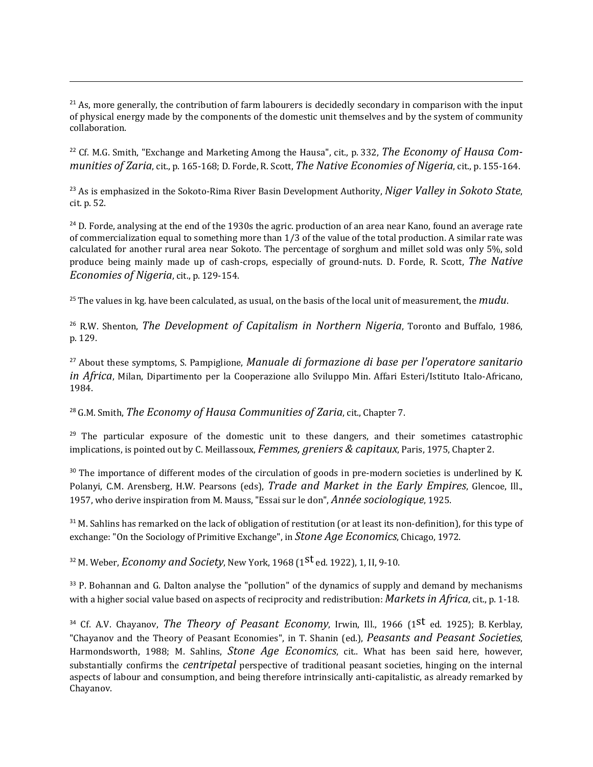[21] As, more generally, the contribution of farm labourers is decidedly secondary in comparison with the input of physical energy made by the components of the domestic unit themselves and by the system of community collaboration.

[22] Cf. M.G. Smith, "Exchange and Marketing Among the Hausa", cit., p. 332, *The Economy of Hausa Communities of Zaria*, cit., p. 165-168; D. Forde, R. Scott, *The Native Economies of Nigeria*, cit., p. 155-164.

[23] As is emphasized in the Sokoto-Rima River Basin Development Authority, *Niger Valley in Sokoto State*, cit. p. 52.

[24] D. Forde, analysing at the end of the 1930s the agric. production of an area near Kano, found an average rate of commercialization equal to something more than 1/3 of the value of the total production. A similar rate was calculated for another rural area near Sokoto. The percentage of sorghum and millet sold was only 5%, sold produce being mainly made up of cash-crops, especially of ground-nuts. D. Forde, R. Scott, *The Native Economies of Nigeria*, cit., p. 129-154.

[25] The values in kg. have been calculated, as usual, on the basis of the local unit of measurement, the *mudu*.

[26] R.W. Shenton, *The Development of Capitalism in Northern Nigeria*, Toronto and Buffalo, 1986, p. 129.

[27] About these symptoms, S. Pampiglione, *Manuale di formazione di base per l'operatore sanitario in Africa*, Milan, Dipartimento per la Cooperazione allo Sviluppo Min. Affari Esteri/Istituto Italo-Africano, 1984.

[28] G.M. Smith, *The Economy of Hausa Communities of Zaria*, cit., Chapter 7.

[29] The particular exposure of the domestic unit to these dangers, and their sometimes catastrophic implications, is pointed out by C. Meillassoux, *Femmes, greniers & capitaux*, Paris, 1975, Chapter 2.

[30] The importance of different modes of the circulation of goods in pre-modern societies is underlined by K. Polanyi, C.M. Arensberg, H.W. Pearsons (eds), *Trade and Market in the Early Empires*, Glencoe, Ill., 1957, who derive inspiration from M. Mauss, "Essai sur le don", *Année sociologique*, 1925.

[31] M. Sahlins has remarked on the lack of obligation of restitution (or at least its non-definition), for this type of exchange: "On the Sociology of Primitive Exchange", in *Stone Age Economics*, Chicago, 1972.

[32] M. Weber, *Economy and Society*, New York, 1968 (1st ed. 1922), 1, II, 9-10.

[33] P. Bohannan and G. Dalton analyse the "pollution" of the dynamics of supply and demand by mechanisms with a higher social value based on aspects of reciprocity and redistribution: *Markets in Africa*, cit., p. 1-18.

[34] Cf. A.V. Chayanov, *The Theory of Peasant Economy*, Irwin, Ill., 1966 (1st ed. 1925); B. Kerblay, "Chayanov and the Theory of Peasant Economies", in T. Shanin (ed.), *Peasants and Peasant Societies*, Harmondsworth, 1988; M. Sahlins, *Stone Age Economics*, cit.. What has been said here, however, substantially confirms the *centripetal* perspective of traditional peasant societies, hinging on the internal aspects of labour and consumption, and being therefore intrinsically anti-capitalistic, as already remarked by Chayanov.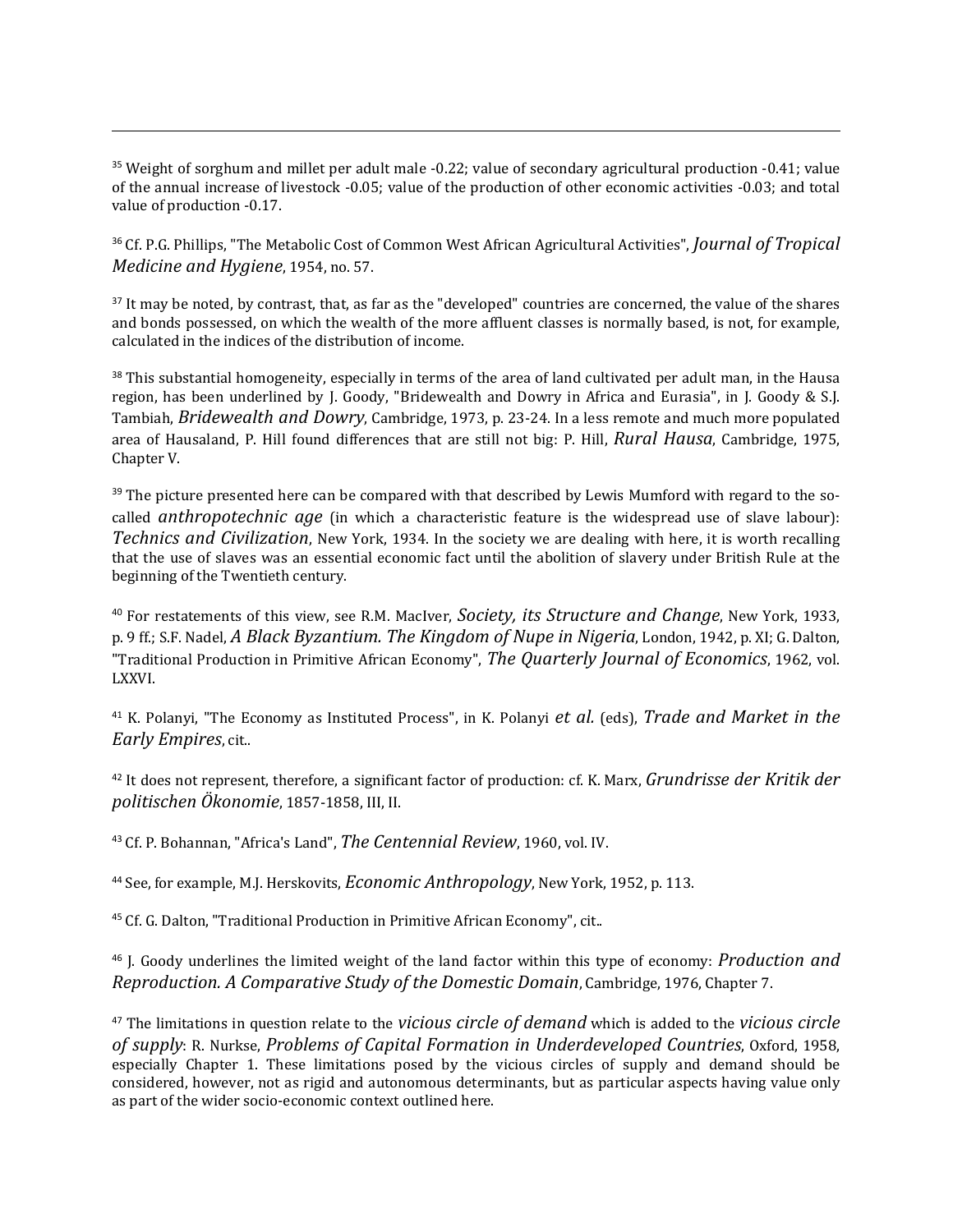[35] Weight of sorghum and millet per adult male -0.22; value of secondary agricultural production -0.41; value of the annual increase of livestock -0.05; value of the production of other economic activities -0.03; and total value of production -0.17.

[36] Cf. P.G. Phillips, "The Metabolic Cost of Common West African Agricultural Activities", *Journal of Tropical Medicine and Hygiene*, 1954, no. 57.

[37] It may be noted, by contrast, that, as far as the "developed" countries are concerned, the value of the shares and bonds possessed, on which the wealth of the more affluent classes is normally based, is not, for example, calculated in the indices of the distribution of income.

[38] This substantial homogeneity, especially in terms of the area of land cultivated per adult man, in the Hausa region, has been underlined by J. Goody, "Bridewealth and Dowry in Africa and Eurasia", in J. Goody & S.J. Tambiah, *Bridewealth and Dowry*, Cambridge, 1973, p. 23-24. In a less remote and much more populated area of Hausaland, P. Hill found differences that are still not big: P. Hill, *Rural Hausa*, Cambridge, 1975, Chapter V.

[39] The picture presented here can be compared with that described by Lewis Mumford with regard to the so-called *anthropotechnic age* (in which a characteristic feature is the widespread use of slave labour): *Technics and Civilization*, New York, 1934. In the society we are dealing with here, it is worth recalling that the use of slaves was an essential economic fact until the abolition of slavery under British Rule at the beginning of the Twentieth century.

[40] For restatements of this view, see R.M. MacIver, *Society, its Structure and Change*, New York, 1933, p. 9 ff.; S.F. Nadel, *A Black Byzantium. The Kingdom of Nupe in Nigeria*, London, 1942, p. XI; G. Dalton, "Traditional Production in Primitive African Economy", *The Quarterly Journal of Economics*, 1962, vol. LXXVI.

[41] K. Polanyi, "The Economy as Instituted Process", in K. Polanyi *et al.* (eds), *Trade and Market in the Early Empires*, cit..

[42] It does not represent, therefore, a significant factor of production: cf. K. Marx, *Grundrisse der Kritik der politischen Ökonomie*, 1857-1858, III, II.

[43] Cf. P. Bohannan, "Africa's Land", *The Centennial Review*, 1960, vol. IV.

[44] See, for example, M.J. Herskovits, *Economic Anthropology*, New York, 1952, p. 113.

[45] Cf. G. Dalton, "Traditional Production in Primitive African Economy", cit..

[46] J. Goody underlines the limited weight of the land factor within this type of economy: *Production and Reproduction. A Comparative Study of the Domestic Domain*, Cambridge, 1976, Chapter 7.

[47] The limitations in question relate to the *vicious circle of demand* which is added to the *vicious circle of supply*: R. Nurkse, *Problems of Capital Formation in Underdeveloped Countries*, Oxford, 1958, especially Chapter 1. These limitations posed by the vicious circles of supply and demand should be considered, however, not as rigid and autonomous determinants, but as particular aspects having value only as part of the wider socio-economic context outlined here.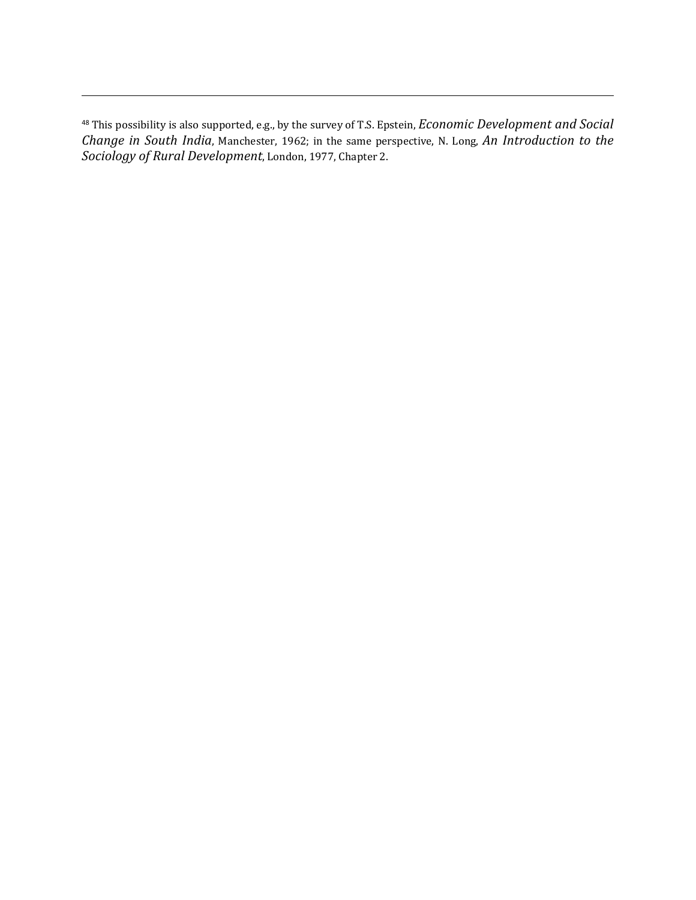[48] This possibility is also supported, e.g., by the survey of T.S. Epstein, *Economic Development and Social Change in South India*, Manchester, 1962; in the same perspective, N. Long, *An Introduction to the Sociology of Rural Development*, London, 1977, Chapter 2.